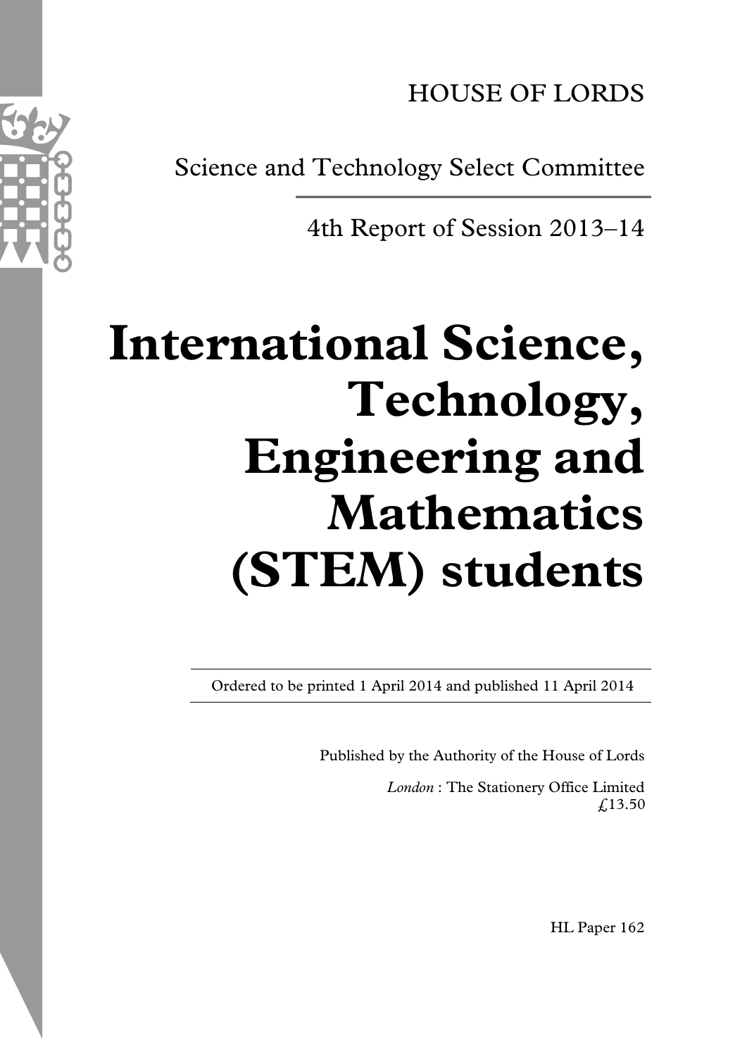HOUSE OF LORDS

Science and Technology Select Committee

4th Report of Session 2013–14

# International Science, Technology, Engineering and Mathematics (STEM) students

Ordered to be printed 1 April 2014 and published 11 April 2014

Published by the Authority of the House of Lords

*London* : The Stationery Office Limited
£13.50

HL Paper 162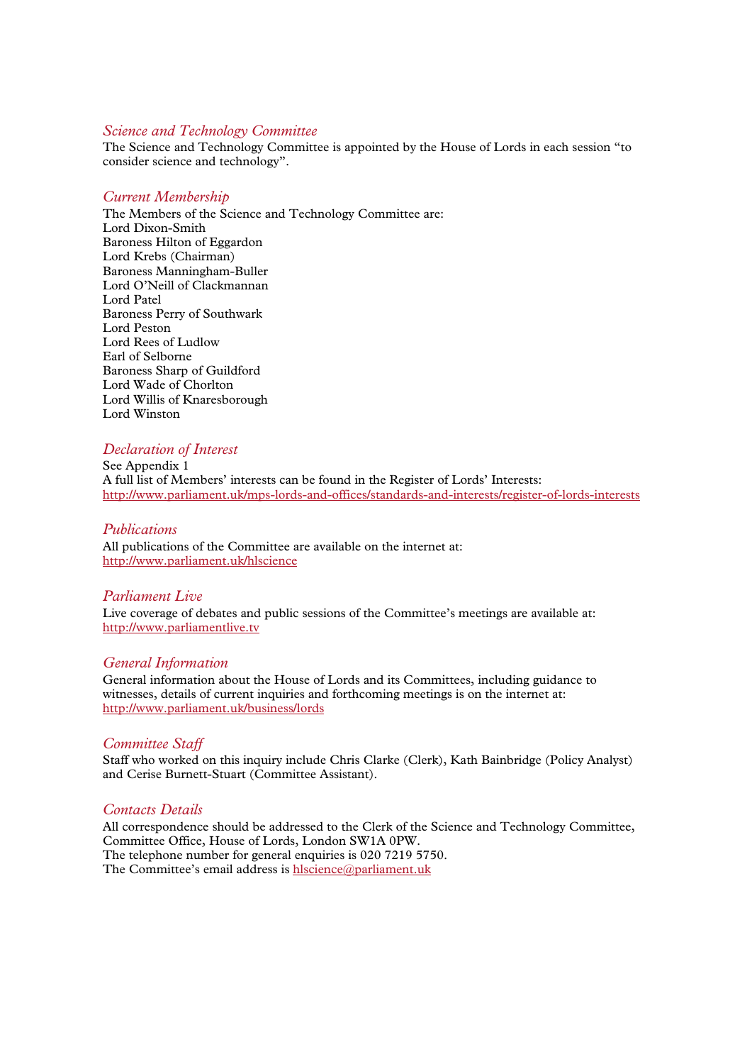## *Science and Technology Committee*

The Science and Technology Committee is appointed by the House of Lords in each session "to consider science and technology".

## *Current Membership*

The Members of the Science and Technology Committee are:
Lord Dixon-Smith
Baroness Hilton of Eggardon
Lord Krebs (Chairman)
Baroness Manningham-Buller
Lord O'Neill of Clackmannan
Lord Patel
Baroness Perry of Southwark
Lord Peston
Lord Rees of Ludlow
Earl of Selborne
Baroness Sharp of Guildford
Lord Wade of Chorlton
Lord Willis of Knaresborough
Lord Winston

## *Declaration of Interest*

See Appendix 1
A full list of Members' interests can be found in the Register of Lords' Interests:
http://www.parliament.uk/mps-lords-and-offices/standards-and-interests/register-of-lords-interests

## *Publications*

All publications of the Committee are available on the internet at:
http://www.parliament.uk/hlscience

## *Parliament Live*

Live coverage of debates and public sessions of the Committee's meetings are available at:
http://www.parliamentlive.tv

## *General Information*

General information about the House of Lords and its Committees, including guidance to witnesses, details of current inquiries and forthcoming meetings is on the internet at:
http://www.parliament.uk/business/lords

## *Committee Staff*

Staff who worked on this inquiry include Chris Clarke (Clerk), Kath Bainbridge (Policy Analyst) and Cerise Burnett-Stuart (Committee Assistant).

## *Contacts Details*

All correspondence should be addressed to the Clerk of the Science and Technology Committee, Committee Office, House of Lords, London SW1A 0PW.
The telephone number for general enquiries is 020 7219 5750.
The Committee's email address is hlscience@parliament.uk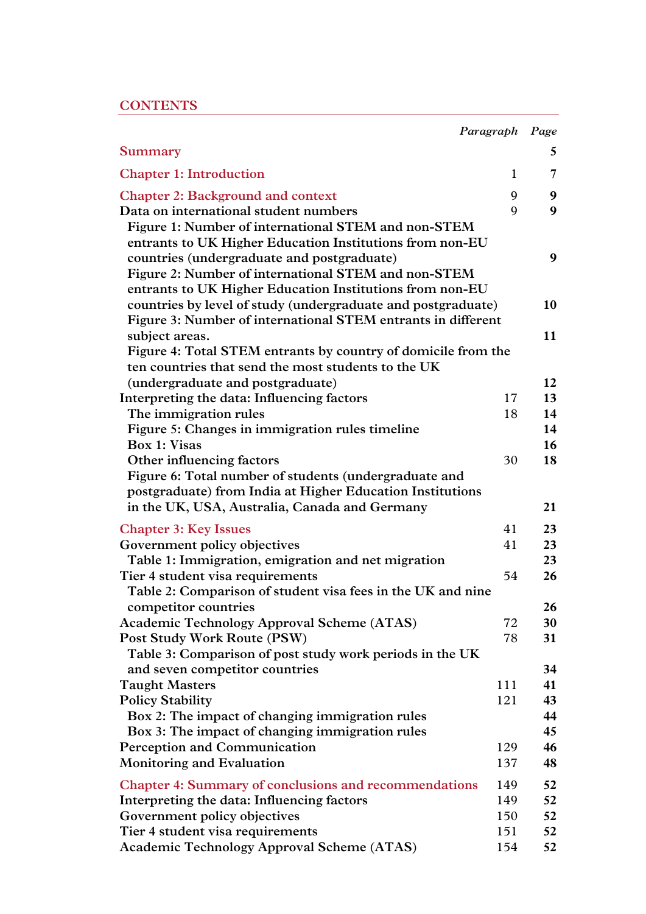# CONTENTS

| | *Paragraph* | *Page* |
|---|---|---|
| **Summary** | | **5** |
| **Chapter 1: Introduction** | 1 | **7** |
| **Chapter 2: Background and context** | 9 | **9** |
| Data on international student numbers | 9 | **9** |
| Figure 1: Number of international STEM and non-STEM entrants to UK Higher Education Institutions from non-EU countries (undergraduate and postgraduate) | | **9** |
| Figure 2: Number of international STEM and non-STEM entrants to UK Higher Education Institutions from non-EU countries by level of study (undergraduate and postgraduate) | | **10** |
| Figure 3: Number of international STEM entrants in different subject areas. | | **11** |
| Figure 4: Total STEM entrants by country of domicile from the ten countries that send the most students to the UK (undergraduate and postgraduate) | | **12** |
| Interpreting the data: Influencing factors | 17 | **13** |
| The immigration rules | 18 | **14** |
| Figure 5: Changes in immigration rules timeline | | **14** |
| Box 1: Visas | | **16** |
| Other influencing factors | 30 | **18** |
| Figure 6: Total number of students (undergraduate and postgraduate) from India at Higher Education Institutions in the UK, USA, Australia, Canada and Germany | | **21** |
| **Chapter 3: Key Issues** | 41 | **23** |
| Government policy objectives | 41 | **23** |
| Table 1: Immigration, emigration and net migration | | **23** |
| Tier 4 student visa requirements | 54 | **26** |
| Table 2: Comparison of student visa fees in the UK and nine competitor countries | | **26** |
| Academic Technology Approval Scheme (ATAS) | 72 | **30** |
| Post Study Work Route (PSW) | 78 | **31** |
| Table 3: Comparison of post study work periods in the UK and seven competitor countries | | **34** |
| Taught Masters | 111 | **41** |
| Policy Stability | 121 | **43** |
| Box 2: The impact of changing immigration rules | | **44** |
| Box 3: The impact of changing immigration rules | | **45** |
| Perception and Communication | 129 | **46** |
| Monitoring and Evaluation | 137 | **48** |
| **Chapter 4: Summary of conclusions and recommendations** | 149 | **52** |
| Interpreting the data: Influencing factors | 149 | **52** |
| Government policy objectives | 150 | **52** |
| Tier 4 student visa requirements | 151 | **52** |
| Academic Technology Approval Scheme (ATAS) | 154 | **52** |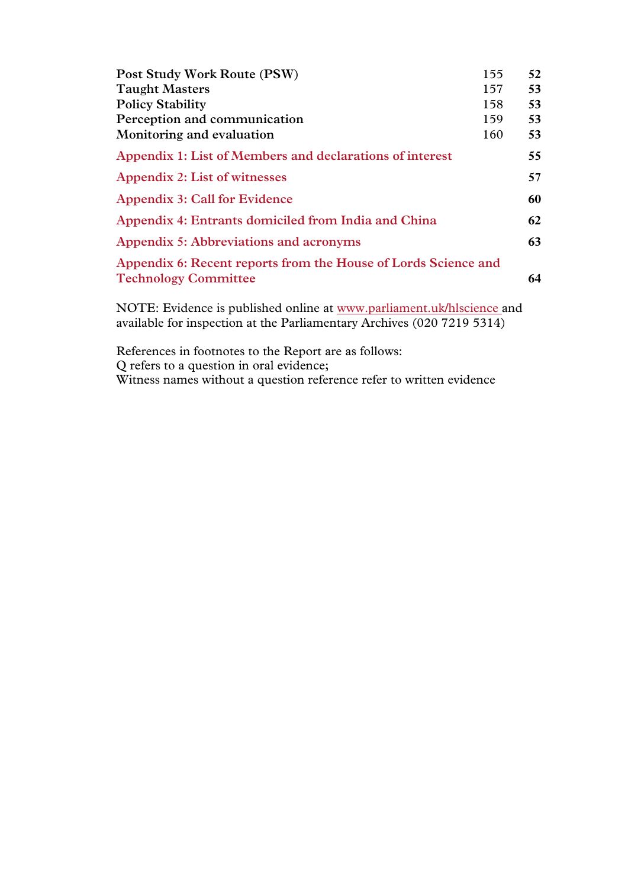| | | |
|---|---|---|
| **Post Study Work Route (PSW)** | 155 | **52** |
| **Taught Masters** | 157 | **53** |
| **Policy Stability** | 158 | **53** |
| **Perception and communication** | 159 | **53** |
| **Monitoring and evaluation** | 160 | **53** |
| **Appendix 1: List of Members and declarations of interest** | | **55** |
| **Appendix 2: List of witnesses** | | **57** |
| **Appendix 3: Call for Evidence** | | **60** |
| **Appendix 4: Entrants domiciled from India and China** | | **62** |
| **Appendix 5: Abbreviations and acronyms** | | **63** |
| **Appendix 6: Recent reports from the House of Lords Science and Technology Committee** | | **64** |

NOTE: Evidence is published online at www.parliament.uk/hlscience and available for inspection at the Parliamentary Archives (020 7219 5314)

References in footnotes to the Report are as follows:
Q refers to a question in oral evidence;
Witness names without a question reference refer to written evidence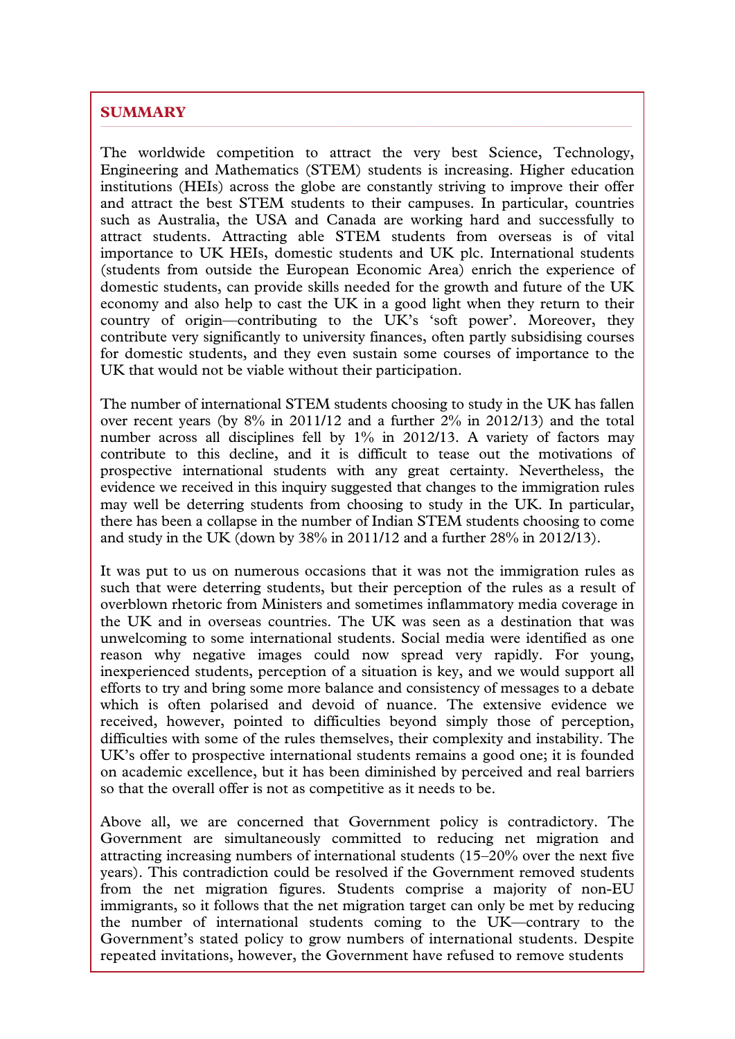## SUMMARY

The worldwide competition to attract the very best Science, Technology, Engineering and Mathematics (STEM) students is increasing. Higher education institutions (HEIs) across the globe are constantly striving to improve their offer and attract the best STEM students to their campuses. In particular, countries such as Australia, the USA and Canada are working hard and successfully to attract students. Attracting able STEM students from overseas is of vital importance to UK HEIs, domestic students and UK plc. International students (students from outside the European Economic Area) enrich the experience of domestic students, can provide skills needed for the growth and future of the UK economy and also help to cast the UK in a good light when they return to their country of origin—contributing to the UK's 'soft power'. Moreover, they contribute very significantly to university finances, often partly subsidising courses for domestic students, and they even sustain some courses of importance to the UK that would not be viable without their participation.

The number of international STEM students choosing to study in the UK has fallen over recent years (by 8% in 2011/12 and a further 2% in 2012/13) and the total number across all disciplines fell by 1% in 2012/13. A variety of factors may contribute to this decline, and it is difficult to tease out the motivations of prospective international students with any great certainty. Nevertheless, the evidence we received in this inquiry suggested that changes to the immigration rules may well be deterring students from choosing to study in the UK. In particular, there has been a collapse in the number of Indian STEM students choosing to come and study in the UK (down by 38% in 2011/12 and a further 28% in 2012/13).

It was put to us on numerous occasions that it was not the immigration rules as such that were deterring students, but their perception of the rules as a result of overblown rhetoric from Ministers and sometimes inflammatory media coverage in the UK and in overseas countries. The UK was seen as a destination that was unwelcoming to some international students. Social media were identified as one reason why negative images could now spread very rapidly. For young, inexperienced students, perception of a situation is key, and we would support all efforts to try and bring some more balance and consistency of messages to a debate which is often polarised and devoid of nuance. The extensive evidence we received, however, pointed to difficulties beyond simply those of perception, difficulties with some of the rules themselves, their complexity and instability. The UK's offer to prospective international students remains a good one; it is founded on academic excellence, but it has been diminished by perceived and real barriers so that the overall offer is not as competitive as it needs to be.

Above all, we are concerned that Government policy is contradictory. The Government are simultaneously committed to reducing net migration and attracting increasing numbers of international students (15–20% over the next five years). This contradiction could be resolved if the Government removed students from the net migration figures. Students comprise a majority of non-EU immigrants, so it follows that the net migration target can only be met by reducing the number of international students coming to the UK—contrary to the Government's stated policy to grow numbers of international students. Despite repeated invitations, however, the Government have refused to remove students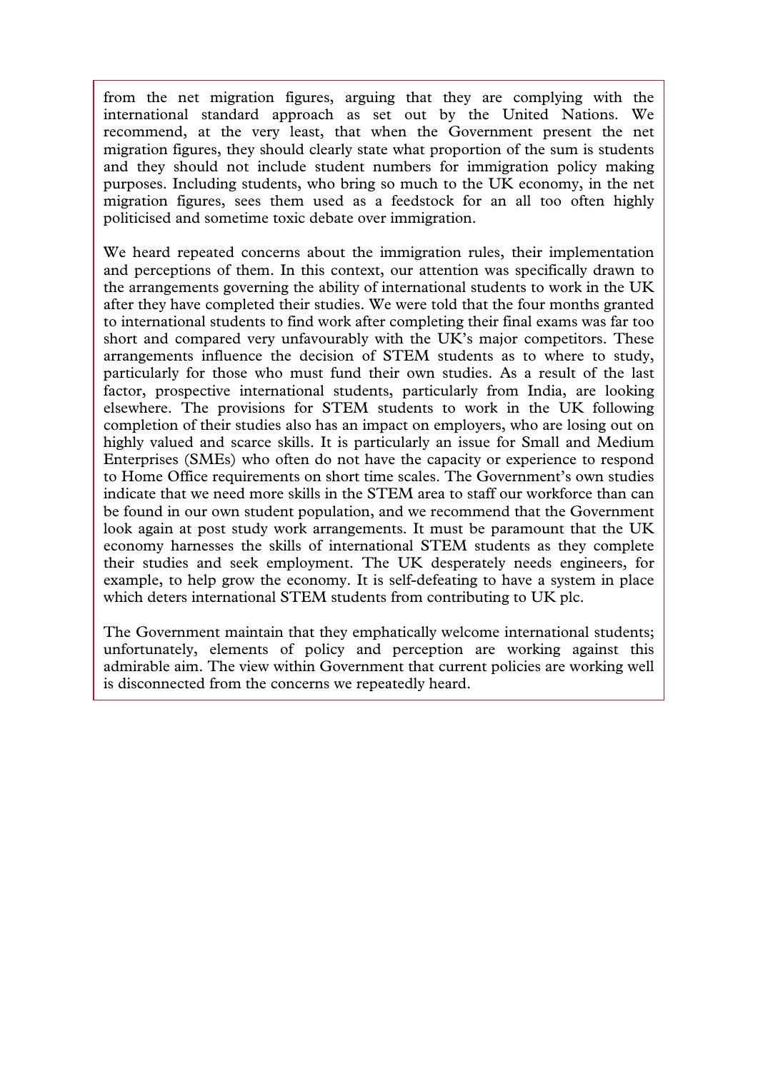from the net migration figures, arguing that they are complying with the international standard approach as set out by the United Nations. We recommend, at the very least, that when the Government present the net migration figures, they should clearly state what proportion of the sum is students and they should not include student numbers for immigration policy making purposes. Including students, who bring so much to the UK economy, in the net migration figures, sees them used as a feedstock for an all too often highly politicised and sometime toxic debate over immigration.

We heard repeated concerns about the immigration rules, their implementation and perceptions of them. In this context, our attention was specifically drawn to the arrangements governing the ability of international students to work in the UK after they have completed their studies. We were told that the four months granted to international students to find work after completing their final exams was far too short and compared very unfavourably with the UK's major competitors. These arrangements influence the decision of STEM students as to where to study, particularly for those who must fund their own studies. As a result of the last factor, prospective international students, particularly from India, are looking elsewhere. The provisions for STEM students to work in the UK following completion of their studies also has an impact on employers, who are losing out on highly valued and scarce skills. It is particularly an issue for Small and Medium Enterprises (SMEs) who often do not have the capacity or experience to respond to Home Office requirements on short time scales. The Government's own studies indicate that we need more skills in the STEM area to staff our workforce than can be found in our own student population, and we recommend that the Government look again at post study work arrangements. It must be paramount that the UK economy harnesses the skills of international STEM students as they complete their studies and seek employment. The UK desperately needs engineers, for example, to help grow the economy. It is self-defeating to have a system in place which deters international STEM students from contributing to UK plc.

The Government maintain that they emphatically welcome international students; unfortunately, elements of policy and perception are working against this admirable aim. The view within Government that current policies are working well is disconnected from the concerns we repeatedly heard.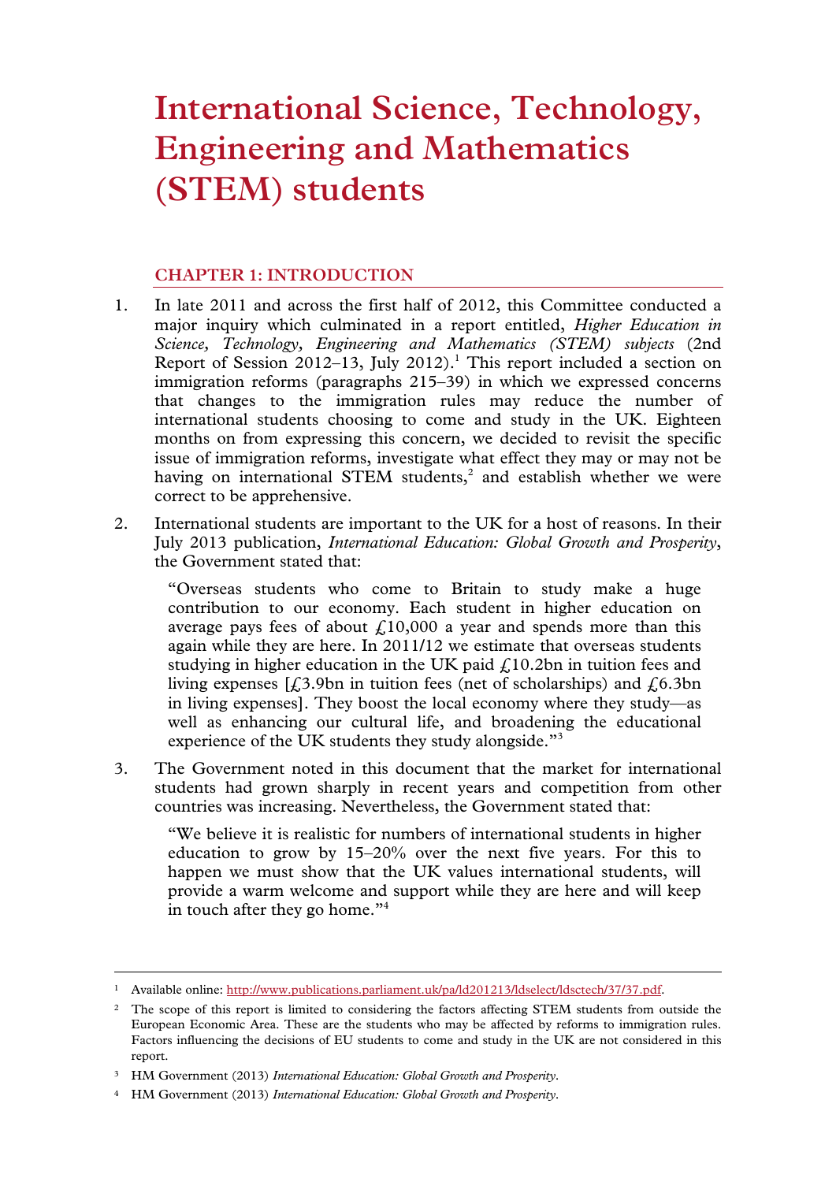# International Science, Technology, Engineering and Mathematics (STEM) students

## CHAPTER 1: INTRODUCTION

1. In late 2011 and across the first half of 2012, this Committee conducted a major inquiry which culminated in a report entitled, *Higher Education in Science, Technology, Engineering and Mathematics (STEM) subjects* (2nd Report of Session 2012–13, July 2012).[1] This report included a section on immigration reforms (paragraphs 215–39) in which we expressed concerns that changes to the immigration rules may reduce the number of international students choosing to come and study in the UK. Eighteen months on from expressing this concern, we decided to revisit the specific issue of immigration reforms, investigate what effect they may or may not be having on international STEM students,[2] and establish whether we were correct to be apprehensive.

2. International students are important to the UK for a host of reasons. In their July 2013 publication, *International Education: Global Growth and Prosperity*, the Government stated that:

> "Overseas students who come to Britain to study make a huge contribution to our economy. Each student in higher education on average pays fees of about £10,000 a year and spends more than this again while they are here. In 2011/12 we estimate that overseas students studying in higher education in the UK paid £10.2bn in tuition fees and living expenses [£3.9bn in tuition fees (net of scholarships) and £6.3bn in living expenses]. They boost the local economy where they study—as well as enhancing our cultural life, and broadening the educational experience of the UK students they study alongside."[3]

3. The Government noted in this document that the market for international students had grown sharply in recent years and competition from other countries was increasing. Nevertheless, the Government stated that:

> "We believe it is realistic for numbers of international students in higher education to grow by 15–20% over the next five years. For this to happen we must show that the UK values international students, will provide a warm welcome and support while they are here and will keep in touch after they go home."[4]

---

[1] Available online: http://www.publications.parliament.uk/pa/ld201213/ldselect/ldsctech/37/37.pdf.

[2] The scope of this report is limited to considering the factors affecting STEM students from outside the European Economic Area. These are the students who may be affected by reforms to immigration rules. Factors influencing the decisions of EU students to come and study in the UK are not considered in this report.

[3] HM Government (2013) *International Education: Global Growth and Prosperity*.

[4] HM Government (2013) *International Education: Global Growth and Prosperity*.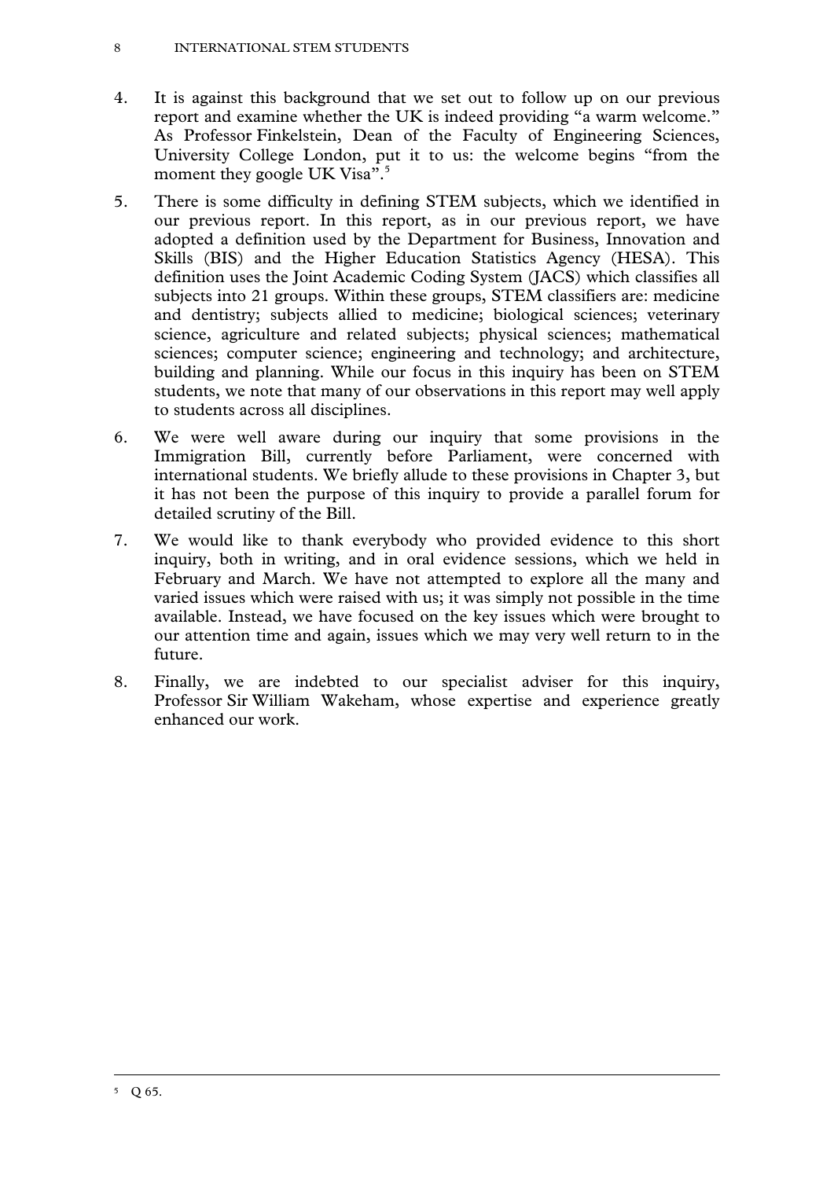4. It is against this background that we set out to follow up on our previous report and examine whether the UK is indeed providing "a warm welcome." As Professor Finkelstein, Dean of the Faculty of Engineering Sciences, University College London, put it to us: the welcome begins "from the moment they google UK Visa".[5]

5. There is some difficulty in defining STEM subjects, which we identified in our previous report. In this report, as in our previous report, we have adopted a definition used by the Department for Business, Innovation and Skills (BIS) and the Higher Education Statistics Agency (HESA). This definition uses the Joint Academic Coding System (JACS) which classifies all subjects into 21 groups. Within these groups, STEM classifiers are: medicine and dentistry; subjects allied to medicine; biological sciences; veterinary science, agriculture and related subjects; physical sciences; mathematical sciences; computer science; engineering and technology; and architecture, building and planning. While our focus in this inquiry has been on STEM students, we note that many of our observations in this report may well apply to students across all disciplines.

6. We were well aware during our inquiry that some provisions in the Immigration Bill, currently before Parliament, were concerned with international students. We briefly allude to these provisions in Chapter 3, but it has not been the purpose of this inquiry to provide a parallel forum for detailed scrutiny of the Bill.

7. We would like to thank everybody who provided evidence to this short inquiry, both in writing, and in oral evidence sessions, which we held in February and March. We have not attempted to explore all the many and varied issues which were raised with us; it was simply not possible in the time available. Instead, we have focused on the key issues which were brought to our attention time and again, issues which we may very well return to in the future.

8. Finally, we are indebted to our specialist adviser for this inquiry, Professor Sir William Wakeham, whose expertise and experience greatly enhanced our work.

---

[5] Q 65.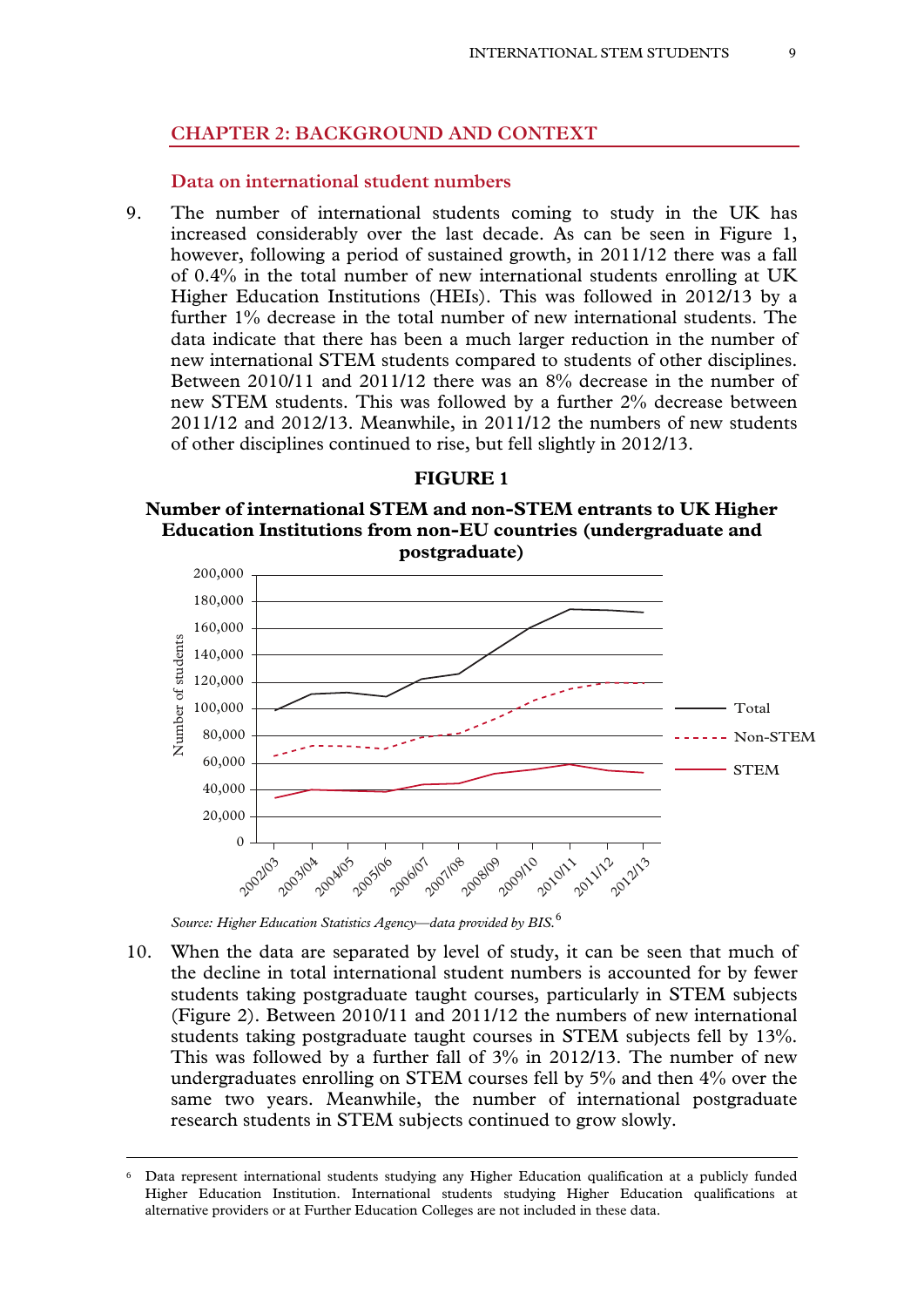## CHAPTER 2: BACKGROUND AND CONTEXT

### Data on international student numbers

9. The number of international students coming to study in the UK has increased considerably over the last decade. As can be seen in Figure 1, however, following a period of sustained growth, in 2011/12 there was a fall of 0.4% in the total number of new international students enrolling at UK Higher Education Institutions (HEIs). This was followed in 2012/13 by a further 1% decrease in the total number of new international students. The data indicate that there has been a much larger reduction in the number of new international STEM students compared to students of other disciplines. Between 2010/11 and 2011/12 there was an 8% decrease in the number of new STEM students. This was followed by a further 2% decrease between 2011/12 and 2012/13. Meanwhile, in 2011/12 the numbers of new students of other disciplines continued to rise, but fell slightly in 2012/13.

**FIGURE 1**

**Number of international STEM and non-STEM entrants to UK Higher Education Institutions from non-EU countries (undergraduate and postgraduate)**

*Source: Higher Education Statistics Agency—data provided by BIS.*[6]

10. When the data are separated by level of study, it can be seen that much of the decline in total international student numbers is accounted for by fewer students taking postgraduate taught courses, particularly in STEM subjects (Figure 2). Between 2010/11 and 2011/12 the numbers of new international students taking postgraduate taught courses in STEM subjects fell by 13%. This was followed by a further fall of 3% in 2012/13. The number of new undergraduates enrolling on STEM courses fell by 5% and then 4% over the same two years. Meanwhile, the number of international postgraduate research students in STEM subjects continued to grow slowly.

---

[6] Data represent international students studying any Higher Education qualification at a publicly funded Higher Education Institution. International students studying Higher Education qualifications at alternative providers or at Further Education Colleges are not included in these data.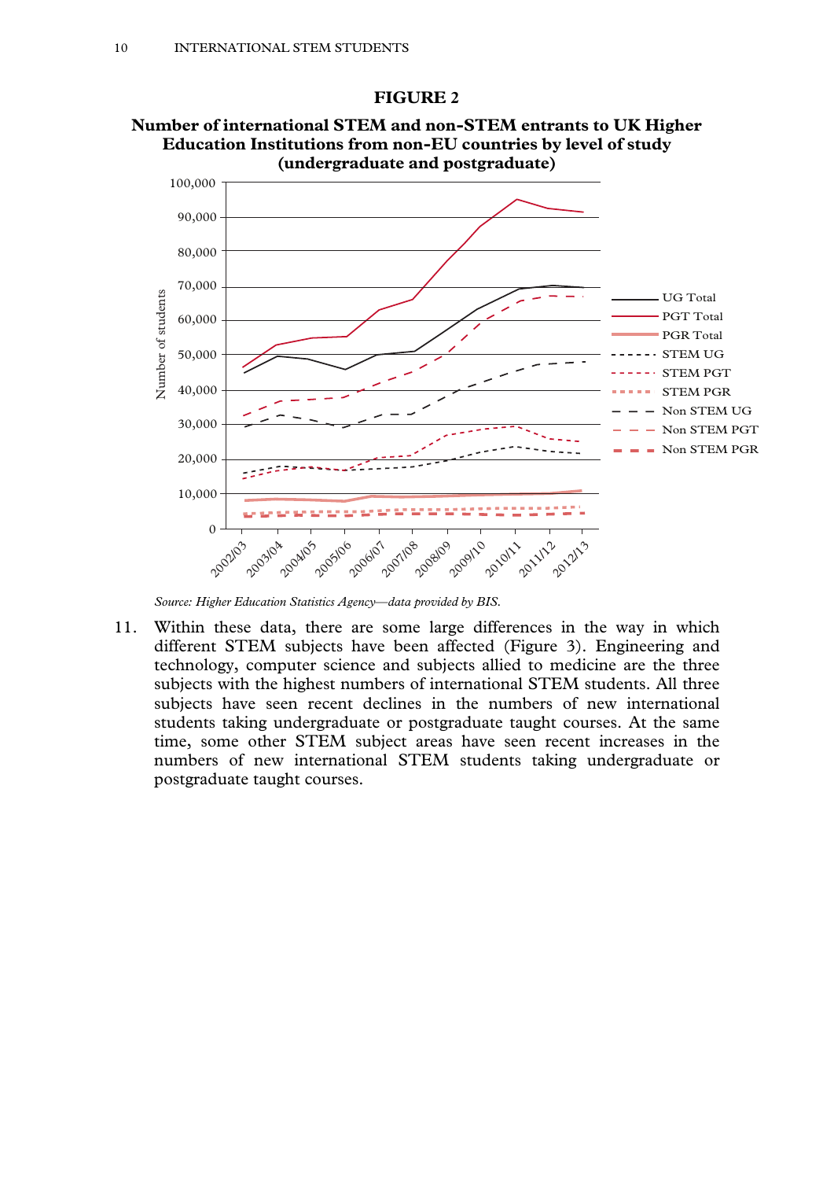**FIGURE 2**

**Number of international STEM and non-STEM entrants to UK Higher Education Institutions from non-EU countries by level of study (undergraduate and postgraduate)**

*Source: Higher Education Statistics Agency—data provided by BIS.*

11. Within these data, there are some large differences in the way in which different STEM subjects have been affected (Figure 3). Engineering and technology, computer science and subjects allied to medicine are the three subjects with the highest numbers of international STEM students. All three subjects have seen recent declines in the numbers of new international students taking undergraduate or postgraduate taught courses. At the same time, some other STEM subject areas have seen recent increases in the numbers of new international STEM students taking undergraduate or postgraduate taught courses.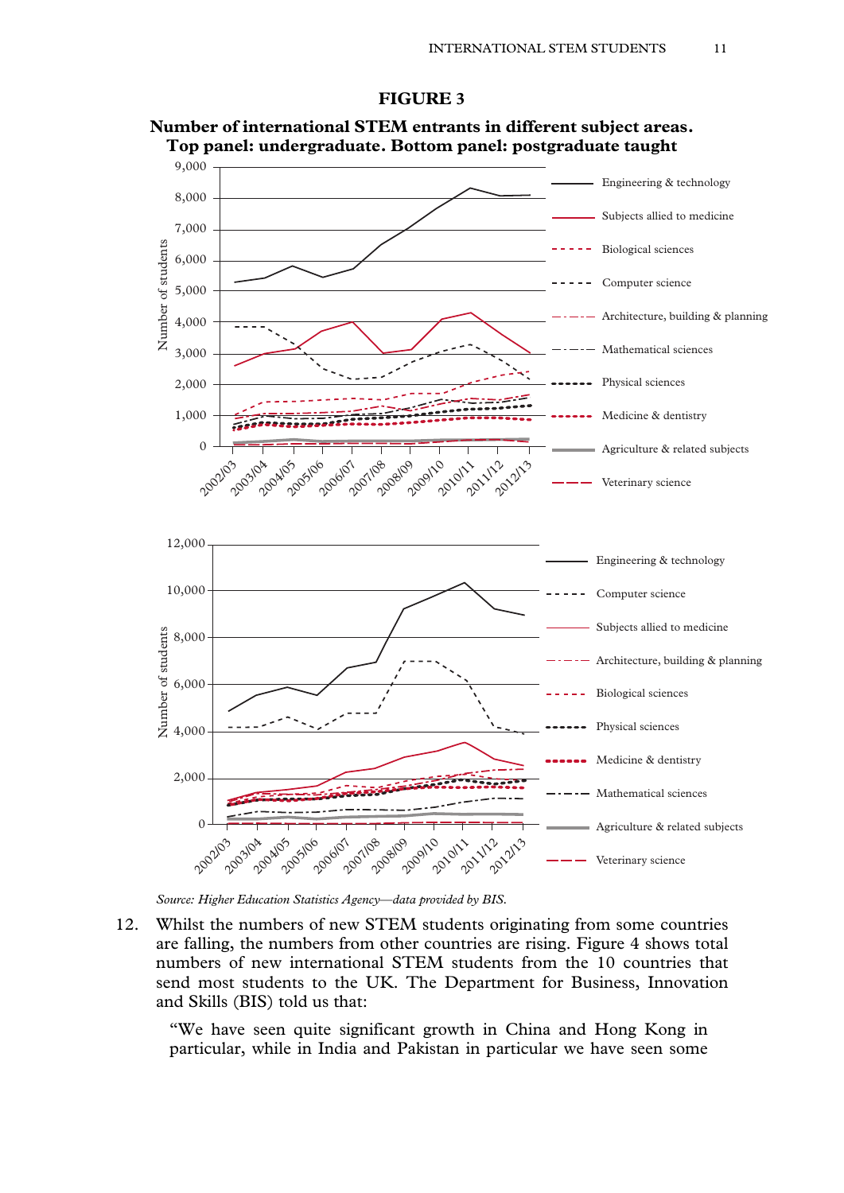**FIGURE 3**

**Number of international STEM entrants in different subject areas. Top panel: undergraduate. Bottom panel: postgraduate taught**

*Source: Higher Education Statistics Agency—data provided by BIS.*

12. Whilst the numbers of new STEM students originating from some countries are falling, the numbers from other countries are rising. Figure 4 shows total numbers of new international STEM students from the 10 countries that send most students to the UK. The Department for Business, Innovation and Skills (BIS) told us that:

> "We have seen quite significant growth in China and Hong Kong in particular, while in India and Pakistan in particular we have seen some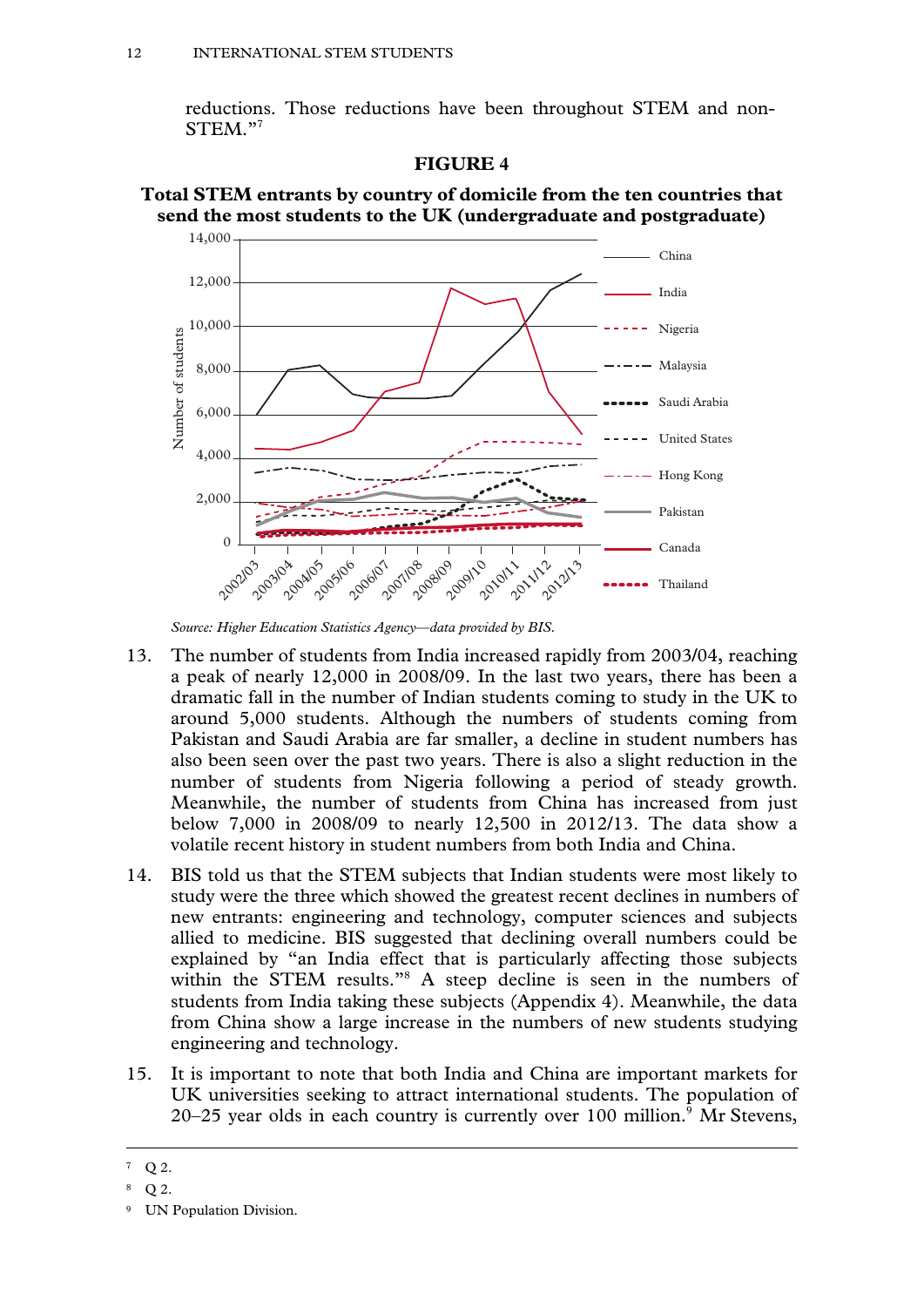reductions. Those reductions have been throughout STEM and non-STEM."[7]

**FIGURE 4**

**Total STEM entrants by country of domicile from the ten countries that send the most students to the UK (undergraduate and postgraduate)**

*Source: Higher Education Statistics Agency—data provided by BIS.*

13. The number of students from India increased rapidly from 2003/04, reaching a peak of nearly 12,000 in 2008/09. In the last two years, there has been a dramatic fall in the number of Indian students coming to study in the UK to around 5,000 students. Although the numbers of students coming from Pakistan and Saudi Arabia are far smaller, a decline in student numbers has also been seen over the past two years. There is also a slight reduction in the number of students from Nigeria following a period of steady growth. Meanwhile, the number of students from China has increased from just below 7,000 in 2008/09 to nearly 12,500 in 2012/13. The data show a volatile recent history in student numbers from both India and China.

14. BIS told us that the STEM subjects that Indian students were most likely to study were the three which showed the greatest recent declines in numbers of new entrants: engineering and technology, computer sciences and subjects allied to medicine. BIS suggested that declining overall numbers could be explained by "an India effect that is particularly affecting those subjects within the STEM results."[8] A steep decline is seen in the numbers of students from India taking these subjects (Appendix 4). Meanwhile, the data from China show a large increase in the numbers of new students studying engineering and technology.

15. It is important to note that both India and China are important markets for UK universities seeking to attract international students. The population of 20–25 year olds in each country is currently over 100 million.[9] Mr Stevens,

---

[7] Q 2.

[8] Q 2.

[9] UN Population Division.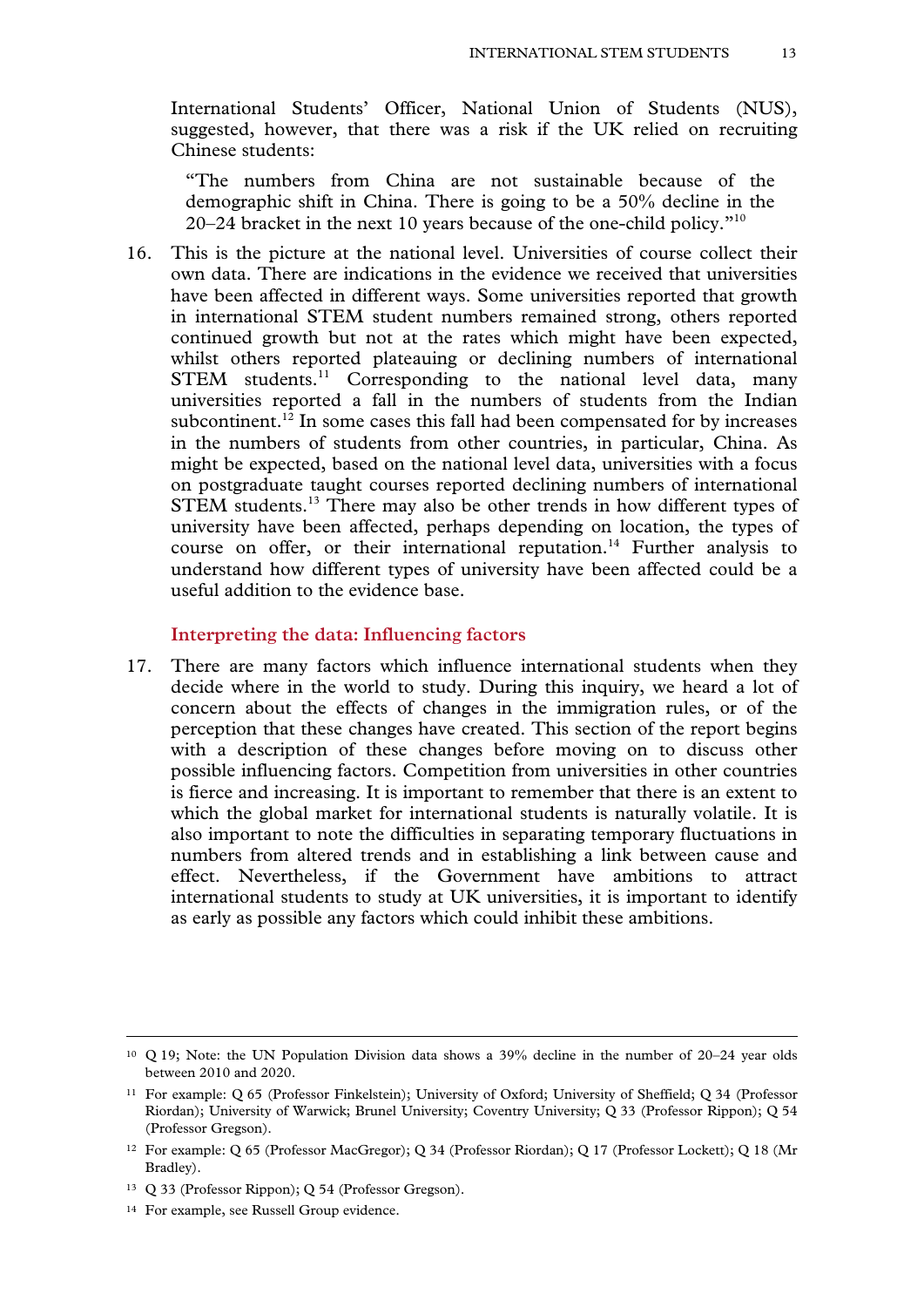International Students' Officer, National Union of Students (NUS), suggested, however, that there was a risk if the UK relied on recruiting Chinese students:

> "The numbers from China are not sustainable because of the demographic shift in China. There is going to be a 50% decline in the 20–24 bracket in the next 10 years because of the one-child policy."[10]

16. This is the picture at the national level. Universities of course collect their own data. There are indications in the evidence we received that universities have been affected in different ways. Some universities reported that growth in international STEM student numbers remained strong, others reported continued growth but not at the rates which might have been expected, whilst others reported plateauing or declining numbers of international STEM students.[11] Corresponding to the national level data, many universities reported a fall in the numbers of students from the Indian subcontinent.[12] In some cases this fall had been compensated for by increases in the numbers of students from other countries, in particular, China. As might be expected, based on the national level data, universities with a focus on postgraduate taught courses reported declining numbers of international STEM students.[13] There may also be other trends in how different types of university have been affected, perhaps depending on location, the types of course on offer, or their international reputation.[14] Further analysis to understand how different types of university have been affected could be a useful addition to the evidence base.

### Interpreting the data: Influencing factors

17. There are many factors which influence international students when they decide where in the world to study. During this inquiry, we heard a lot of concern about the effects of changes in the immigration rules, or of the perception that these changes have created. This section of the report begins with a description of these changes before moving on to discuss other possible influencing factors. Competition from universities in other countries is fierce and increasing. It is important to remember that there is an extent to which the global market for international students is naturally volatile. It is also important to note the difficulties in separating temporary fluctuations in numbers from altered trends and in establishing a link between cause and effect. Nevertheless, if the Government have ambitions to attract international students to study at UK universities, it is important to identify as early as possible any factors which could inhibit these ambitions.

---

[10] Q 19; Note: the UN Population Division data shows a 39% decline in the number of 20–24 year olds between 2010 and 2020.

[11] For example: Q 65 (Professor Finkelstein); University of Oxford; University of Sheffield; Q 34 (Professor Riordan); University of Warwick; Brunel University; Coventry University; Q 33 (Professor Rippon); Q 54 (Professor Gregson).

[12] For example: Q 65 (Professor MacGregor); Q 34 (Professor Riordan); Q 17 (Professor Lockett); Q 18 (Mr Bradley).

[13] Q 33 (Professor Rippon); Q 54 (Professor Gregson).

[14] For example, see Russell Group evidence.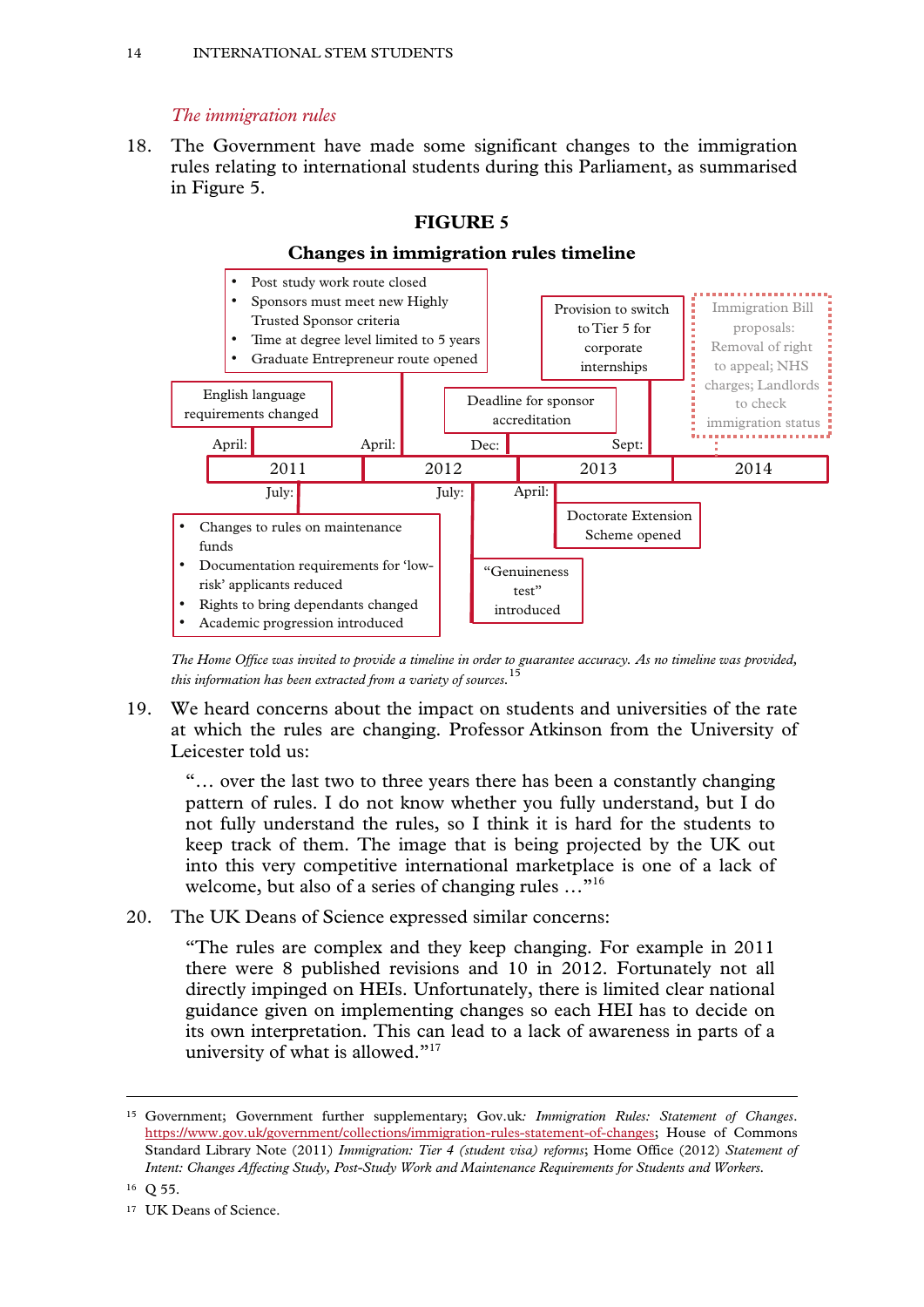*The immigration rules*

18. The Government have made some significant changes to the immigration rules relating to international students during this Parliament, as summarised in Figure 5.

**FIGURE 5**

**Changes in immigration rules timeline**

**2011**

- April: English language requirements changed
- July:
  - Changes to rules on maintenance funds
  - Documentation requirements for 'low-risk' applicants reduced
  - Rights to bring dependants changed
  - Academic progression introduced

**2012**

- April:
  - Post study work route closed
  - Sponsors must meet new Highly Trusted Sponsor criteria
  - Time at degree level limited to 5 years
  - Graduate Entrepreneur route opened
- July: "Genuineness test" introduced
- Dec: Deadline for sponsor accreditation

**2013**

- April: Doctorate Extension Scheme opened
- Sept: Provision to switch to Tier 5 for corporate internships

**2014**

- Immigration Bill proposals: Removal of right to appeal; NHS charges; Landlords to check immigration status

*The Home Office was invited to provide a timeline in order to guarantee accuracy. As no timeline was provided, this information has been extracted from a variety of sources.*[15]

19. We heard concerns about the impact on students and universities of the rate at which the rules are changing. Professor Atkinson from the University of Leicester told us:

> "… over the last two to three years there has been a constantly changing pattern of rules. I do not know whether you fully understand, but I do not fully understand the rules, so I think it is hard for the students to keep track of them. The image that is being projected by the UK out into this very competitive international marketplace is one of a lack of welcome, but also of a series of changing rules …"[16]

20. The UK Deans of Science expressed similar concerns:

> "The rules are complex and they keep changing. For example in 2011 there were 8 published revisions and 10 in 2012. Fortunately not all directly impinged on HEIs. Unfortunately, there is limited clear national guidance given on implementing changes so each HEI has to decide on its own interpretation. This can lead to a lack of awareness in parts of a university of what is allowed."[17]

---

[15] Government; Government further supplementary; Gov.uk*: Immigration Rules: Statement of Changes*. https://www.gov.uk/government/collections/immigration-rules-statement-of-changes; House of Commons Standard Library Note (2011) *Immigration: Tier 4 (student visa) reforms*; Home Office (2012) *Statement of Intent: Changes Affecting Study, Post-Study Work and Maintenance Requirements for Students and Workers.*

[16] Q 55.

[17] UK Deans of Science.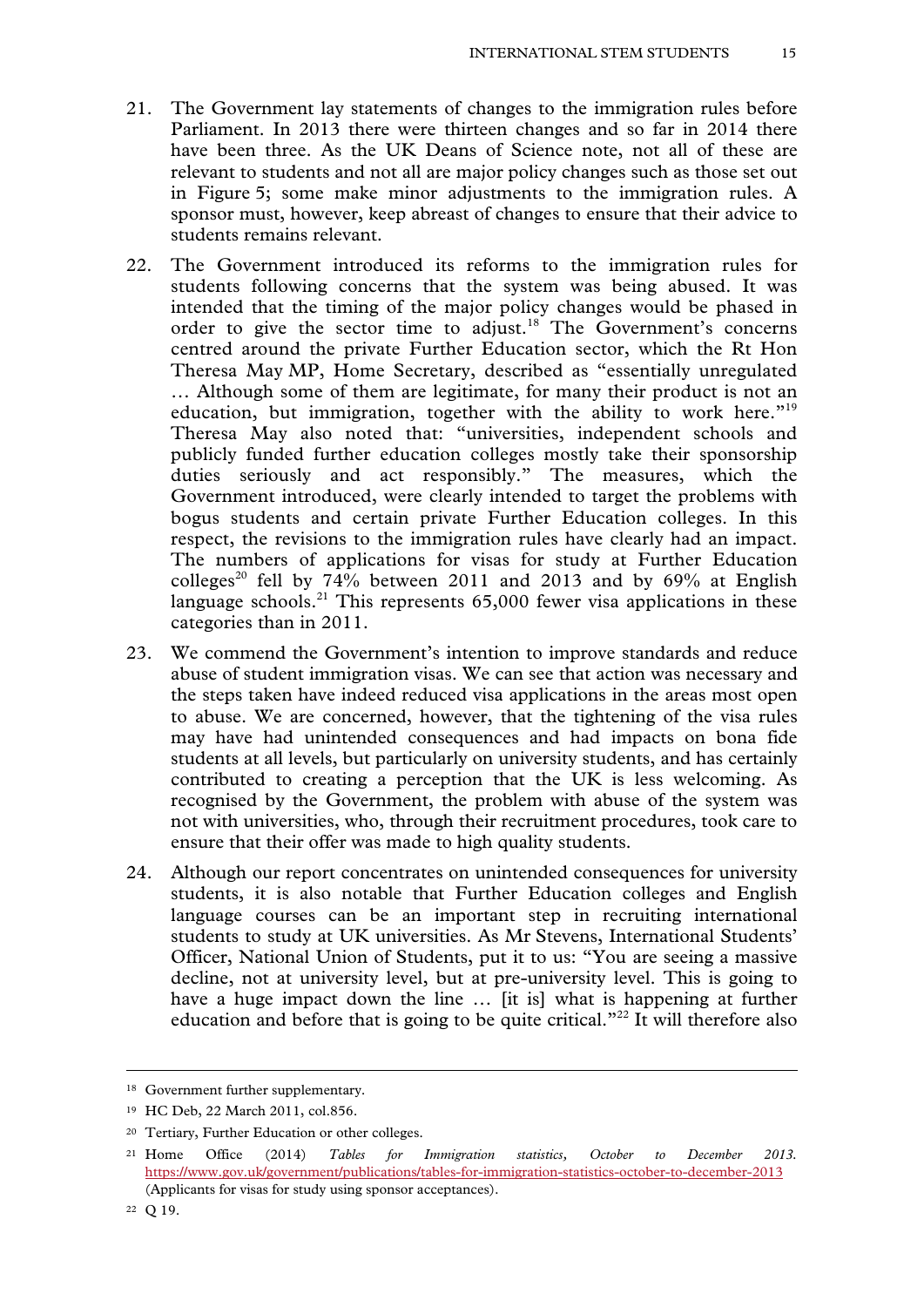21. The Government lay statements of changes to the immigration rules before Parliament. In 2013 there were thirteen changes and so far in 2014 there have been three. As the UK Deans of Science note, not all of these are relevant to students and not all are major policy changes such as those set out in Figure 5; some make minor adjustments to the immigration rules. A sponsor must, however, keep abreast of changes to ensure that their advice to students remains relevant.

22. The Government introduced its reforms to the immigration rules for students following concerns that the system was being abused. It was intended that the timing of the major policy changes would be phased in order to give the sector time to adjust.[18] The Government's concerns centred around the private Further Education sector, which the Rt Hon Theresa May MP, Home Secretary, described as "essentially unregulated … Although some of them are legitimate, for many their product is not an education, but immigration, together with the ability to work here."[19] Theresa May also noted that: "universities, independent schools and publicly funded further education colleges mostly take their sponsorship duties seriously and act responsibly." The measures, which the Government introduced, were clearly intended to target the problems with bogus students and certain private Further Education colleges. In this respect, the revisions to the immigration rules have clearly had an impact. The numbers of applications for visas for study at Further Education colleges[20] fell by 74% between 2011 and 2013 and by 69% at English language schools.[21] This represents 65,000 fewer visa applications in these categories than in 2011.

23. We commend the Government's intention to improve standards and reduce abuse of student immigration visas. We can see that action was necessary and the steps taken have indeed reduced visa applications in the areas most open to abuse. We are concerned, however, that the tightening of the visa rules may have had unintended consequences and had impacts on bona fide students at all levels, but particularly on university students, and has certainly contributed to creating a perception that the UK is less welcoming. As recognised by the Government, the problem with abuse of the system was not with universities, who, through their recruitment procedures, took care to ensure that their offer was made to high quality students.

24. Although our report concentrates on unintended consequences for university students, it is also notable that Further Education colleges and English language courses can be an important step in recruiting international students to study at UK universities. As Mr Stevens, International Students' Officer, National Union of Students, put it to us: "You are seeing a massive decline, not at university level, but at pre-university level. This is going to have a huge impact down the line … [it is] what is happening at further education and before that is going to be quite critical."[22] It will therefore also

---

[18] Government further supplementary.

[19] HC Deb, 22 March 2011, col.856.

[20] Tertiary, Further Education or other colleges.

[21] Home Office (2014) *Tables for Immigration statistics, October to December 2013.* https://www.gov.uk/government/publications/tables-for-immigration-statistics-october-to-december-2013 (Applicants for visas for study using sponsor acceptances).

[22] Q 19.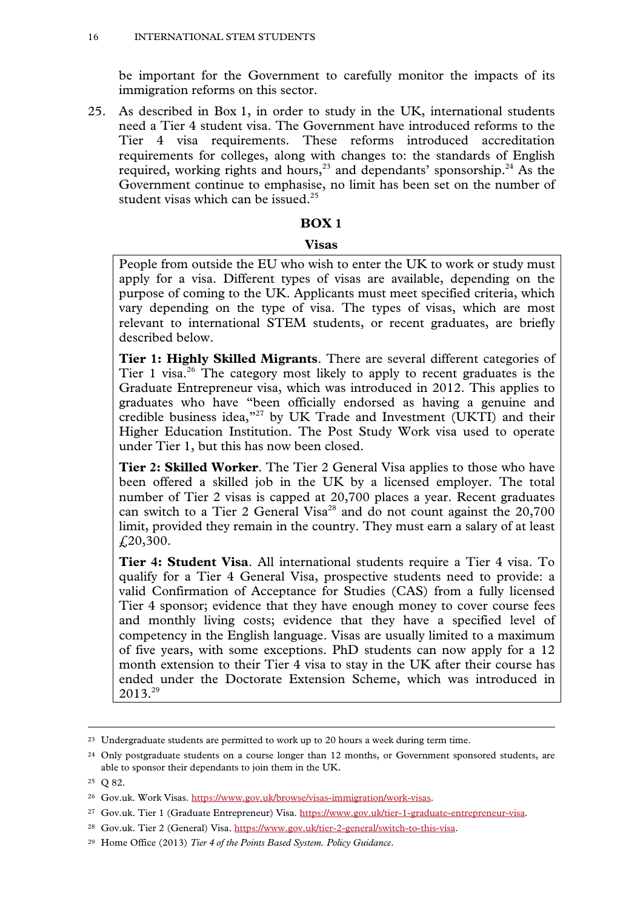be important for the Government to carefully monitor the impacts of its immigration reforms on this sector.

25. As described in Box 1, in order to study in the UK, international students need a Tier 4 student visa. The Government have introduced reforms to the Tier 4 visa requirements. These reforms introduced accreditation requirements for colleges, along with changes to: the standards of English required, working rights and hours,[23] and dependants' sponsorship.[24] As the Government continue to emphasise, no limit has been set on the number of student visas which can be issued.[25]

**BOX 1**

**Visas**

People from outside the EU who wish to enter the UK to work or study must apply for a visa. Different types of visas are available, depending on the purpose of coming to the UK. Applicants must meet specified criteria, which vary depending on the type of visa. The types of visas, which are most relevant to international STEM students, or recent graduates, are briefly described below.

**Tier 1: Highly Skilled Migrants**. There are several different categories of Tier 1 visa.[26] The category most likely to apply to recent graduates is the Graduate Entrepreneur visa, which was introduced in 2012. This applies to graduates who have "been officially endorsed as having a genuine and credible business idea,"[27] by UK Trade and Investment (UKTI) and their Higher Education Institution. The Post Study Work visa used to operate under Tier 1, but this has now been closed.

**Tier 2: Skilled Worker**. The Tier 2 General Visa applies to those who have been offered a skilled job in the UK by a licensed employer. The total number of Tier 2 visas is capped at 20,700 places a year. Recent graduates can switch to a Tier 2 General Visa[28] and do not count against the 20,700 limit, provided they remain in the country. They must earn a salary of at least £20,300.

**Tier 4: Student Visa**. All international students require a Tier 4 visa. To qualify for a Tier 4 General Visa, prospective students need to provide: a valid Confirmation of Acceptance for Studies (CAS) from a fully licensed Tier 4 sponsor; evidence that they have enough money to cover course fees and monthly living costs; evidence that they have a specified level of competency in the English language. Visas are usually limited to a maximum of five years, with some exceptions. PhD students can now apply for a 12 month extension to their Tier 4 visa to stay in the UK after their course has ended under the Doctorate Extension Scheme, which was introduced in 2013.[29]

---

[23] Undergraduate students are permitted to work up to 20 hours a week during term time.

[24] Only postgraduate students on a course longer than 12 months, or Government sponsored students, are able to sponsor their dependants to join them in the UK.

[25] Q 82.

[26] Gov.uk. Work Visas. https://www.gov.uk/browse/visas-immigration/work-visas.

[27] Gov.uk. Tier 1 (Graduate Entrepreneur) Visa. https://www.gov.uk/tier-1-graduate-entrepreneur-visa.

[28] Gov.uk. Tier 2 (General) Visa. https://www.gov.uk/tier-2-general/switch-to-this-visa.

[29] Home Office (2013) *Tier 4 of the Points Based System. Policy Guidance*.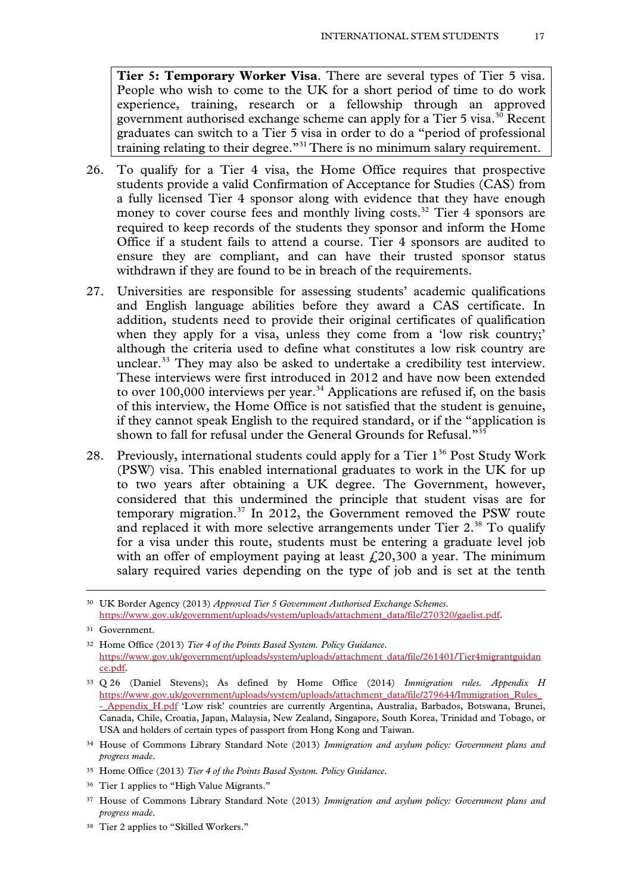> **Tier 5: Temporary Worker Visa**. There are several types of Tier 5 visa. People who wish to come to the UK for a short period of time to do work experience, training, research or a fellowship through an approved government authorised exchange scheme can apply for a Tier 5 visa.[30] Recent graduates can switch to a Tier 5 visa in order to do a "period of professional training relating to their degree."[31] There is no minimum salary requirement.

26. To qualify for a Tier 4 visa, the Home Office requires that prospective students provide a valid Confirmation of Acceptance for Studies (CAS) from a fully licensed Tier 4 sponsor along with evidence that they have enough money to cover course fees and monthly living costs.[32] Tier 4 sponsors are required to keep records of the students they sponsor and inform the Home Office if a student fails to attend a course. Tier 4 sponsors are audited to ensure they are compliant, and can have their trusted sponsor status withdrawn if they are found to be in breach of the requirements.

27. Universities are responsible for assessing students' academic qualifications and English language abilities before they award a CAS certificate. In addition, students need to provide their original certificates of qualification when they apply for a visa, unless they come from a 'low risk country;' although the criteria used to define what constitutes a low risk country are unclear.[33] They may also be asked to undertake a credibility test interview. These interviews were first introduced in 2012 and have now been extended to over 100,000 interviews per year.[34] Applications are refused if, on the basis of this interview, the Home Office is not satisfied that the student is genuine, if they cannot speak English to the required standard, or if the "application is shown to fall for refusal under the General Grounds for Refusal."[35]

28. Previously, international students could apply for a Tier 1[36] Post Study Work (PSW) visa. This enabled international graduates to work in the UK for up to two years after obtaining a UK degree. The Government, however, considered that this undermined the principle that student visas are for temporary migration.[37] In 2012, the Government removed the PSW route and replaced it with more selective arrangements under Tier 2.[38] To qualify for a visa under this route, students must be entering a graduate level job with an offer of employment paying at least £20,300 a year. The minimum salary required varies depending on the type of job and is set at the tenth

---

30 UK Border Agency (2013) *Approved Tier 5 Government Authorised Exchange Schemes*. https://www.gov.uk/government/uploads/system/uploads/attachment_data/file/270320/gaelist.pdf.

31 Government.

32 Home Office (2013) *Tier 4 of the Points Based System. Policy Guidance*. https://www.gov.uk/government/uploads/system/uploads/attachment_data/file/261401/Tier4migrantguidance.pdf.

33 Q 26 (Daniel Stevens); As defined by Home Office (2014) *Immigration rules. Appendix H* https://www.gov.uk/government/uploads/system/uploads/attachment_data/file/279644/Immigration_Rules_-_Appendix_H.pdf 'Low risk' countries are currently Argentina, Australia, Barbados, Botswana, Brunei, Canada, Chile, Croatia, Japan, Malaysia, New Zealand, Singapore, South Korea, Trinidad and Tobago, or USA and holders of certain types of passport from Hong Kong and Taiwan.

34 House of Commons Library Standard Note (2013) *Immigration and asylum policy: Government plans and progress made*.

35 Home Office (2013) *Tier 4 of the Points Based System. Policy Guidance*.

36 Tier 1 applies to "High Value Migrants."

37 House of Commons Library Standard Note (2013) *Immigration and asylum policy: Government plans and progress made*.

38 Tier 2 applies to "Skilled Workers."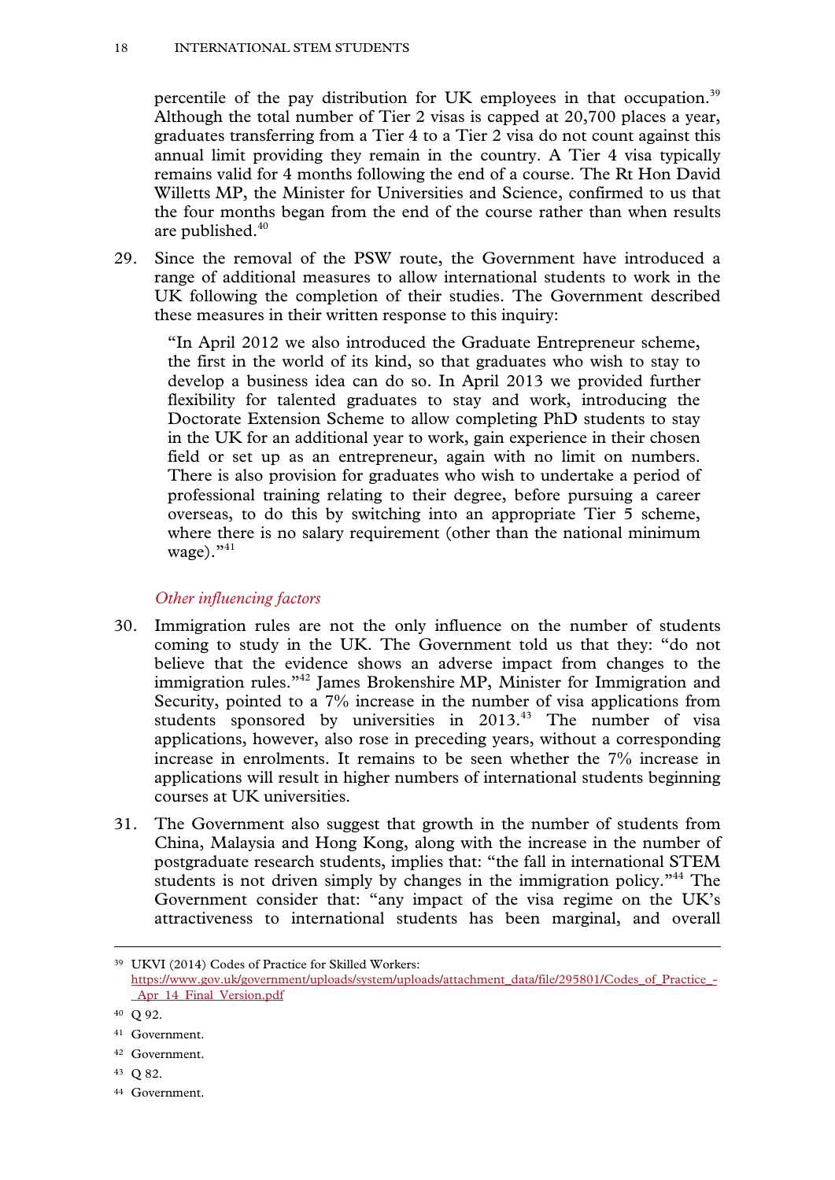percentile of the pay distribution for UK employees in that occupation.[39] Although the total number of Tier 2 visas is capped at 20,700 places a year, graduates transferring from a Tier 4 to a Tier 2 visa do not count against this annual limit providing they remain in the country. A Tier 4 visa typically remains valid for 4 months following the end of a course. The Rt Hon David Willetts MP, the Minister for Universities and Science, confirmed to us that the four months began from the end of the course rather than when results are published.[40]

29. Since the removal of the PSW route, the Government have introduced a range of additional measures to allow international students to work in the UK following the completion of their studies. The Government described these measures in their written response to this inquiry:

> "In April 2012 we also introduced the Graduate Entrepreneur scheme, the first in the world of its kind, so that graduates who wish to stay to develop a business idea can do so. In April 2013 we provided further flexibility for talented graduates to stay and work, introducing the Doctorate Extension Scheme to allow completing PhD students to stay in the UK for an additional year to work, gain experience in their chosen field or set up as an entrepreneur, again with no limit on numbers. There is also provision for graduates who wish to undertake a period of professional training relating to their degree, before pursuing a career overseas, to do this by switching into an appropriate Tier 5 scheme, where there is no salary requirement (other than the national minimum wage)."[41]

### *Other influencing factors*

30. Immigration rules are not the only influence on the number of students coming to study in the UK. The Government told us that they: "do not believe that the evidence shows an adverse impact from changes to the immigration rules."[42] James Brokenshire MP, Minister for Immigration and Security, pointed to a 7% increase in the number of visa applications from students sponsored by universities in 2013.[43] The number of visa applications, however, also rose in preceding years, without a corresponding increase in enrolments. It remains to be seen whether the 7% increase in applications will result in higher numbers of international students beginning courses at UK universities.

31. The Government also suggest that growth in the number of students from China, Malaysia and Hong Kong, along with the increase in the number of postgraduate research students, implies that: "the fall in international STEM students is not driven simply by changes in the immigration policy."[44] The Government consider that: "any impact of the visa regime on the UK's attractiveness to international students has been marginal, and overall

---

[39] UKVI (2014) Codes of Practice for Skilled Workers: https://www.gov.uk/government/uploads/system/uploads/attachment_data/file/295801/Codes_of_Practice_-_Apr_14_Final_Version.pdf

[40] Q 92.

[41] Government.

[42] Government.

[43] Q 82.

[44] Government.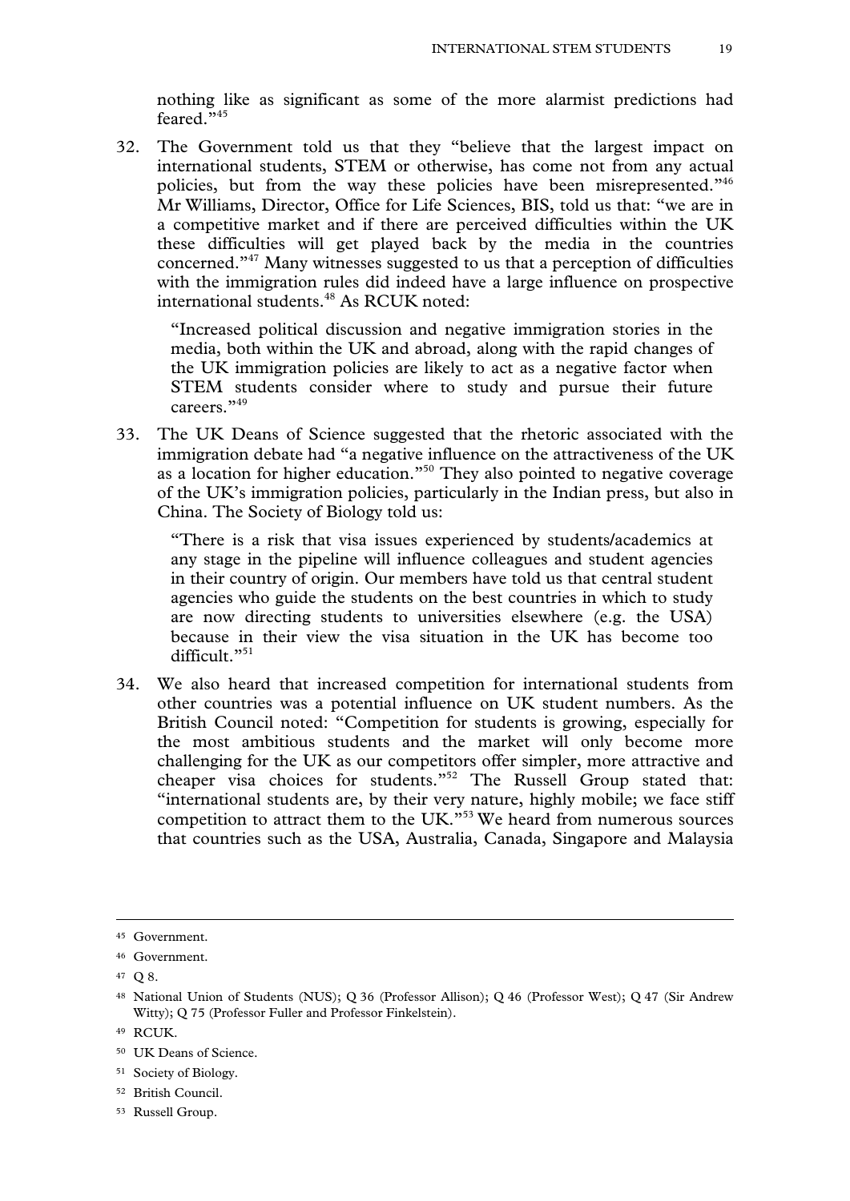nothing like as significant as some of the more alarmist predictions had feared."[45]

32. The Government told us that they "believe that the largest impact on international students, STEM or otherwise, has come not from any actual policies, but from the way these policies have been misrepresented."[46] Mr Williams, Director, Office for Life Sciences, BIS, told us that: "we are in a competitive market and if there are perceived difficulties within the UK these difficulties will get played back by the media in the countries concerned."[47] Many witnesses suggested to us that a perception of difficulties with the immigration rules did indeed have a large influence on prospective international students.[48] As RCUK noted:

 "Increased political discussion and negative immigration stories in the media, both within the UK and abroad, along with the rapid changes of the UK immigration policies are likely to act as a negative factor when STEM students consider where to study and pursue their future careers."[49]

33. The UK Deans of Science suggested that the rhetoric associated with the immigration debate had "a negative influence on the attractiveness of the UK as a location for higher education."[50] They also pointed to negative coverage of the UK's immigration policies, particularly in the Indian press, but also in China. The Society of Biology told us:

 "There is a risk that visa issues experienced by students/academics at any stage in the pipeline will influence colleagues and student agencies in their country of origin. Our members have told us that central student agencies who guide the students on the best countries in which to study are now directing students to universities elsewhere (e.g. the USA) because in their view the visa situation in the UK has become too difficult."[51]

34. We also heard that increased competition for international students from other countries was a potential influence on UK student numbers. As the British Council noted: "Competition for students is growing, especially for the most ambitious students and the market will only become more challenging for the UK as our competitors offer simpler, more attractive and cheaper visa choices for students."[52] The Russell Group stated that: "international students are, by their very nature, highly mobile; we face stiff competition to attract them to the UK."[53] We heard from numerous sources that countries such as the USA, Australia, Canada, Singapore and Malaysia

---

[45] Government.

[46] Government.

[47] Q 8.

[48] National Union of Students (NUS); Q 36 (Professor Allison); Q 46 (Professor West); Q 47 (Sir Andrew Witty); Q 75 (Professor Fuller and Professor Finkelstein).

[49] RCUK.

[50] UK Deans of Science.

[51] Society of Biology.

[52] British Council.

[53] Russell Group.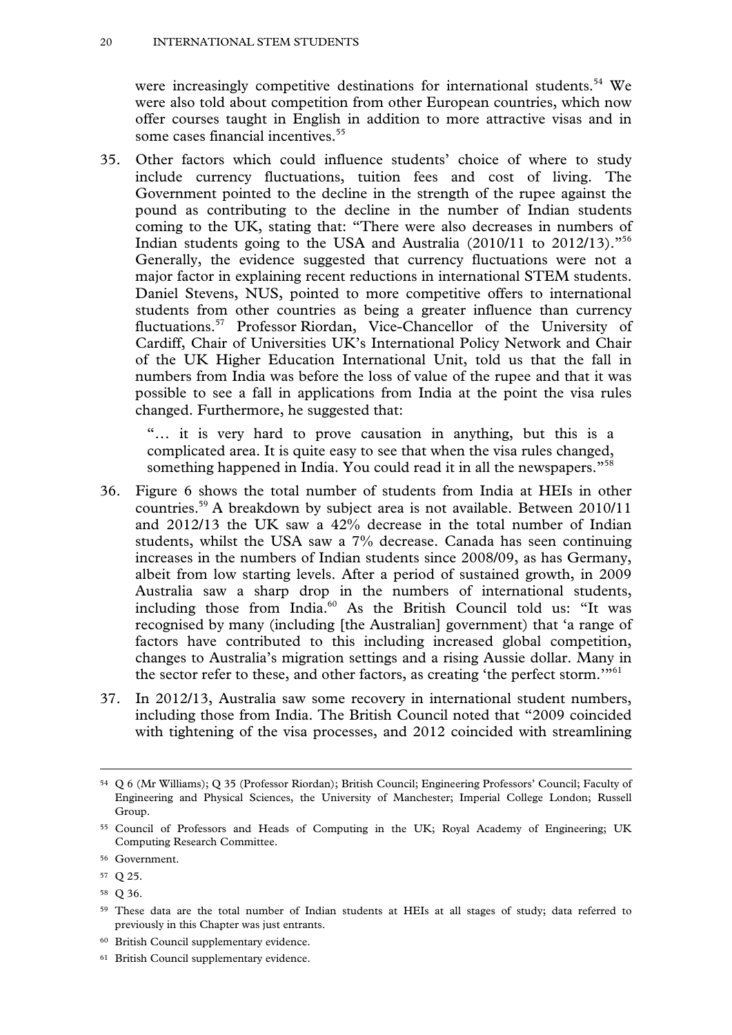were increasingly competitive destinations for international students.[54] We were also told about competition from other European countries, which now offer courses taught in English in addition to more attractive visas and in some cases financial incentives.[55]

35. Other factors which could influence students' choice of where to study include currency fluctuations, tuition fees and cost of living. The Government pointed to the decline in the strength of the rupee against the pound as contributing to the decline in the number of Indian students coming to the UK, stating that: "There were also decreases in numbers of Indian students going to the USA and Australia (2010/11 to 2012/13)."[56] Generally, the evidence suggested that currency fluctuations were not a major factor in explaining recent reductions in international STEM students. Daniel Stevens, NUS, pointed to more competitive offers to international students from other countries as being a greater influence than currency fluctuations.[57] Professor Riordan, Vice-Chancellor of the University of Cardiff, Chair of Universities UK's International Policy Network and Chair of the UK Higher Education International Unit, told us that the fall in numbers from India was before the loss of value of the rupee and that it was possible to see a fall in applications from India at the point the visa rules changed. Furthermore, he suggested that:

   "… it is very hard to prove causation in anything, but this is a complicated area. It is quite easy to see that when the visa rules changed, something happened in India. You could read it in all the newspapers."[58]

36. Figure 6 shows the total number of students from India at HEIs in other countries.[59] A breakdown by subject area is not available. Between 2010/11 and 2012/13 the UK saw a 42% decrease in the total number of Indian students, whilst the USA saw a 7% decrease. Canada has seen continuing increases in the numbers of Indian students since 2008/09, as has Germany, albeit from low starting levels. After a period of sustained growth, in 2009 Australia saw a sharp drop in the numbers of international students, including those from India.[60] As the British Council told us: "It was recognised by many (including [the Australian] government) that 'a range of factors have contributed to this including increased global competition, changes to Australia's migration settings and a rising Aussie dollar. Many in the sector refer to these, and other factors, as creating 'the perfect storm.'"[61]

37. In 2012/13, Australia saw some recovery in international student numbers, including those from India. The British Council noted that "2009 coincided with tightening of the visa processes, and 2012 coincided with streamlining

---

[54] Q 6 (Mr Williams); Q 35 (Professor Riordan); British Council; Engineering Professors' Council; Faculty of Engineering and Physical Sciences, the University of Manchester; Imperial College London; Russell Group.

[55] Council of Professors and Heads of Computing in the UK; Royal Academy of Engineering; UK Computing Research Committee.

[56] Government.

[57] Q 25.

[58] Q 36.

[59] These data are the total number of Indian students at HEIs at all stages of study; data referred to previously in this Chapter was just entrants.

[60] British Council supplementary evidence.

[61] British Council supplementary evidence.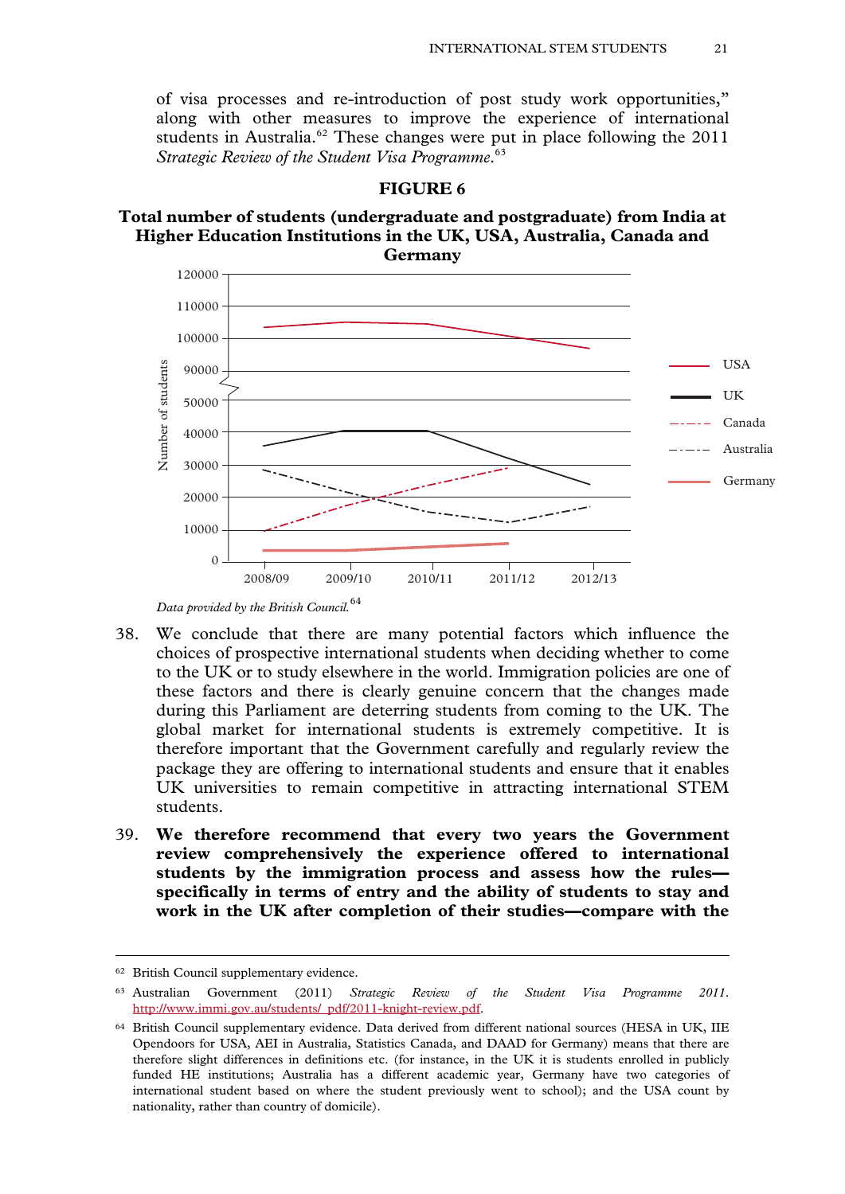of visa processes and re-introduction of post study work opportunities," along with other measures to improve the experience of international students in Australia.[62] These changes were put in place following the 2011 *Strategic Review of the Student Visa Programme*.[63]

**FIGURE 6**

**Total number of students (undergraduate and postgraduate) from India at Higher Education Institutions in the UK, USA, Australia, Canada and Germany**

*Data provided by the British Council.*[64]

38. We conclude that there are many potential factors which influence the choices of prospective international students when deciding whether to come to the UK or to study elsewhere in the world. Immigration policies are one of these factors and there is clearly genuine concern that the changes made during this Parliament are deterring students from coming to the UK. The global market for international students is extremely competitive. It is therefore important that the Government carefully and regularly review the package they are offering to international students and ensure that it enables UK universities to remain competitive in attracting international STEM students.

39. **We therefore recommend that every two years the Government review comprehensively the experience offered to international students by the immigration process and assess how the rules—specifically in terms of entry and the ability of students to stay and work in the UK after completion of their studies—compare with the**

---

[62] British Council supplementary evidence.

[63] Australian Government (2011) *Strategic Review of the Student Visa Programme 2011*. http://www.immi.gov.au/students/_pdf/2011-knight-review.pdf.

[64] British Council supplementary evidence. Data derived from different national sources (HESA in UK, IIE Opendoors for USA, AEI in Australia, Statistics Canada, and DAAD for Germany) means that there are therefore slight differences in definitions etc. (for instance, in the UK it is students enrolled in publicly funded HE institutions; Australia has a different academic year, Germany have two categories of international student based on where the student previously went to school); and the USA count by nationality, rather than country of domicile).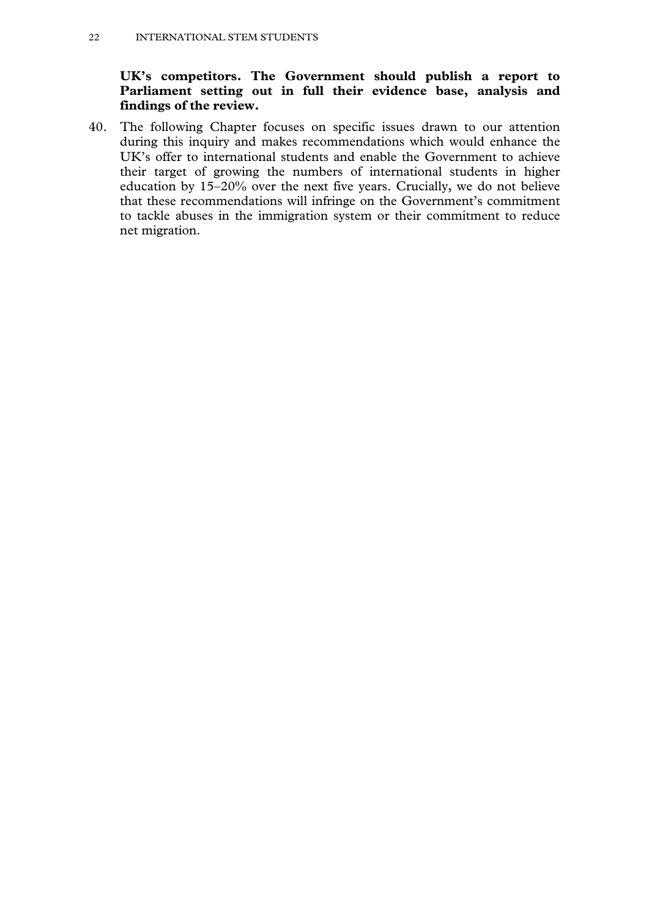**UK's competitors. The Government should publish a report to Parliament setting out in full their evidence base, analysis and findings of the review.**

40. The following Chapter focuses on specific issues drawn to our attention during this inquiry and makes recommendations which would enhance the UK's offer to international students and enable the Government to achieve their target of growing the numbers of international students in higher education by 15–20% over the next five years. Crucially, we do not believe that these recommendations will infringe on the Government's commitment to tackle abuses in the immigration system or their commitment to reduce net migration.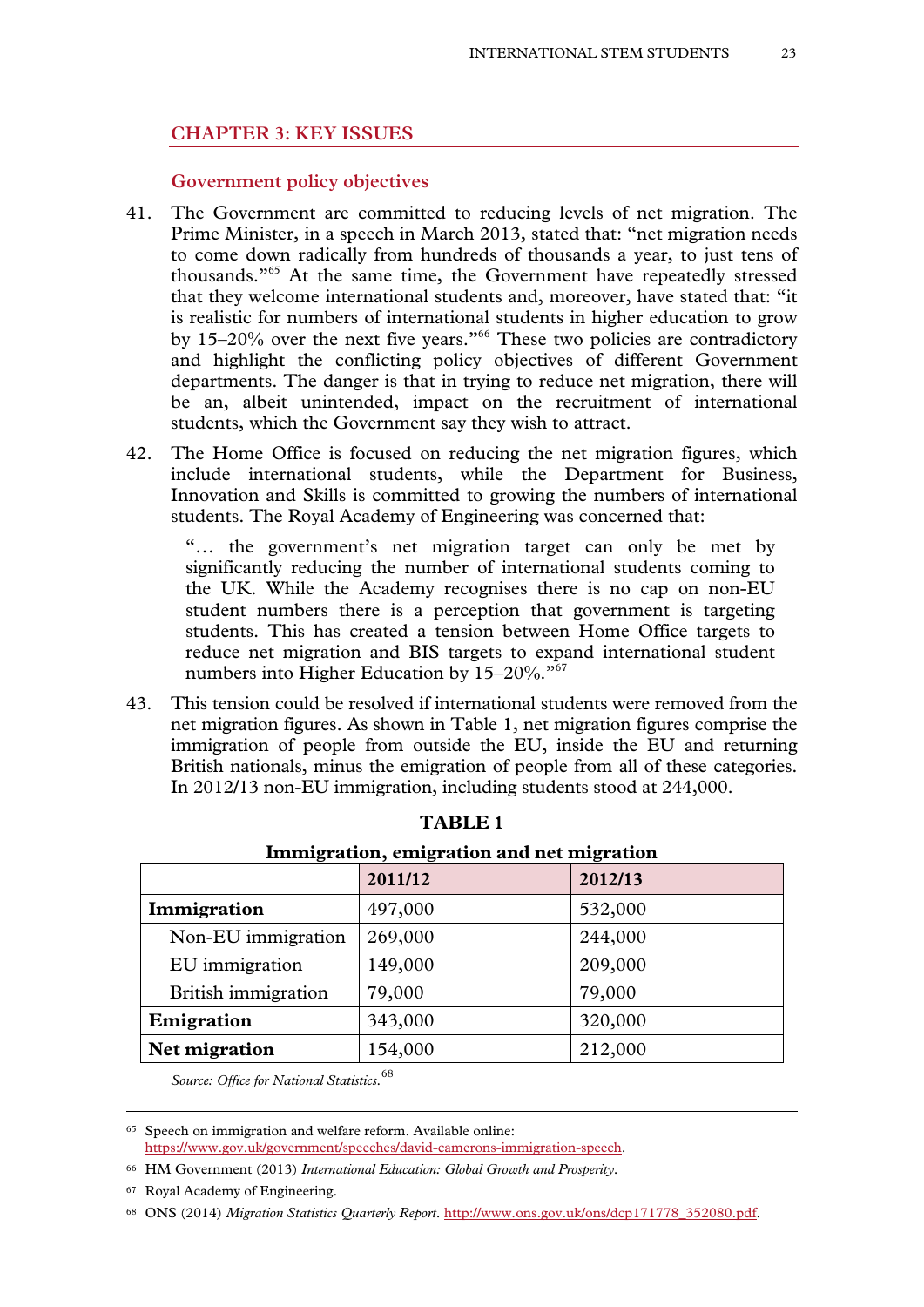## CHAPTER 3: KEY ISSUES

### Government policy objectives

41. The Government are committed to reducing levels of net migration. The Prime Minister, in a speech in March 2013, stated that: "net migration needs to come down radically from hundreds of thousands a year, to just tens of thousands."[65] At the same time, the Government have repeatedly stressed that they welcome international students and, moreover, have stated that: "it is realistic for numbers of international students in higher education to grow by 15–20% over the next five years."[66] These two policies are contradictory and highlight the conflicting policy objectives of different Government departments. The danger is that in trying to reduce net migration, there will be an, albeit unintended, impact on the recruitment of international students, which the Government say they wish to attract.

42. The Home Office is focused on reducing the net migration figures, which include international students, while the Department for Business, Innovation and Skills is committed to growing the numbers of international students. The Royal Academy of Engineering was concerned that:

> "… the government's net migration target can only be met by significantly reducing the number of international students coming to the UK. While the Academy recognises there is no cap on non-EU student numbers there is a perception that government is targeting students. This has created a tension between Home Office targets to reduce net migration and BIS targets to expand international student numbers into Higher Education by 15–20%."[67]

43. This tension could be resolved if international students were removed from the net migration figures. As shown in Table 1, net migration figures comprise the immigration of people from outside the EU, inside the EU and returning British nationals, minus the emigration of people from all of these categories. In 2012/13 non-EU immigration, including students stood at 244,000.

**TABLE 1**

**Immigration, emigration and net migration**

| | 2011/12 | 2012/13 |
|---|---|---|
| **Immigration** | 497,000 | 532,000 |
| Non-EU immigration | 269,000 | 244,000 |
| EU immigration | 149,000 | 209,000 |
| British immigration | 79,000 | 79,000 |
| **Emigration** | 343,000 | 320,000 |
| **Net migration** | 154,000 | 212,000 |

*Source: Office for National Statistics.*[68]

---

65 Speech on immigration and welfare reform. Available online: https://www.gov.uk/government/speeches/david-camerons-immigration-speech.

66 HM Government (2013) *International Education: Global Growth and Prosperity*.

67 Royal Academy of Engineering.

68 ONS (2014) *Migration Statistics Quarterly Report*. http://www.ons.gov.uk/ons/dcp171778_352080.pdf.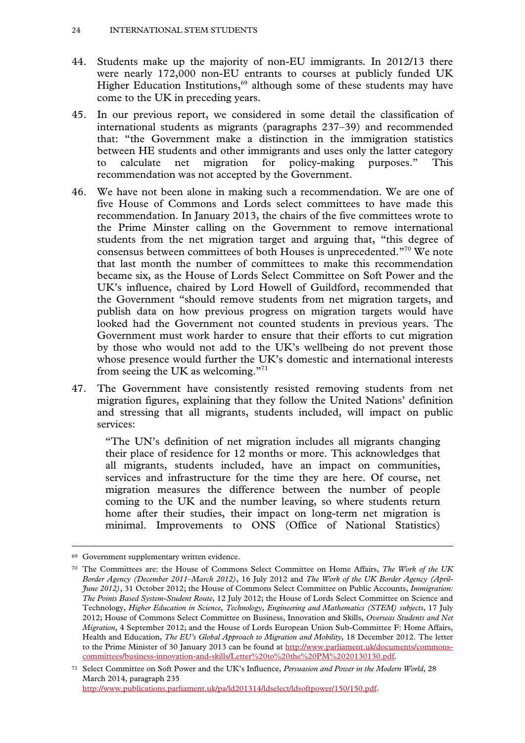44. Students make up the majority of non-EU immigrants. In 2012/13 there were nearly 172,000 non-EU entrants to courses at publicly funded UK Higher Education Institutions,[69] although some of these students may have come to the UK in preceding years.

45. In our previous report, we considered in some detail the classification of international students as migrants (paragraphs 237–39) and recommended that: "the Government make a distinction in the immigration statistics between HE students and other immigrants and uses only the latter category to calculate net migration for policy-making purposes." This recommendation was not accepted by the Government.

46. We have not been alone in making such a recommendation. We are one of five House of Commons and Lords select committees to have made this recommendation. In January 2013, the chairs of the five committees wrote to the Prime Minster calling on the Government to remove international students from the net migration target and arguing that, "this degree of consensus between committees of both Houses is unprecedented."[70] We note that last month the number of committees to make this recommendation became six, as the House of Lords Select Committee on Soft Power and the UK's influence, chaired by Lord Howell of Guildford, recommended that the Government "should remove students from net migration targets, and publish data on how previous progress on migration targets would have looked had the Government not counted students in previous years. The Government must work harder to ensure that their efforts to cut migration by those who would not add to the UK's wellbeing do not prevent those whose presence would further the UK's domestic and international interests from seeing the UK as welcoming."[71]

47. The Government have consistently resisted removing students from net migration figures, explaining that they follow the United Nations' definition and stressing that all migrants, students included, will impact on public services:

> "The UN's definition of net migration includes all migrants changing their place of residence for 12 months or more. This acknowledges that all migrants, students included, have an impact on communities, services and infrastructure for the time they are here. Of course, net migration measures the difference between the number of people coming to the UK and the number leaving, so where students return home after their studies, their impact on long-term net migration is minimal. Improvements to ONS (Office of National Statistics)

---

[69] Government supplementary written evidence.

[70] The Committees are: the House of Commons Select Committee on Home Affairs, *The Work of the UK Border Agency (December 2011–March 2012)*, 16 July 2012 and *The Work of the UK Border Agency (April-June 2012)*, 31 October 2012; the House of Commons Select Committee on Public Accounts, *Immigration: The Points Based System-Student Route*, 12 July 2012; the House of Lords Select Committee on Science and Technology, *Higher Education in Science, Technology, Engineering and Mathematics (STEM) subjects*, 17 July 2012; House of Commons Select Committee on Business, Innovation and Skills, *Overseas Students and Net Migration*, 4 September 2012; and the House of Lords European Union Sub-Committee F: Home Affairs, Health and Education, *The EU's Global Approach to Migration and Mobility*, 18 December 2012. The letter to the Prime Minister of 30 January 2013 can be found at http://www.parliament.uk/documents/commons-committees/business-innovation-and-skills/Letter%20to%20the%20PM%2020130130.pdf.

[71] Select Committee on Soft Power and the UK's Influence, *Persuasion and Power in the Modern World*, 28 March 2014, paragraph 235 http://www.publications.parliament.uk/pa/ld201314/ldselect/ldsoftpower/150/150.pdf.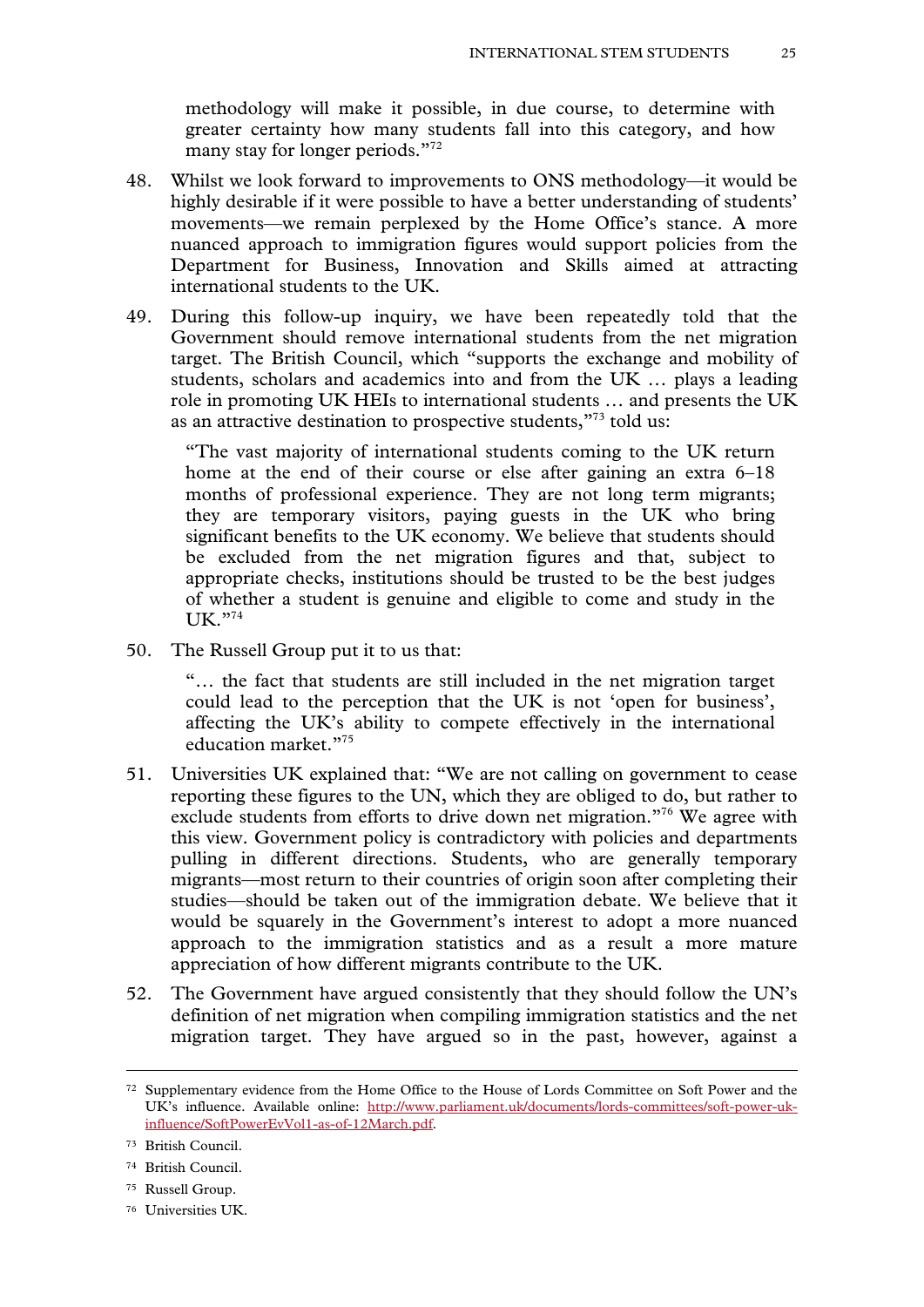methodology will make it possible, in due course, to determine with greater certainty how many students fall into this category, and how many stay for longer periods."[72]

48. Whilst we look forward to improvements to ONS methodology—it would be highly desirable if it were possible to have a better understanding of students' movements—we remain perplexed by the Home Office's stance. A more nuanced approach to immigration figures would support policies from the Department for Business, Innovation and Skills aimed at attracting international students to the UK.

49. During this follow-up inquiry, we have been repeatedly told that the Government should remove international students from the net migration target. The British Council, which "supports the exchange and mobility of students, scholars and academics into and from the UK … plays a leading role in promoting UK HEIs to international students … and presents the UK as an attractive destination to prospective students,"[73] told us:

> "The vast majority of international students coming to the UK return home at the end of their course or else after gaining an extra 6–18 months of professional experience. They are not long term migrants; they are temporary visitors, paying guests in the UK who bring significant benefits to the UK economy. We believe that students should be excluded from the net migration figures and that, subject to appropriate checks, institutions should be trusted to be the best judges of whether a student is genuine and eligible to come and study in the UK."[74]

50. The Russell Group put it to us that:

> "… the fact that students are still included in the net migration target could lead to the perception that the UK is not 'open for business', affecting the UK's ability to compete effectively in the international education market."[75]

51. Universities UK explained that: "We are not calling on government to cease reporting these figures to the UN, which they are obliged to do, but rather to exclude students from efforts to drive down net migration."[76] We agree with this view. Government policy is contradictory with policies and departments pulling in different directions. Students, who are generally temporary migrants—most return to their countries of origin soon after completing their studies—should be taken out of the immigration debate. We believe that it would be squarely in the Government's interest to adopt a more nuanced approach to the immigration statistics and as a result a more mature appreciation of how different migrants contribute to the UK.

52. The Government have argued consistently that they should follow the UN's definition of net migration when compiling immigration statistics and the net migration target. They have argued so in the past, however, against a

---

[72] Supplementary evidence from the Home Office to the House of Lords Committee on Soft Power and the UK's influence. Available online: [http://www.parliament.uk/documents/lords-committees/soft-power-uk-influence/SoftPowerEvVol1-as-of-12March.pdf](http://www.parliament.uk/documents/lords-committees/soft-power-uk-influence/SoftPowerEvVol1-as-of-12March.pdf).

[73] British Council.

[74] British Council.

[75] Russell Group.

[76] Universities UK.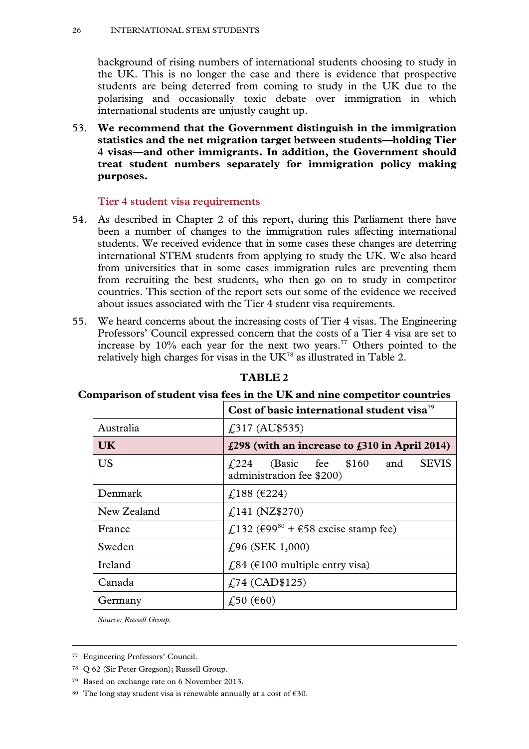background of rising numbers of international students choosing to study in the UK. This is no longer the case and there is evidence that prospective students are being deterred from coming to study in the UK due to the polarising and occasionally toxic debate over immigration in which international students are unjustly caught up.

53. **We recommend that the Government distinguish in the immigration statistics and the net migration target between students—holding Tier 4 visas—and other immigrants. In addition, the Government should treat student numbers separately for immigration policy making purposes.**

### Tier 4 student visa requirements

54. As described in Chapter 2 of this report, during this Parliament there have been a number of changes to the immigration rules affecting international students. We received evidence that in some cases these changes are deterring international STEM students from applying to study the UK. We also heard from universities that in some cases immigration rules are preventing them from recruiting the best students, who then go on to study in competitor countries. This section of the report sets out some of the evidence we received about issues associated with the Tier 4 student visa requirements.

55. We heard concerns about the increasing costs of Tier 4 visas. The Engineering Professors' Council expressed concern that the costs of a Tier 4 visa are set to increase by 10% each year for the next two years.[77] Others pointed to the relatively high charges for visas in the UK[78] as illustrated in Table 2.

**TABLE 2**

**Comparison of student visa fees in the UK and nine competitor countries**

| | Cost of basic international student visa[79] |
|---|---|
| Australia | £317 (AU$535) |
| **UK** | **£298 (with an increase to £310 in April 2014)** |
| US | £224 (Basic fee $160 and SEVIS administration fee $200) |
| Denmark | £188 (€224) |
| New Zealand | £141 (NZ$270) |
| France | £132 (€99[80] + €58 excise stamp fee) |
| Sweden | £96 (SEK 1,000) |
| Ireland | £84 (€100 multiple entry visa) |
| Canada | £74 (CAD$125) |
| Germany | £50 (€60) |

*Source: Russell Group.*

---

77 Engineering Professors' Council.

78 Q 62 (Sir Peter Gregson); Russell Group.

79 Based on exchange rate on 6 November 2013.

80 The long stay student visa is renewable annually at a cost of €30.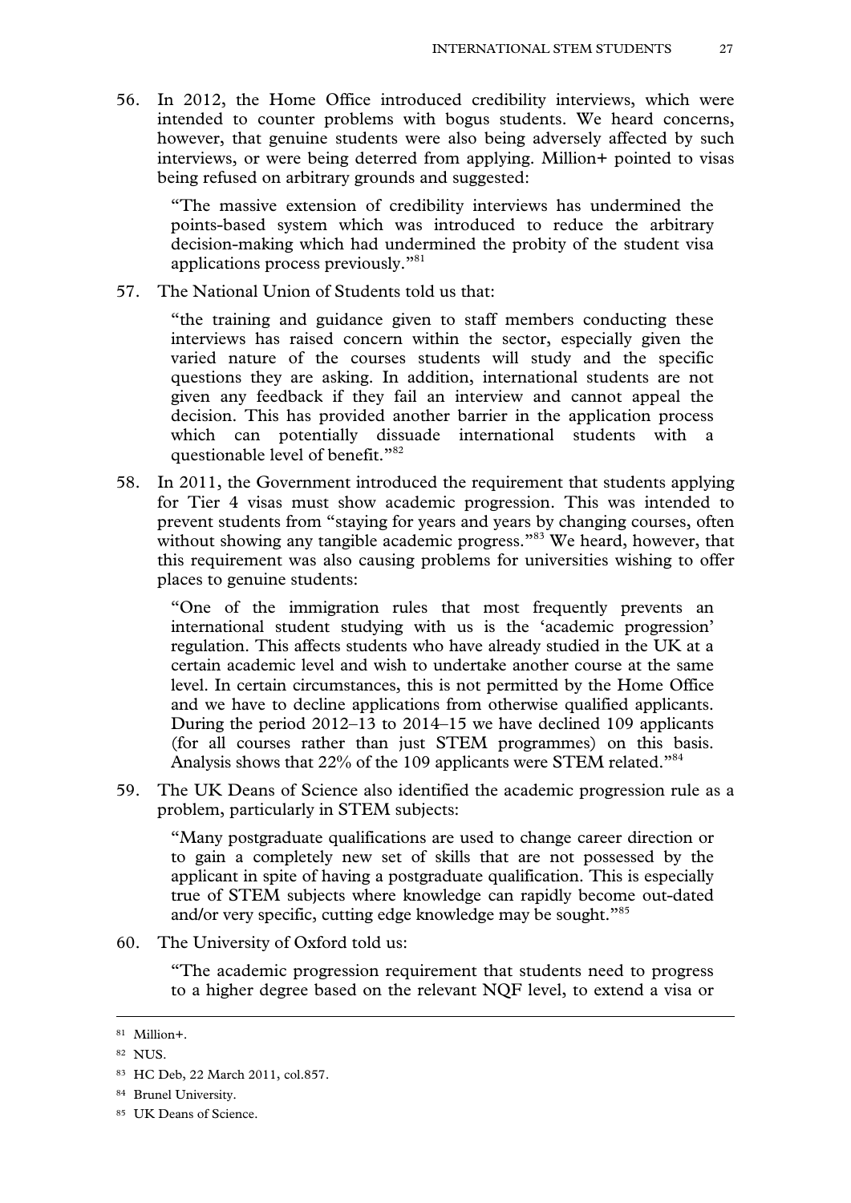56. In 2012, the Home Office introduced credibility interviews, which were intended to counter problems with bogus students. We heard concerns, however, that genuine students were also being adversely affected by such interviews, or were being deterred from applying. Million+ pointed to visas being refused on arbitrary grounds and suggested:

> "The massive extension of credibility interviews has undermined the points-based system which was introduced to reduce the arbitrary decision-making which had undermined the probity of the student visa applications process previously."[81]

57. The National Union of Students told us that:

> "the training and guidance given to staff members conducting these interviews has raised concern within the sector, especially given the varied nature of the courses students will study and the specific questions they are asking. In addition, international students are not given any feedback if they fail an interview and cannot appeal the decision. This has provided another barrier in the application process which can potentially dissuade international students with a questionable level of benefit."[82]

58. In 2011, the Government introduced the requirement that students applying for Tier 4 visas must show academic progression. This was intended to prevent students from "staying for years and years by changing courses, often without showing any tangible academic progress."[83] We heard, however, that this requirement was also causing problems for universities wishing to offer places to genuine students:

> "One of the immigration rules that most frequently prevents an international student studying with us is the 'academic progression' regulation. This affects students who have already studied in the UK at a certain academic level and wish to undertake another course at the same level. In certain circumstances, this is not permitted by the Home Office and we have to decline applications from otherwise qualified applicants. During the period 2012–13 to 2014–15 we have declined 109 applicants (for all courses rather than just STEM programmes) on this basis. Analysis shows that 22% of the 109 applicants were STEM related."[84]

59. The UK Deans of Science also identified the academic progression rule as a problem, particularly in STEM subjects:

> "Many postgraduate qualifications are used to change career direction or to gain a completely new set of skills that are not possessed by the applicant in spite of having a postgraduate qualification. This is especially true of STEM subjects where knowledge can rapidly become out-dated and/or very specific, cutting edge knowledge may be sought."[85]

60. The University of Oxford told us:

> "The academic progression requirement that students need to progress to a higher degree based on the relevant NQF level, to extend a visa or

---

[81] Million+.

[82] NUS.

[83] HC Deb, 22 March 2011, col.857.

[84] Brunel University.

[85] UK Deans of Science.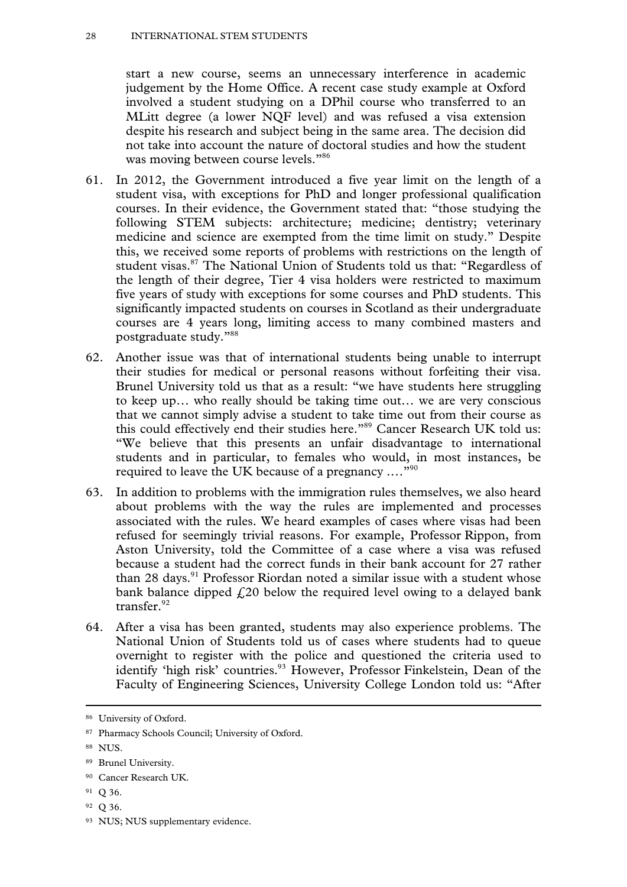start a new course, seems an unnecessary interference in academic judgement by the Home Office. A recent case study example at Oxford involved a student studying on a DPhil course who transferred to an MLitt degree (a lower NQF level) and was refused a visa extension despite his research and subject being in the same area. The decision did not take into account the nature of doctoral studies and how the student was moving between course levels."[86]

61. In 2012, the Government introduced a five year limit on the length of a student visa, with exceptions for PhD and longer professional qualification courses. In their evidence, the Government stated that: "those studying the following STEM subjects: architecture; medicine; dentistry; veterinary medicine and science are exempted from the time limit on study." Despite this, we received some reports of problems with restrictions on the length of student visas.[87] The National Union of Students told us that: "Regardless of the length of their degree, Tier 4 visa holders were restricted to maximum five years of study with exceptions for some courses and PhD students. This significantly impacted students on courses in Scotland as their undergraduate courses are 4 years long, limiting access to many combined masters and postgraduate study."[88]

62. Another issue was that of international students being unable to interrupt their studies for medical or personal reasons without forfeiting their visa. Brunel University told us that as a result: "we have students here struggling to keep up… who really should be taking time out… we are very conscious that we cannot simply advise a student to take time out from their course as this could effectively end their studies here."[89] Cancer Research UK told us: "We believe that this presents an unfair disadvantage to international students and in particular, to females who would, in most instances, be required to leave the UK because of a pregnancy …."[90]

63. In addition to problems with the immigration rules themselves, we also heard about problems with the way the rules are implemented and processes associated with the rules. We heard examples of cases where visas had been refused for seemingly trivial reasons. For example, Professor Rippon, from Aston University, told the Committee of a case where a visa was refused because a student had the correct funds in their bank account for 27 rather than 28 days.[91] Professor Riordan noted a similar issue with a student whose bank balance dipped £20 below the required level owing to a delayed bank transfer.[92]

64. After a visa has been granted, students may also experience problems. The National Union of Students told us of cases where students had to queue overnight to register with the police and questioned the criteria used to identify 'high risk' countries.[93] However, Professor Finkelstein, Dean of the Faculty of Engineering Sciences, University College London told us: "After

---

[86] University of Oxford.

[87] Pharmacy Schools Council; University of Oxford.

[88] NUS.

[89] Brunel University.

[90] Cancer Research UK.

[91] Q 36.

[92] Q 36.

[93] NUS; NUS supplementary evidence.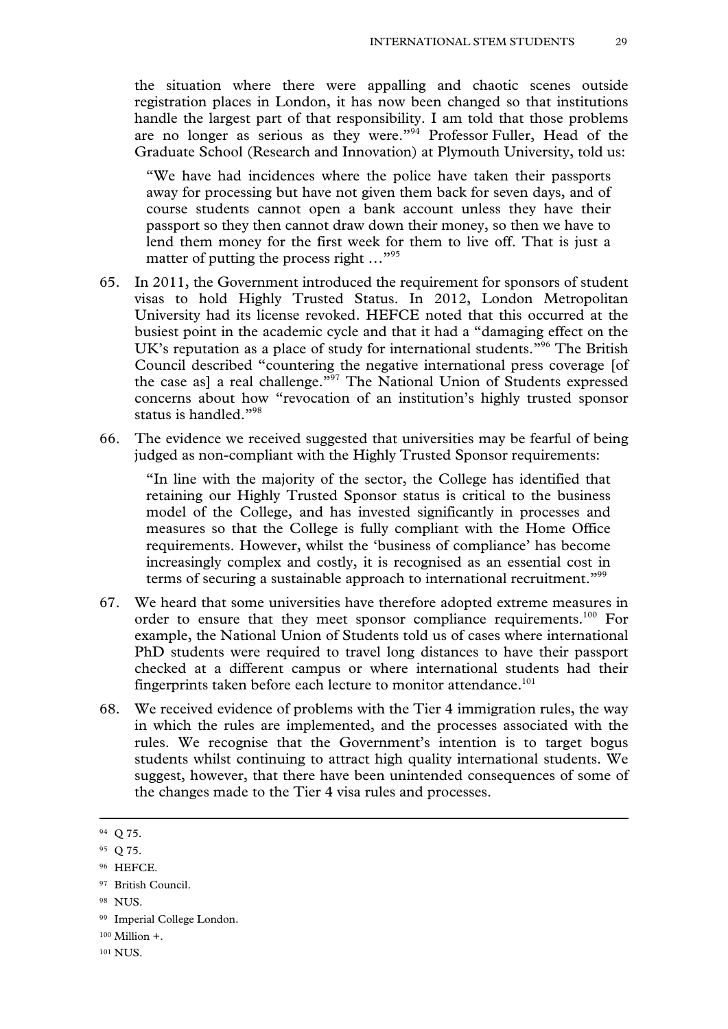the situation where there were appalling and chaotic scenes outside registration places in London, it has now been changed so that institutions handle the largest part of that responsibility. I am told that those problems are no longer as serious as they were."[94] Professor Fuller, Head of the Graduate School (Research and Innovation) at Plymouth University, told us:

> "We have had incidences where the police have taken their passports away for processing but have not given them back for seven days, and of course students cannot open a bank account unless they have their passport so they then cannot draw down their money, so then we have to lend them money for the first week for them to live off. That is just a matter of putting the process right …"[95]

65. In 2011, the Government introduced the requirement for sponsors of student visas to hold Highly Trusted Status. In 2012, London Metropolitan University had its license revoked. HEFCE noted that this occurred at the busiest point in the academic cycle and that it had a "damaging effect on the UK's reputation as a place of study for international students."[96] The British Council described "countering the negative international press coverage [of the case as] a real challenge."[97] The National Union of Students expressed concerns about how "revocation of an institution's highly trusted sponsor status is handled."[98]

66. The evidence we received suggested that universities may be fearful of being judged as non-compliant with the Highly Trusted Sponsor requirements:

> "In line with the majority of the sector, the College has identified that retaining our Highly Trusted Sponsor status is critical to the business model of the College, and has invested significantly in processes and measures so that the College is fully compliant with the Home Office requirements. However, whilst the 'business of compliance' has become increasingly complex and costly, it is recognised as an essential cost in terms of securing a sustainable approach to international recruitment."[99]

67. We heard that some universities have therefore adopted extreme measures in order to ensure that they meet sponsor compliance requirements.[100] For example, the National Union of Students told us of cases where international PhD students were required to travel long distances to have their passport checked at a different campus or where international students had their fingerprints taken before each lecture to monitor attendance.[101]

68. We received evidence of problems with the Tier 4 immigration rules, the way in which the rules are implemented, and the processes associated with the rules. We recognise that the Government's intention is to target bogus students whilst continuing to attract high quality international students. We suggest, however, that there have been unintended consequences of some of the changes made to the Tier 4 visa rules and processes.

---

[94] Q 75.

[95] Q 75.

[96] HEFCE.

[97] British Council.

[98] NUS.

[99] Imperial College London.

[100] Million +.

[101] NUS.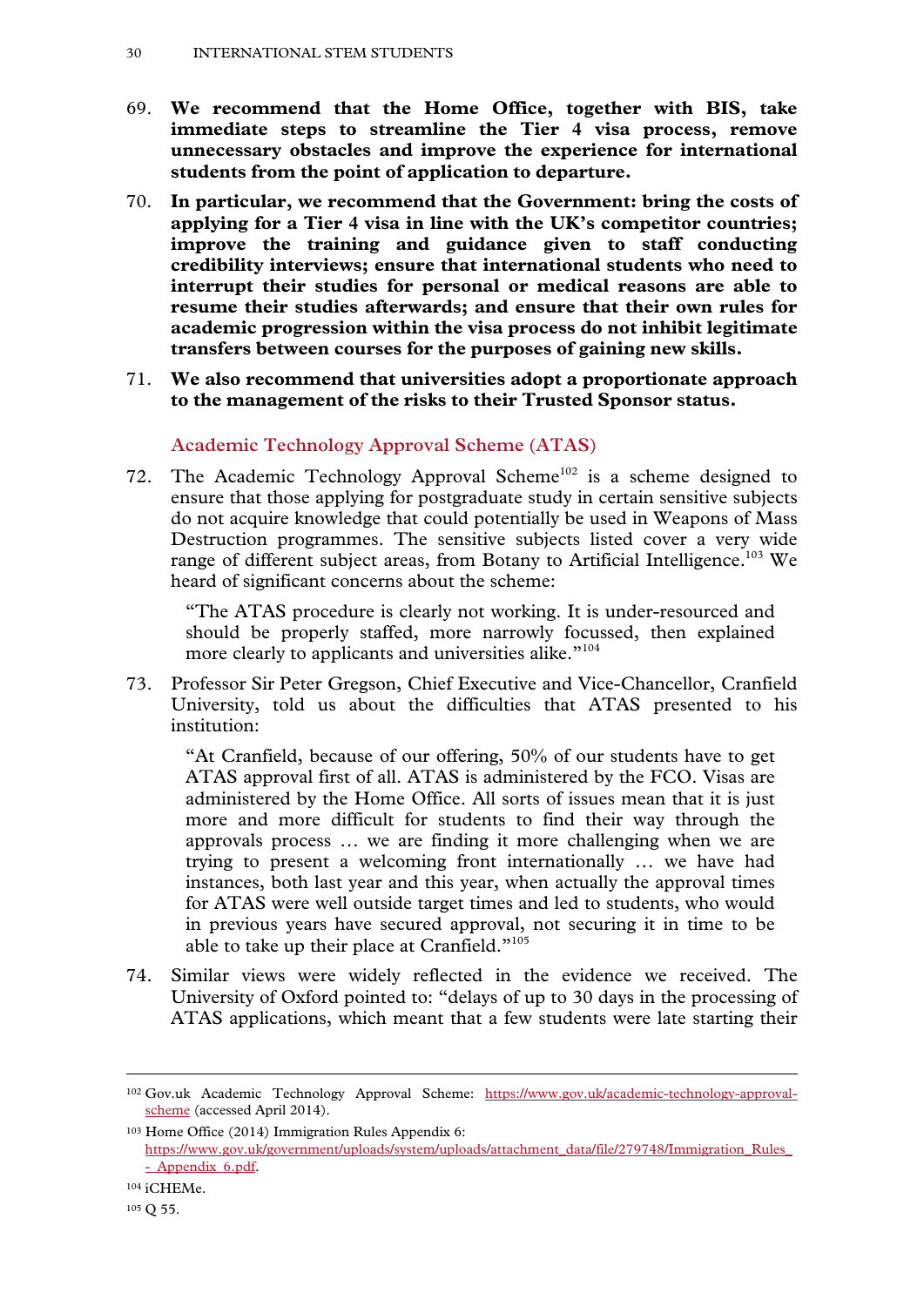69. **We recommend that the Home Office, together with BIS, take immediate steps to streamline the Tier 4 visa process, remove unnecessary obstacles and improve the experience for international students from the point of application to departure.**

70. **In particular, we recommend that the Government: bring the costs of applying for a Tier 4 visa in line with the UK's competitor countries; improve the training and guidance given to staff conducting credibility interviews; ensure that international students who need to interrupt their studies for personal or medical reasons are able to resume their studies afterwards; and ensure that their own rules for academic progression within the visa process do not inhibit legitimate transfers between courses for the purposes of gaining new skills.**

71. **We also recommend that universities adopt a proportionate approach to the management of the risks to their Trusted Sponsor status.**

### Academic Technology Approval Scheme (ATAS)

72. The Academic Technology Approval Scheme[102] is a scheme designed to ensure that those applying for postgraduate study in certain sensitive subjects do not acquire knowledge that could potentially be used in Weapons of Mass Destruction programmes. The sensitive subjects listed cover a very wide range of different subject areas, from Botany to Artificial Intelligence.[103] We heard of significant concerns about the scheme:

> "The ATAS procedure is clearly not working. It is under-resourced and should be properly staffed, more narrowly focussed, then explained more clearly to applicants and universities alike."[104]

73. Professor Sir Peter Gregson, Chief Executive and Vice-Chancellor, Cranfield University, told us about the difficulties that ATAS presented to his institution:

> "At Cranfield, because of our offering, 50% of our students have to get ATAS approval first of all. ATAS is administered by the FCO. Visas are administered by the Home Office. All sorts of issues mean that it is just more and more difficult for students to find their way through the approvals process … we are finding it more challenging when we are trying to present a welcoming front internationally … we have had instances, both last year and this year, when actually the approval times for ATAS were well outside target times and led to students, who would in previous years have secured approval, not securing it in time to be able to take up their place at Cranfield."[105]

74. Similar views were widely reflected in the evidence we received. The University of Oxford pointed to: "delays of up to 30 days in the processing of ATAS applications, which meant that a few students were late starting their

---

[102] Gov.uk Academic Technology Approval Scheme: https://www.gov.uk/academic-technology-approval-scheme (accessed April 2014).

[103] Home Office (2014) Immigration Rules Appendix 6: https://www.gov.uk/government/uploads/system/uploads/attachment_data/file/279748/Immigration_Rules_-_Appendix_6.pdf.

[104] iCHEMe.

[105] Q 55.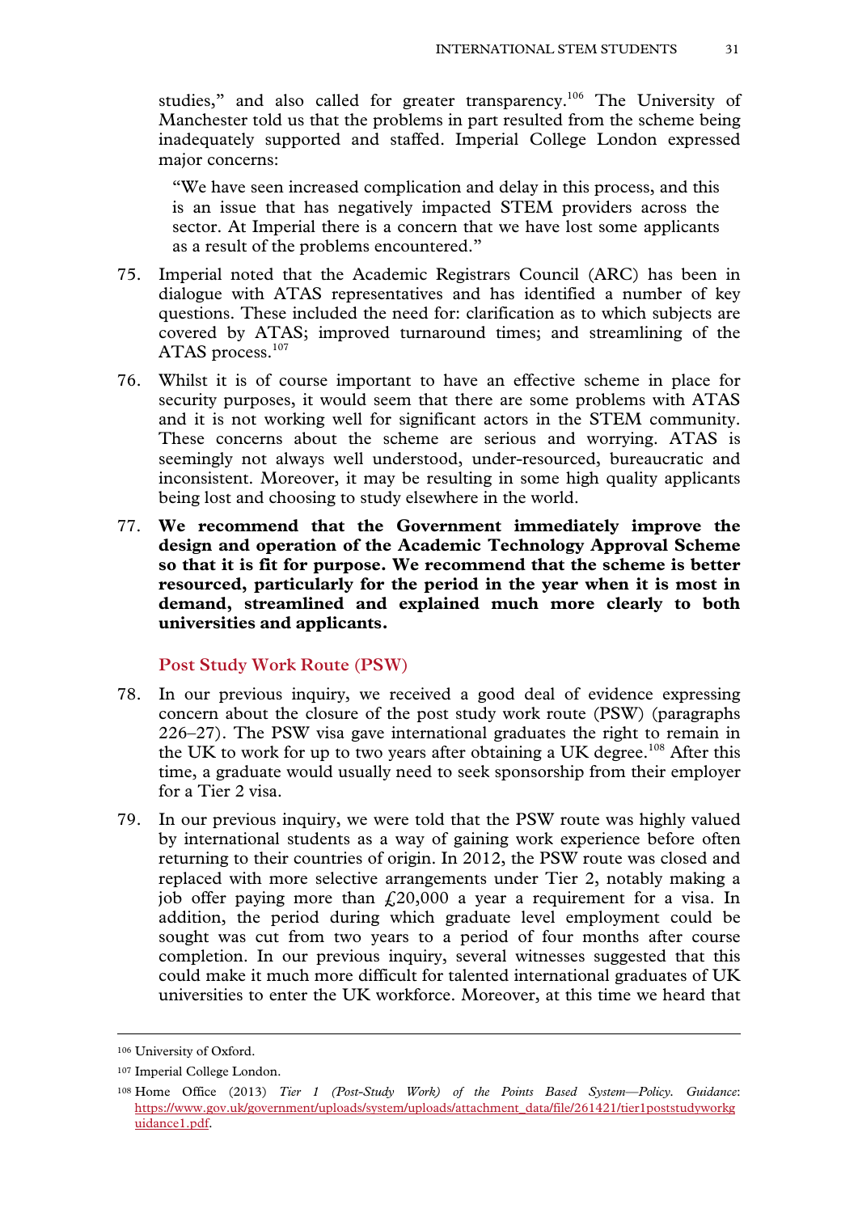studies," and also called for greater transparency.[106] The University of Manchester told us that the problems in part resulted from the scheme being inadequately supported and staffed. Imperial College London expressed major concerns:

> "We have seen increased complication and delay in this process, and this is an issue that has negatively impacted STEM providers across the sector. At Imperial there is a concern that we have lost some applicants as a result of the problems encountered."

75. Imperial noted that the Academic Registrars Council (ARC) has been in dialogue with ATAS representatives and has identified a number of key questions. These included the need for: clarification as to which subjects are covered by ATAS; improved turnaround times; and streamlining of the ATAS process.[107]

76. Whilst it is of course important to have an effective scheme in place for security purposes, it would seem that there are some problems with ATAS and it is not working well for significant actors in the STEM community. These concerns about the scheme are serious and worrying. ATAS is seemingly not always well understood, under-resourced, bureaucratic and inconsistent. Moreover, it may be resulting in some high quality applicants being lost and choosing to study elsewhere in the world.

77. **We recommend that the Government immediately improve the design and operation of the Academic Technology Approval Scheme so that it is fit for purpose. We recommend that the scheme is better resourced, particularly for the period in the year when it is most in demand, streamlined and explained much more clearly to both universities and applicants.**

### Post Study Work Route (PSW)

78. In our previous inquiry, we received a good deal of evidence expressing concern about the closure of the post study work route (PSW) (paragraphs 226–27). The PSW visa gave international graduates the right to remain in the UK to work for up to two years after obtaining a UK degree.[108] After this time, a graduate would usually need to seek sponsorship from their employer for a Tier 2 visa.

79. In our previous inquiry, we were told that the PSW route was highly valued by international students as a way of gaining work experience before often returning to their countries of origin. In 2012, the PSW route was closed and replaced with more selective arrangements under Tier 2, notably making a job offer paying more than £20,000 a year a requirement for a visa. In addition, the period during which graduate level employment could be sought was cut from two years to a period of four months after course completion. In our previous inquiry, several witnesses suggested that this could make it much more difficult for talented international graduates of UK universities to enter the UK workforce. Moreover, at this time we heard that

---

106 University of Oxford.

107 Imperial College London.

108 Home Office (2013) *Tier 1 (Post-Study Work) of the Points Based System—Policy. Guidance*: https://www.gov.uk/government/uploads/system/uploads/attachment_data/file/261421/tier1poststudyworkguidance1.pdf.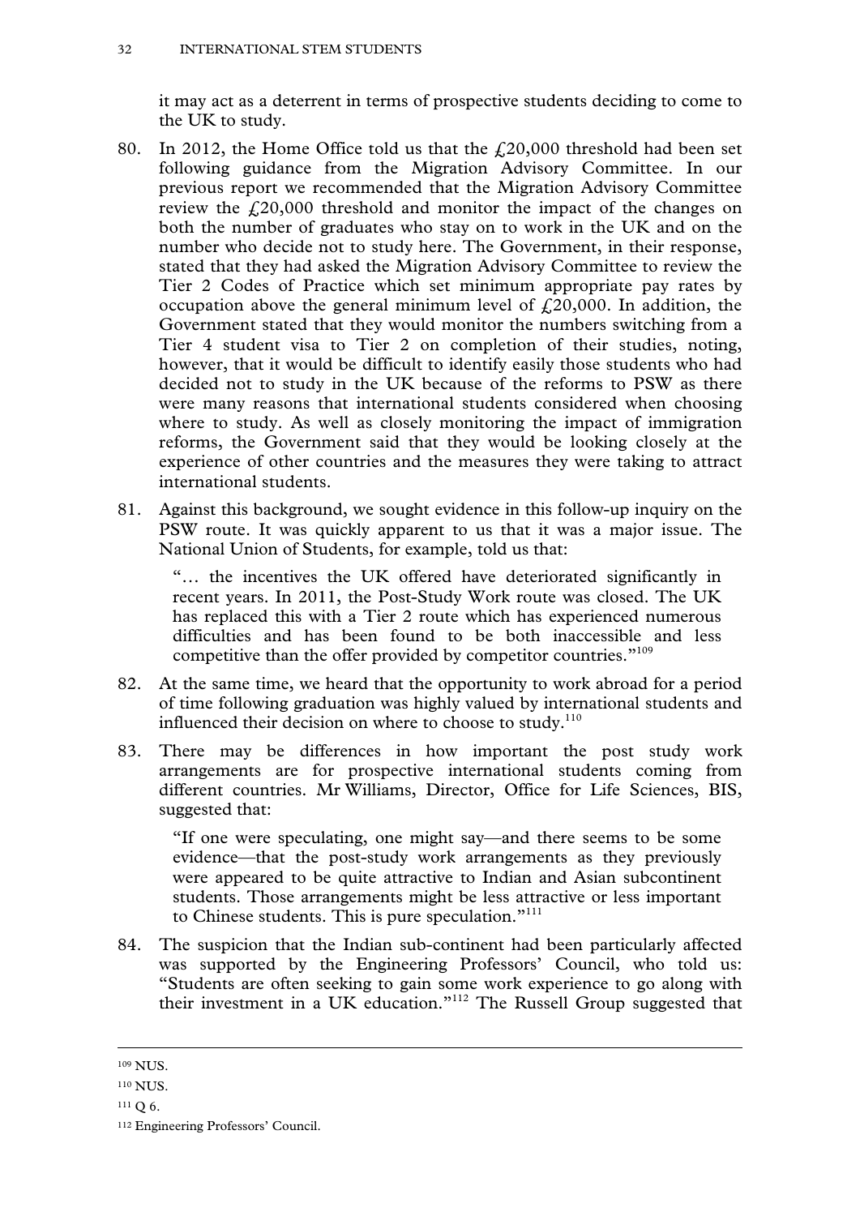it may act as a deterrent in terms of prospective students deciding to come to the UK to study.

80. In 2012, the Home Office told us that the £20,000 threshold had been set following guidance from the Migration Advisory Committee. In our previous report we recommended that the Migration Advisory Committee review the £20,000 threshold and monitor the impact of the changes on both the number of graduates who stay on to work in the UK and on the number who decide not to study here. The Government, in their response, stated that they had asked the Migration Advisory Committee to review the Tier 2 Codes of Practice which set minimum appropriate pay rates by occupation above the general minimum level of £20,000. In addition, the Government stated that they would monitor the numbers switching from a Tier 4 student visa to Tier 2 on completion of their studies, noting, however, that it would be difficult to identify easily those students who had decided not to study in the UK because of the reforms to PSW as there were many reasons that international students considered when choosing where to study. As well as closely monitoring the impact of immigration reforms, the Government said that they would be looking closely at the experience of other countries and the measures they were taking to attract international students.

81. Against this background, we sought evidence in this follow-up inquiry on the PSW route. It was quickly apparent to us that it was a major issue. The National Union of Students, for example, told us that:

> "… the incentives the UK offered have deteriorated significantly in recent years. In 2011, the Post-Study Work route was closed. The UK has replaced this with a Tier 2 route which has experienced numerous difficulties and has been found to be both inaccessible and less competitive than the offer provided by competitor countries."[109]

82. At the same time, we heard that the opportunity to work abroad for a period of time following graduation was highly valued by international students and influenced their decision on where to choose to study.[110]

83. There may be differences in how important the post study work arrangements are for prospective international students coming from different countries. Mr Williams, Director, Office for Life Sciences, BIS, suggested that:

> "If one were speculating, one might say—and there seems to be some evidence—that the post-study work arrangements as they previously were appeared to be quite attractive to Indian and Asian subcontinent students. Those arrangements might be less attractive or less important to Chinese students. This is pure speculation."[111]

84. The suspicion that the Indian sub-continent had been particularly affected was supported by the Engineering Professors' Council, who told us: "Students are often seeking to gain some work experience to go along with their investment in a UK education."[112] The Russell Group suggested that

---

[109] NUS.

[110] NUS.

[111] Q 6.

[112] Engineering Professors' Council.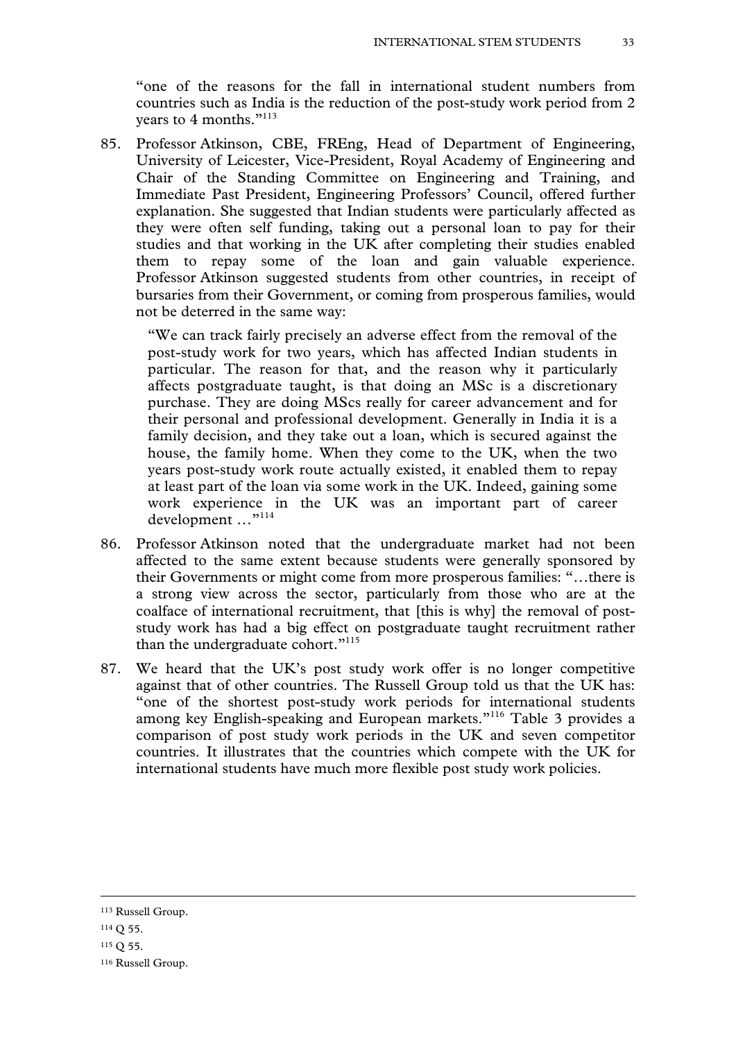"one of the reasons for the fall in international student numbers from countries such as India is the reduction of the post-study work period from 2 years to 4 months."[113]

85. Professor Atkinson, CBE, FREng, Head of Department of Engineering, University of Leicester, Vice-President, Royal Academy of Engineering and Chair of the Standing Committee on Engineering and Training, and Immediate Past President, Engineering Professors' Council, offered further explanation. She suggested that Indian students were particularly affected as they were often self funding, taking out a personal loan to pay for their studies and that working in the UK after completing their studies enabled them to repay some of the loan and gain valuable experience. Professor Atkinson suggested students from other countries, in receipt of bursaries from their Government, or coming from prosperous families, would not be deterred in the same way:

> "We can track fairly precisely an adverse effect from the removal of the post-study work for two years, which has affected Indian students in particular. The reason for that, and the reason why it particularly affects postgraduate taught, is that doing an MSc is a discretionary purchase. They are doing MScs really for career advancement and for their personal and professional development. Generally in India it is a family decision, and they take out a loan, which is secured against the house, the family home. When they come to the UK, when the two years post-study work route actually existed, it enabled them to repay at least part of the loan via some work in the UK. Indeed, gaining some work experience in the UK was an important part of career development …"[114]

86. Professor Atkinson noted that the undergraduate market had not been affected to the same extent because students were generally sponsored by their Governments or might come from more prosperous families: "…there is a strong view across the sector, particularly from those who are at the coalface of international recruitment, that [this is why] the removal of post-study work has had a big effect on postgraduate taught recruitment rather than the undergraduate cohort."[115]

87. We heard that the UK's post study work offer is no longer competitive against that of other countries. The Russell Group told us that the UK has: "one of the shortest post-study work periods for international students among key English-speaking and European markets."[116] Table 3 provides a comparison of post study work periods in the UK and seven competitor countries. It illustrates that the countries which compete with the UK for international students have much more flexible post study work policies.

---

[113] Russell Group.

[114] Q 55.

[115] Q 55.

[116] Russell Group.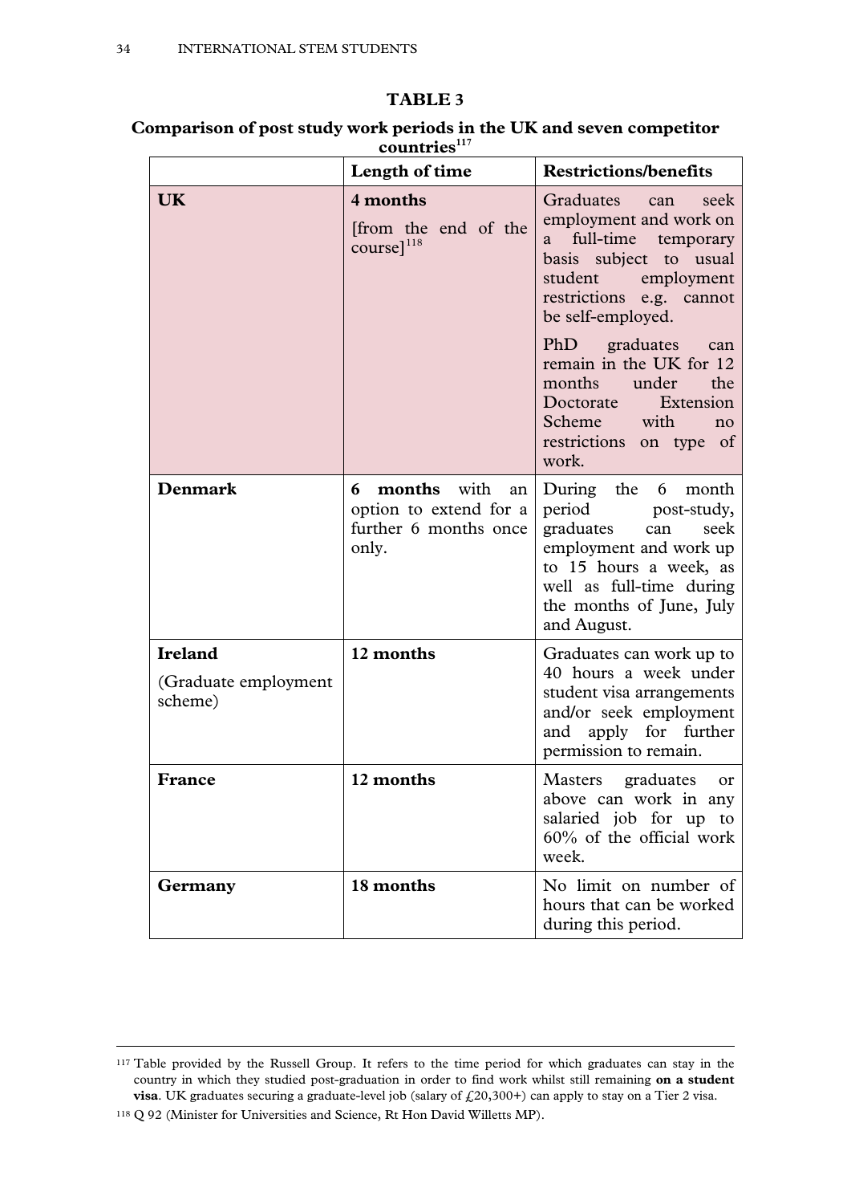**TABLE 3**

**Comparison of post study work periods in the UK and seven competitor countries**[117]

| | **Length of time** | **Restrictions/benefits** |
|---|---|---|
| **UK** | **4 months** [from the end of the course][118] | Graduates can seek employment and work on a full-time temporary basis subject to usual student employment restrictions e.g. cannot be self-employed. PhD graduates can remain in the UK for 12 months under the Doctorate Extension Scheme with no restrictions on type of work. |
| **Denmark** | **6 months** with an option to extend for a further 6 months once only. | During the 6 month period post-study, graduates can seek employment and work up to 15 hours a week, as well as full-time during the months of June, July and August. |
| **Ireland** (Graduate employment scheme) | **12 months** | Graduates can work up to 40 hours a week under student visa arrangements and/or seek employment and apply for further permission to remain. |
| **France** | **12 months** | Masters graduates or above can work in any salaried job for up to 60% of the official work week. |
| **Germany** | **18 months** | No limit on number of hours that can be worked during this period. |

[117] Table provided by the Russell Group. It refers to the time period for which graduates can stay in the country in which they studied post-graduation in order to find work whilst still remaining **on a student visa**. UK graduates securing a graduate-level job (salary of £20,300+) can apply to stay on a Tier 2 visa.

[118] Q 92 (Minister for Universities and Science, Rt Hon David Willetts MP).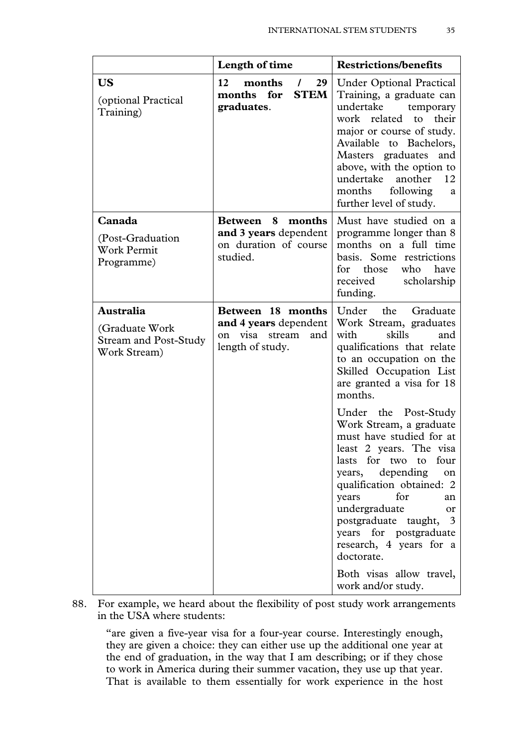| | Length of time | Restrictions/benefits |
|---|---|---|
| **US** (optional Practical Training) | **12 months / 29 months for STEM graduates**. | Under Optional Practical Training, a graduate can undertake temporary work related to their major or course of study. Available to Bachelors, Masters graduates and above, with the option to undertake another 12 months following a further level of study. |
| **Canada** (Post-Graduation Work Permit Programme) | **Between 8 months and 3 years** dependent on duration of course studied. | Must have studied on a programme longer than 8 months on a full time basis. Some restrictions for those who have received scholarship funding. |
| **Australia** (Graduate Work Stream and Post-Study Work Stream) | **Between 18 months and 4 years** dependent on visa stream and length of study. | Under the Graduate Work Stream, graduates with skills and qualifications that relate to an occupation on the Skilled Occupation List are granted a visa for 18 months. Under the Post-Study Work Stream, a graduate must have studied for at least 2 years. The visa lasts for two to four years, depending on qualification obtained: 2 years for an undergraduate or postgraduate taught, 3 years for postgraduate research, 4 years for a doctorate. Both visas allow travel, work and/or study. |

88. For example, we heard about the flexibility of post study work arrangements in the USA where students:

> "are given a five-year visa for a four-year course. Interestingly enough, they are given a choice: they can either use up the additional one year at the end of graduation, in the way that I am describing; or if they chose to work in America during their summer vacation, they use up that year. That is available to them essentially for work experience in the host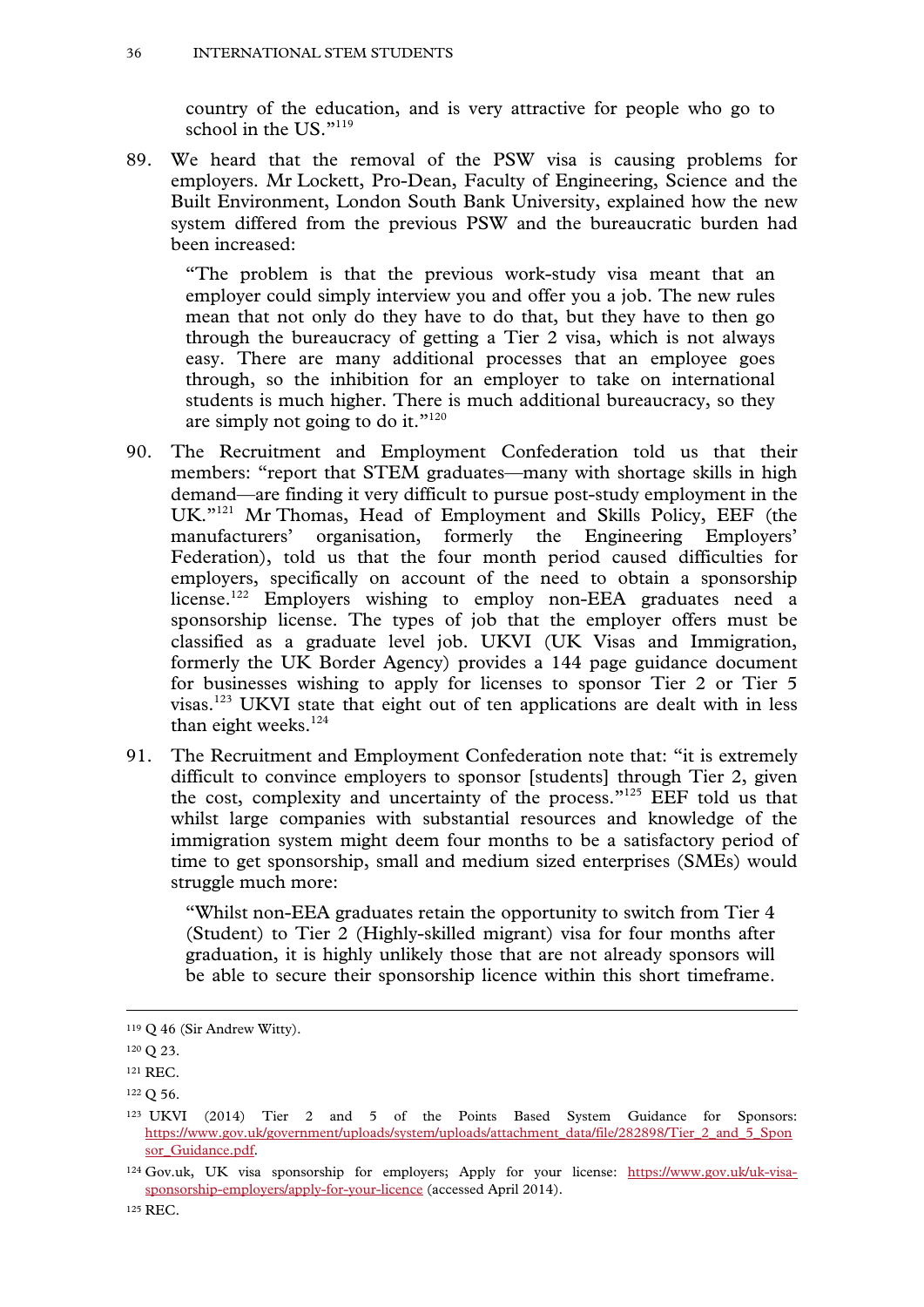country of the education, and is very attractive for people who go to school in the US."[119]

89. We heard that the removal of the PSW visa is causing problems for employers. Mr Lockett, Pro-Dean, Faculty of Engineering, Science and the Built Environment, London South Bank University, explained how the new system differed from the previous PSW and the bureaucratic burden had been increased:

> "The problem is that the previous work-study visa meant that an employer could simply interview you and offer you a job. The new rules mean that not only do they have to do that, but they have to then go through the bureaucracy of getting a Tier 2 visa, which is not always easy. There are many additional processes that an employee goes through, so the inhibition for an employer to take on international students is much higher. There is much additional bureaucracy, so they are simply not going to do it."[120]

90. The Recruitment and Employment Confederation told us that their members: "report that STEM graduates—many with shortage skills in high demand—are finding it very difficult to pursue post-study employment in the UK."[121] Mr Thomas, Head of Employment and Skills Policy, EEF (the manufacturers' organisation, formerly the Engineering Employers' Federation), told us that the four month period caused difficulties for employers, specifically on account of the need to obtain a sponsorship license.[122] Employers wishing to employ non-EEA graduates need a sponsorship license. The types of job that the employer offers must be classified as a graduate level job. UKVI (UK Visas and Immigration, formerly the UK Border Agency) provides a 144 page guidance document for businesses wishing to apply for licenses to sponsor Tier 2 or Tier 5 visas.[123] UKVI state that eight out of ten applications are dealt with in less than eight weeks.[124]

91. The Recruitment and Employment Confederation note that: "it is extremely difficult to convince employers to sponsor [students] through Tier 2, given the cost, complexity and uncertainty of the process."[125] EEF told us that whilst large companies with substantial resources and knowledge of the immigration system might deem four months to be a satisfactory period of time to get sponsorship, small and medium sized enterprises (SMEs) would struggle much more:

> "Whilst non-EEA graduates retain the opportunity to switch from Tier 4 (Student) to Tier 2 (Highly-skilled migrant) visa for four months after graduation, it is highly unlikely those that are not already sponsors will be able to secure their sponsorship licence within this short timeframe.

---

[119] Q 46 (Sir Andrew Witty).

[120] Q 23.

[121] REC.

[122] Q 56.

[123] UKVI (2014) Tier 2 and 5 of the Points Based System Guidance for Sponsors: https://www.gov.uk/government/uploads/system/uploads/attachment_data/file/282898/Tier_2_and_5_Sponsor_Guidance.pdf.

[124] Gov.uk, UK visa sponsorship for employers; Apply for your license: https://www.gov.uk/uk-visa-sponsorship-employers/apply-for-your-licence (accessed April 2014).

[125] REC.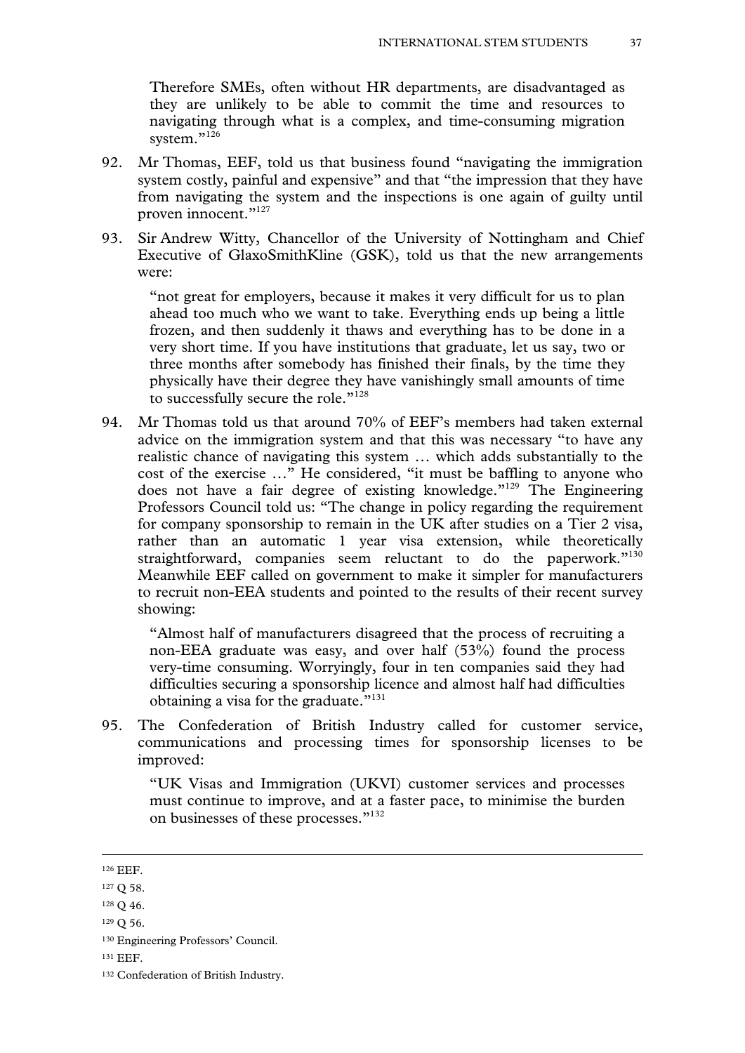Therefore SMEs, often without HR departments, are disadvantaged as they are unlikely to be able to commit the time and resources to navigating through what is a complex, and time-consuming migration system."[126]

92. Mr Thomas, EEF, told us that business found "navigating the immigration system costly, painful and expensive" and that "the impression that they have from navigating the system and the inspections is one again of guilty until proven innocent."[127]

93. Sir Andrew Witty, Chancellor of the University of Nottingham and Chief Executive of GlaxoSmithKline (GSK), told us that the new arrangements were:

> "not great for employers, because it makes it very difficult for us to plan ahead too much who we want to take. Everything ends up being a little frozen, and then suddenly it thaws and everything has to be done in a very short time. If you have institutions that graduate, let us say, two or three months after somebody has finished their finals, by the time they physically have their degree they have vanishingly small amounts of time to successfully secure the role."[128]

94. Mr Thomas told us that around 70% of EEF's members had taken external advice on the immigration system and that this was necessary "to have any realistic chance of navigating this system … which adds substantially to the cost of the exercise …" He considered, "it must be baffling to anyone who does not have a fair degree of existing knowledge."[129] The Engineering Professors Council told us: "The change in policy regarding the requirement for company sponsorship to remain in the UK after studies on a Tier 2 visa, rather than an automatic 1 year visa extension, while theoretically straightforward, companies seem reluctant to do the paperwork."[130] Meanwhile EEF called on government to make it simpler for manufacturers to recruit non-EEA students and pointed to the results of their recent survey showing:

> "Almost half of manufacturers disagreed that the process of recruiting a non-EEA graduate was easy, and over half (53%) found the process very-time consuming. Worryingly, four in ten companies said they had difficulties securing a sponsorship licence and almost half had difficulties obtaining a visa for the graduate."[131]

95. The Confederation of British Industry called for customer service, communications and processing times for sponsorship licenses to be improved:

> "UK Visas and Immigration (UKVI) customer services and processes must continue to improve, and at a faster pace, to minimise the burden on businesses of these processes."[132]

---

[126] EEF.

[127] Q 58.

[128] Q 46.

[129] Q 56.

[130] Engineering Professors' Council.

[131] EEF.

[132] Confederation of British Industry.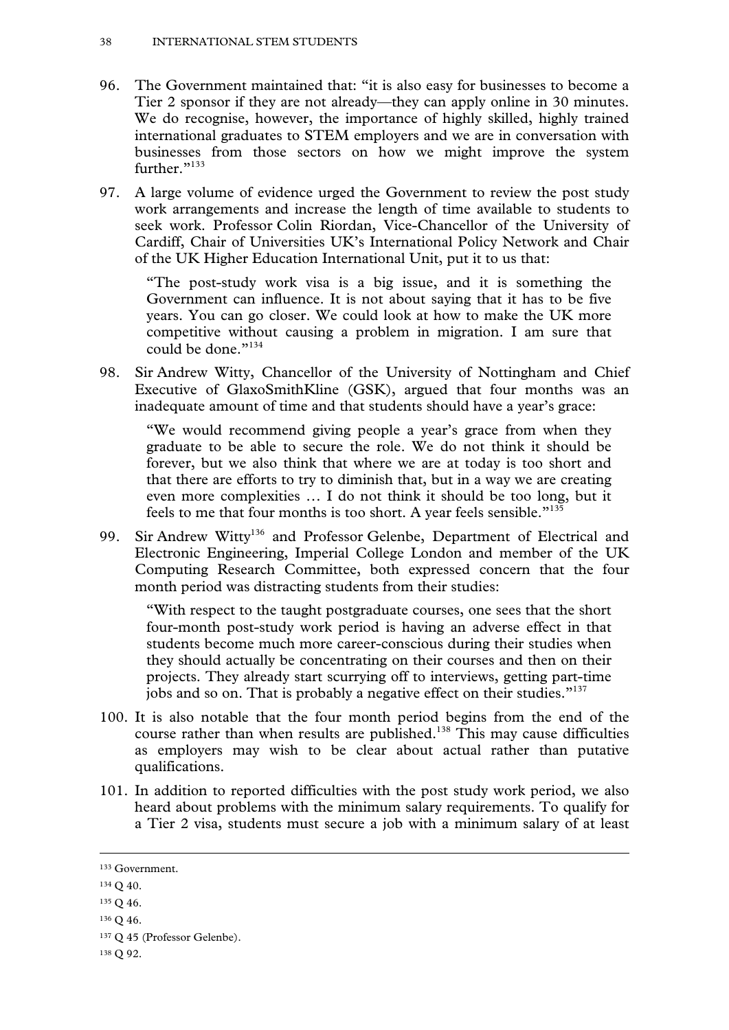96. The Government maintained that: "it is also easy for businesses to become a Tier 2 sponsor if they are not already—they can apply online in 30 minutes. We do recognise, however, the importance of highly skilled, highly trained international graduates to STEM employers and we are in conversation with businesses from those sectors on how we might improve the system further."[133]

97. A large volume of evidence urged the Government to review the post study work arrangements and increase the length of time available to students to seek work. Professor Colin Riordan, Vice-Chancellor of the University of Cardiff, Chair of Universities UK's International Policy Network and Chair of the UK Higher Education International Unit, put it to us that:

   > "The post-study work visa is a big issue, and it is something the Government can influence. It is not about saying that it has to be five years. You can go closer. We could look at how to make the UK more competitive without causing a problem in migration. I am sure that could be done."[134]

98. Sir Andrew Witty, Chancellor of the University of Nottingham and Chief Executive of GlaxoSmithKline (GSK), argued that four months was an inadequate amount of time and that students should have a year's grace:

   > "We would recommend giving people a year's grace from when they graduate to be able to secure the role. We do not think it should be forever, but we also think that where we are at today is too short and that there are efforts to try to diminish that, but in a way we are creating even more complexities … I do not think it should be too long, but it feels to me that four months is too short. A year feels sensible."[135]

99. Sir Andrew Witty[136] and Professor Gelenbe, Department of Electrical and Electronic Engineering, Imperial College London and member of the UK Computing Research Committee, both expressed concern that the four month period was distracting students from their studies:

   > "With respect to the taught postgraduate courses, one sees that the short four-month post-study work period is having an adverse effect in that students become much more career-conscious during their studies when they should actually be concentrating on their courses and then on their projects. They already start scurrying off to interviews, getting part-time jobs and so on. That is probably a negative effect on their studies."[137]

100. It is also notable that the four month period begins from the end of the course rather than when results are published.[138] This may cause difficulties as employers may wish to be clear about actual rather than putative qualifications.

101. In addition to reported difficulties with the post study work period, we also heard about problems with the minimum salary requirements. To qualify for a Tier 2 visa, students must secure a job with a minimum salary of at least

---

[133] Government.

[134] Q 40.

[135] Q 46.

[136] Q 46.

[137] Q 45 (Professor Gelenbe).

[138] Q 92.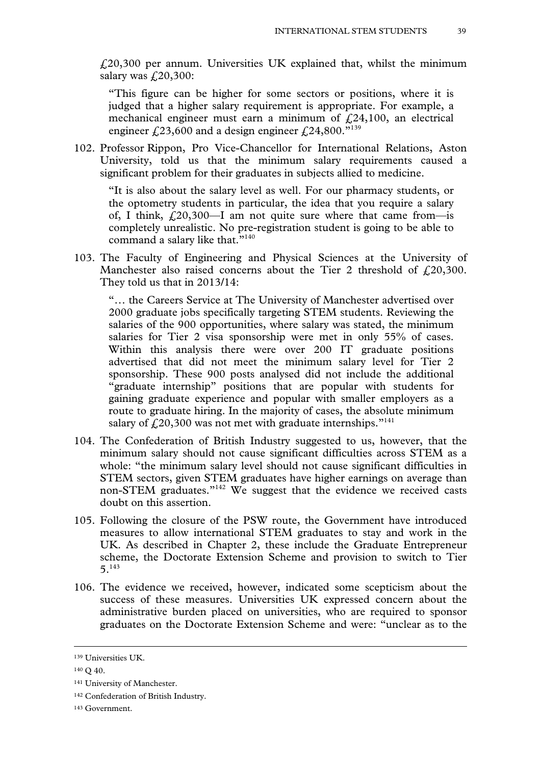£20,300 per annum. Universities UK explained that, whilst the minimum salary was £20,300:

> "This figure can be higher for some sectors or positions, where it is judged that a higher salary requirement is appropriate. For example, a mechanical engineer must earn a minimum of £24,100, an electrical engineer £23,600 and a design engineer £24,800."[139]

102. Professor Rippon, Pro Vice-Chancellor for International Relations, Aston University, told us that the minimum salary requirements caused a significant problem for their graduates in subjects allied to medicine.

> "It is also about the salary level as well. For our pharmacy students, or the optometry students in particular, the idea that you require a salary of, I think, £20,300—I am not quite sure where that came from—is completely unrealistic. No pre-registration student is going to be able to command a salary like that."[140]

103. The Faculty of Engineering and Physical Sciences at the University of Manchester also raised concerns about the Tier 2 threshold of £20,300. They told us that in 2013/14:

> "… the Careers Service at The University of Manchester advertised over 2000 graduate jobs specifically targeting STEM students. Reviewing the salaries of the 900 opportunities, where salary was stated, the minimum salaries for Tier 2 visa sponsorship were met in only 55% of cases. Within this analysis there were over 200 IT graduate positions advertised that did not meet the minimum salary level for Tier 2 sponsorship. These 900 posts analysed did not include the additional "graduate internship" positions that are popular with students for gaining graduate experience and popular with smaller employers as a route to graduate hiring. In the majority of cases, the absolute minimum salary of £20,300 was not met with graduate internships."[141]

104. The Confederation of British Industry suggested to us, however, that the minimum salary should not cause significant difficulties across STEM as a whole: "the minimum salary level should not cause significant difficulties in STEM sectors, given STEM graduates have higher earnings on average than non-STEM graduates."[142] We suggest that the evidence we received casts doubt on this assertion.

105. Following the closure of the PSW route, the Government have introduced measures to allow international STEM graduates to stay and work in the UK. As described in Chapter 2, these include the Graduate Entrepreneur scheme, the Doctorate Extension Scheme and provision to switch to Tier 5.[143]

106. The evidence we received, however, indicated some scepticism about the success of these measures. Universities UK expressed concern about the administrative burden placed on universities, who are required to sponsor graduates on the Doctorate Extension Scheme and were: "unclear as to the

---

[139] Universities UK.

[140] Q 40.

[141] University of Manchester.

[142] Confederation of British Industry.

[143] Government.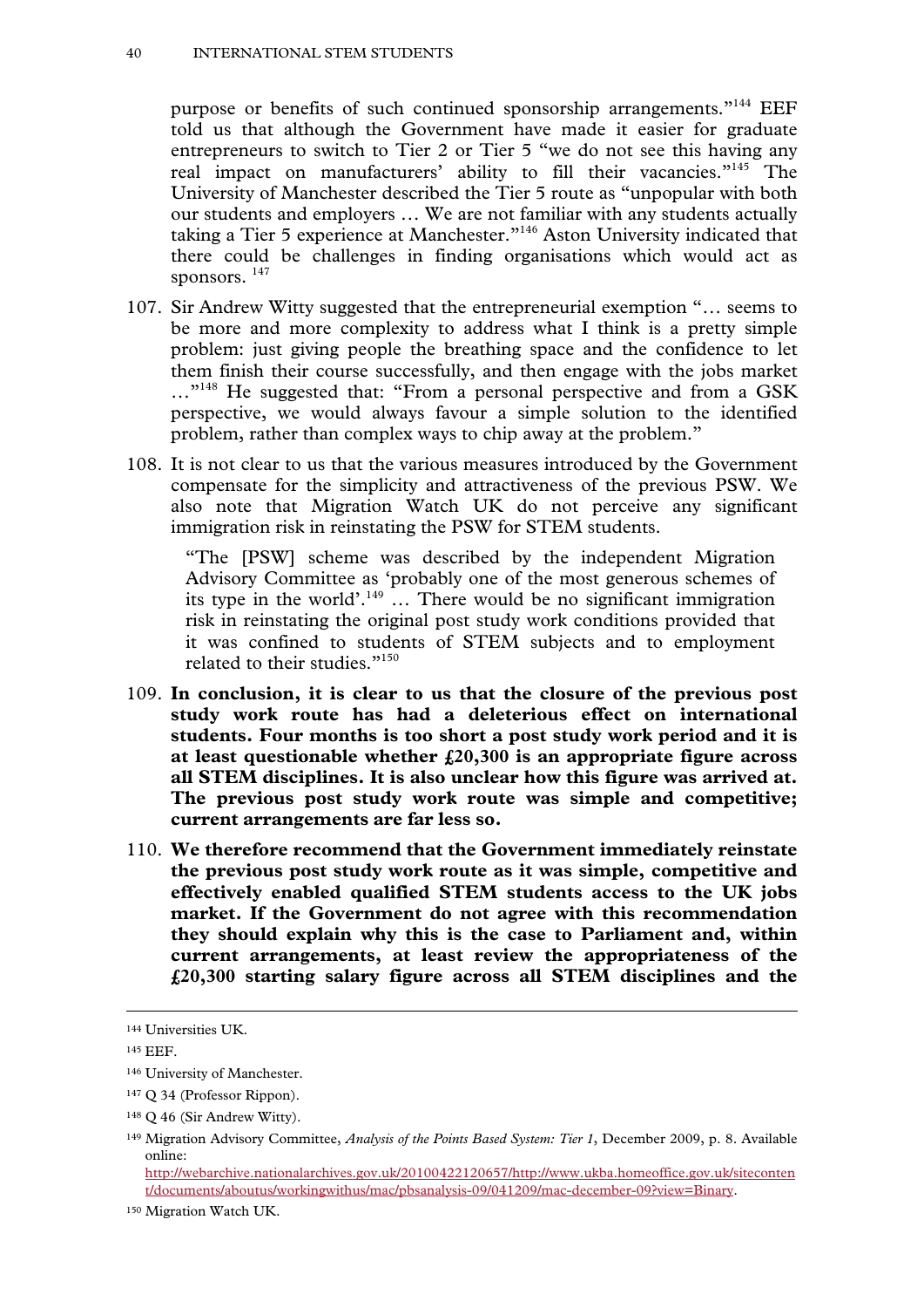purpose or benefits of such continued sponsorship arrangements."[144] EEF told us that although the Government have made it easier for graduate entrepreneurs to switch to Tier 2 or Tier 5 "we do not see this having any real impact on manufacturers' ability to fill their vacancies."[145] The University of Manchester described the Tier 5 route as "unpopular with both our students and employers … We are not familiar with any students actually taking a Tier 5 experience at Manchester."[146] Aston University indicated that there could be challenges in finding organisations which would act as sponsors. [147]

107. Sir Andrew Witty suggested that the entrepreneurial exemption "… seems to be more and more complexity to address what I think is a pretty simple problem: just giving people the breathing space and the confidence to let them finish their course successfully, and then engage with the jobs market …"[148] He suggested that: "From a personal perspective and from a GSK perspective, we would always favour a simple solution to the identified problem, rather than complex ways to chip away at the problem."

108. It is not clear to us that the various measures introduced by the Government compensate for the simplicity and attractiveness of the previous PSW. We also note that Migration Watch UK do not perceive any significant immigration risk in reinstating the PSW for STEM students.

> "The [PSW] scheme was described by the independent Migration Advisory Committee as 'probably one of the most generous schemes of its type in the world'.[149] … There would be no significant immigration risk in reinstating the original post study work conditions provided that it was confined to students of STEM subjects and to employment related to their studies."[150]

109. **In conclusion, it is clear to us that the closure of the previous post study work route has had a deleterious effect on international students. Four months is too short a post study work period and it is at least questionable whether £20,300 is an appropriate figure across all STEM disciplines. It is also unclear how this figure was arrived at. The previous post study work route was simple and competitive; current arrangements are far less so.**

110. **We therefore recommend that the Government immediately reinstate the previous post study work route as it was simple, competitive and effectively enabled qualified STEM students access to the UK jobs market. If the Government do not agree with this recommendation they should explain why this is the case to Parliament and, within current arrangements, at least review the appropriateness of the £20,300 starting salary figure across all STEM disciplines and the**

---

[144] Universities UK.

[145] EEF.

[146] University of Manchester.

[147] Q 34 (Professor Rippon).

[148] Q 46 (Sir Andrew Witty).

[149] Migration Advisory Committee, *Analysis of the Points Based System: Tier 1*, December 2009, p. 8. Available online: http://webarchive.nationalarchives.gov.uk/20100422120657/http://www.ukba.homeoffice.gov.uk/sitecontent/documents/aboutus/workingwithus/mac/pbsanalysis-09/041209/mac-december-09?view=Binary.

[150] Migration Watch UK.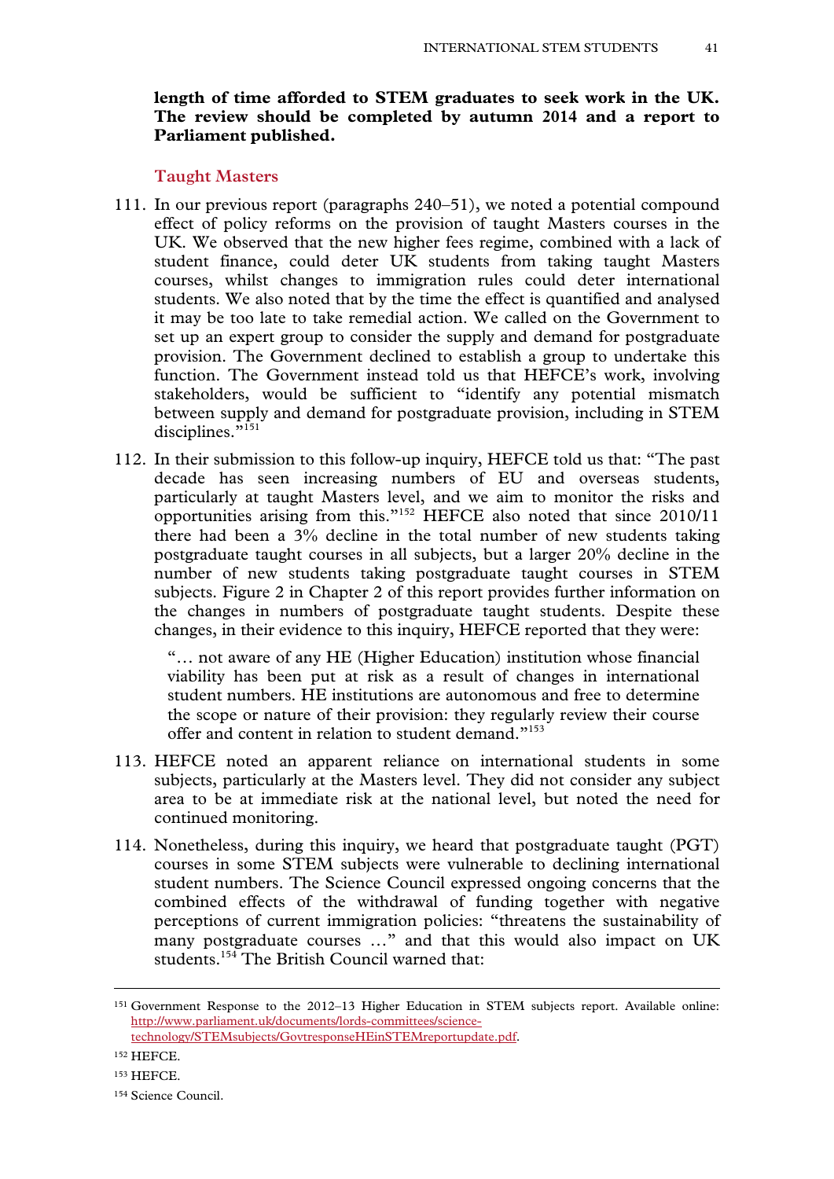**length of time afforded to STEM graduates to seek work in the UK. The review should be completed by autumn 2014 and a report to Parliament published.**

### Taught Masters

111. In our previous report (paragraphs 240–51), we noted a potential compound effect of policy reforms on the provision of taught Masters courses in the UK. We observed that the new higher fees regime, combined with a lack of student finance, could deter UK students from taking taught Masters courses, whilst changes to immigration rules could deter international students. We also noted that by the time the effect is quantified and analysed it may be too late to take remedial action. We called on the Government to set up an expert group to consider the supply and demand for postgraduate provision. The Government declined to establish a group to undertake this function. The Government instead told us that HEFCE's work, involving stakeholders, would be sufficient to "identify any potential mismatch between supply and demand for postgraduate provision, including in STEM disciplines."[151]

112. In their submission to this follow-up inquiry, HEFCE told us that: "The past decade has seen increasing numbers of EU and overseas students, particularly at taught Masters level, and we aim to monitor the risks and opportunities arising from this."[152] HEFCE also noted that since 2010/11 there had been a 3% decline in the total number of new students taking postgraduate taught courses in all subjects, but a larger 20% decline in the number of new students taking postgraduate taught courses in STEM subjects. Figure 2 in Chapter 2 of this report provides further information on the changes in numbers of postgraduate taught students. Despite these changes, in their evidence to this inquiry, HEFCE reported that they were:

> "… not aware of any HE (Higher Education) institution whose financial viability has been put at risk as a result of changes in international student numbers. HE institutions are autonomous and free to determine the scope or nature of their provision: they regularly review their course offer and content in relation to student demand."[153]

113. HEFCE noted an apparent reliance on international students in some subjects, particularly at the Masters level. They did not consider any subject area to be at immediate risk at the national level, but noted the need for continued monitoring.

114. Nonetheless, during this inquiry, we heard that postgraduate taught (PGT) courses in some STEM subjects were vulnerable to declining international student numbers. The Science Council expressed ongoing concerns that the combined effects of the withdrawal of funding together with negative perceptions of current immigration policies: "threatens the sustainability of many postgraduate courses …" and that this would also impact on UK students.[154] The British Council warned that:

---

[151] Government Response to the 2012–13 Higher Education in STEM subjects report. Available online: http://www.parliament.uk/documents/lords-committees/science-technology/STEMsubjects/GovtresponseHEinSTEMreportupdate.pdf.

[152] HEFCE.

[153] HEFCE.

[154] Science Council.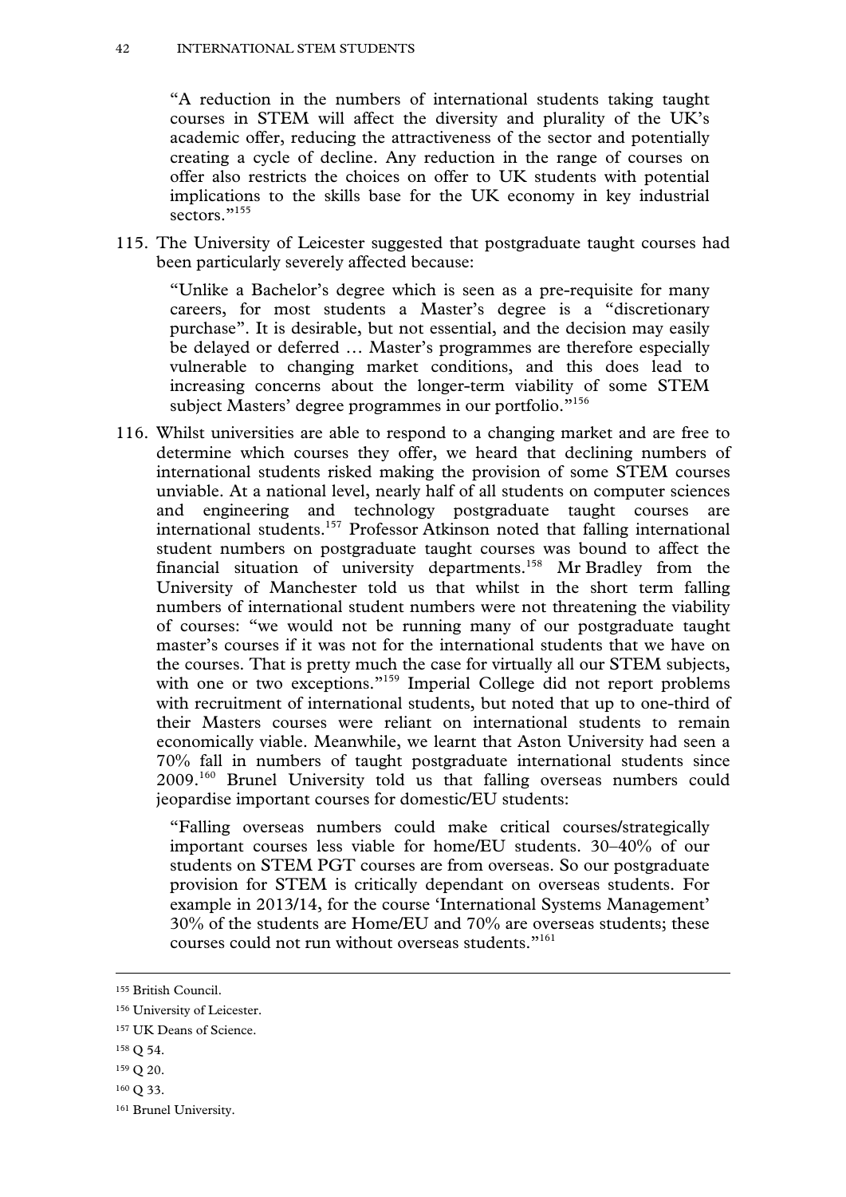> "A reduction in the numbers of international students taking taught courses in STEM will affect the diversity and plurality of the UK's academic offer, reducing the attractiveness of the sector and potentially creating a cycle of decline. Any reduction in the range of courses on offer also restricts the choices on offer to UK students with potential implications to the skills base for the UK economy in key industrial sectors."[155]

115. The University of Leicester suggested that postgraduate taught courses had been particularly severely affected because:

> "Unlike a Bachelor's degree which is seen as a pre-requisite for many careers, for most students a Master's degree is a "discretionary purchase". It is desirable, but not essential, and the decision may easily be delayed or deferred … Master's programmes are therefore especially vulnerable to changing market conditions, and this does lead to increasing concerns about the longer-term viability of some STEM subject Masters' degree programmes in our portfolio."[156]

116. Whilst universities are able to respond to a changing market and are free to determine which courses they offer, we heard that declining numbers of international students risked making the provision of some STEM courses unviable. At a national level, nearly half of all students on computer sciences and engineering and technology postgraduate taught courses are international students.[157] Professor Atkinson noted that falling international student numbers on postgraduate taught courses was bound to affect the financial situation of university departments.[158] Mr Bradley from the University of Manchester told us that whilst in the short term falling numbers of international student numbers were not threatening the viability of courses: "we would not be running many of our postgraduate taught master's courses if it was not for the international students that we have on the courses. That is pretty much the case for virtually all our STEM subjects, with one or two exceptions."[159] Imperial College did not report problems with recruitment of international students, but noted that up to one-third of their Masters courses were reliant on international students to remain economically viable. Meanwhile, we learnt that Aston University had seen a 70% fall in numbers of taught postgraduate international students since 2009.[160] Brunel University told us that falling overseas numbers could jeopardise important courses for domestic/EU students:

> "Falling overseas numbers could make critical courses/strategically important courses less viable for home/EU students. 30–40% of our students on STEM PGT courses are from overseas. So our postgraduate provision for STEM is critically dependant on overseas students. For example in 2013/14, for the course 'International Systems Management' 30% of the students are Home/EU and 70% are overseas students; these courses could not run without overseas students."[161]

---

[155] British Council.

[156] University of Leicester.

[157] UK Deans of Science.

[158] Q 54.

[159] Q 20.

[160] Q 33.

[161] Brunel University.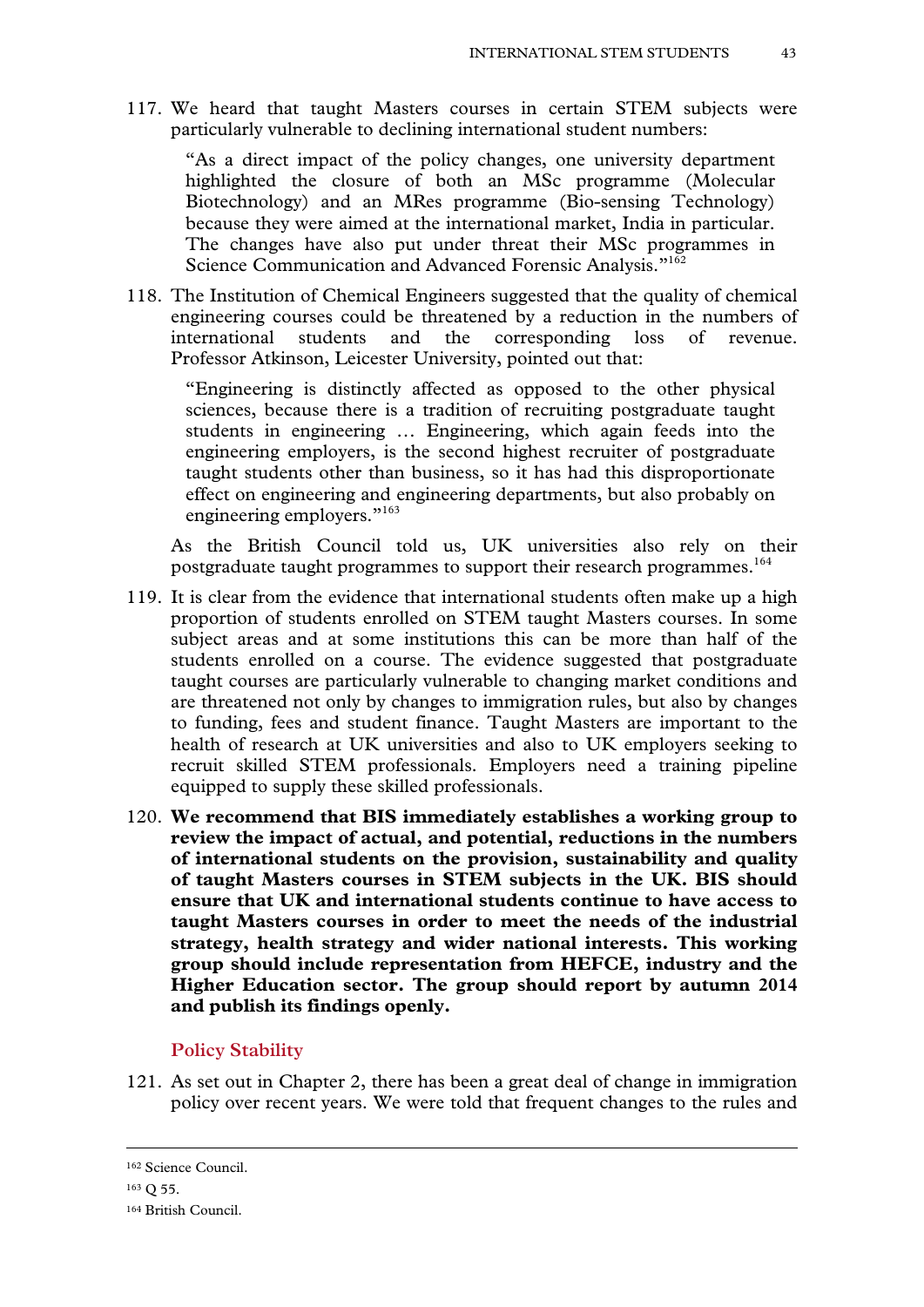117. We heard that taught Masters courses in certain STEM subjects were particularly vulnerable to declining international student numbers:

> "As a direct impact of the policy changes, one university department highlighted the closure of both an MSc programme (Molecular Biotechnology) and an MRes programme (Bio-sensing Technology) because they were aimed at the international market, India in particular. The changes have also put under threat their MSc programmes in Science Communication and Advanced Forensic Analysis."[162]

118. The Institution of Chemical Engineers suggested that the quality of chemical engineering courses could be threatened by a reduction in the numbers of international students and the corresponding loss of revenue. Professor Atkinson, Leicester University, pointed out that:

> "Engineering is distinctly affected as opposed to the other physical sciences, because there is a tradition of recruiting postgraduate taught students in engineering … Engineering, which again feeds into the engineering employers, is the second highest recruiter of postgraduate taught students other than business, so it has had this disproportionate effect on engineering and engineering departments, but also probably on engineering employers."[163]

As the British Council told us, UK universities also rely on their postgraduate taught programmes to support their research programmes.[164]

119. It is clear from the evidence that international students often make up a high proportion of students enrolled on STEM taught Masters courses. In some subject areas and at some institutions this can be more than half of the students enrolled on a course. The evidence suggested that postgraduate taught courses are particularly vulnerable to changing market conditions and are threatened not only by changes to immigration rules, but also by changes to funding, fees and student finance. Taught Masters are important to the health of research at UK universities and also to UK employers seeking to recruit skilled STEM professionals. Employers need a training pipeline equipped to supply these skilled professionals.

120. **We recommend that BIS immediately establishes a working group to review the impact of actual, and potential, reductions in the numbers of international students on the provision, sustainability and quality of taught Masters courses in STEM subjects in the UK. BIS should ensure that UK and international students continue to have access to taught Masters courses in order to meet the needs of the industrial strategy, health strategy and wider national interests. This working group should include representation from HEFCE, industry and the Higher Education sector. The group should report by autumn 2014 and publish its findings openly.**

### Policy Stability

121. As set out in Chapter 2, there has been a great deal of change in immigration policy over recent years. We were told that frequent changes to the rules and

---

[162] Science Council.

[163] Q 55.

[164] British Council.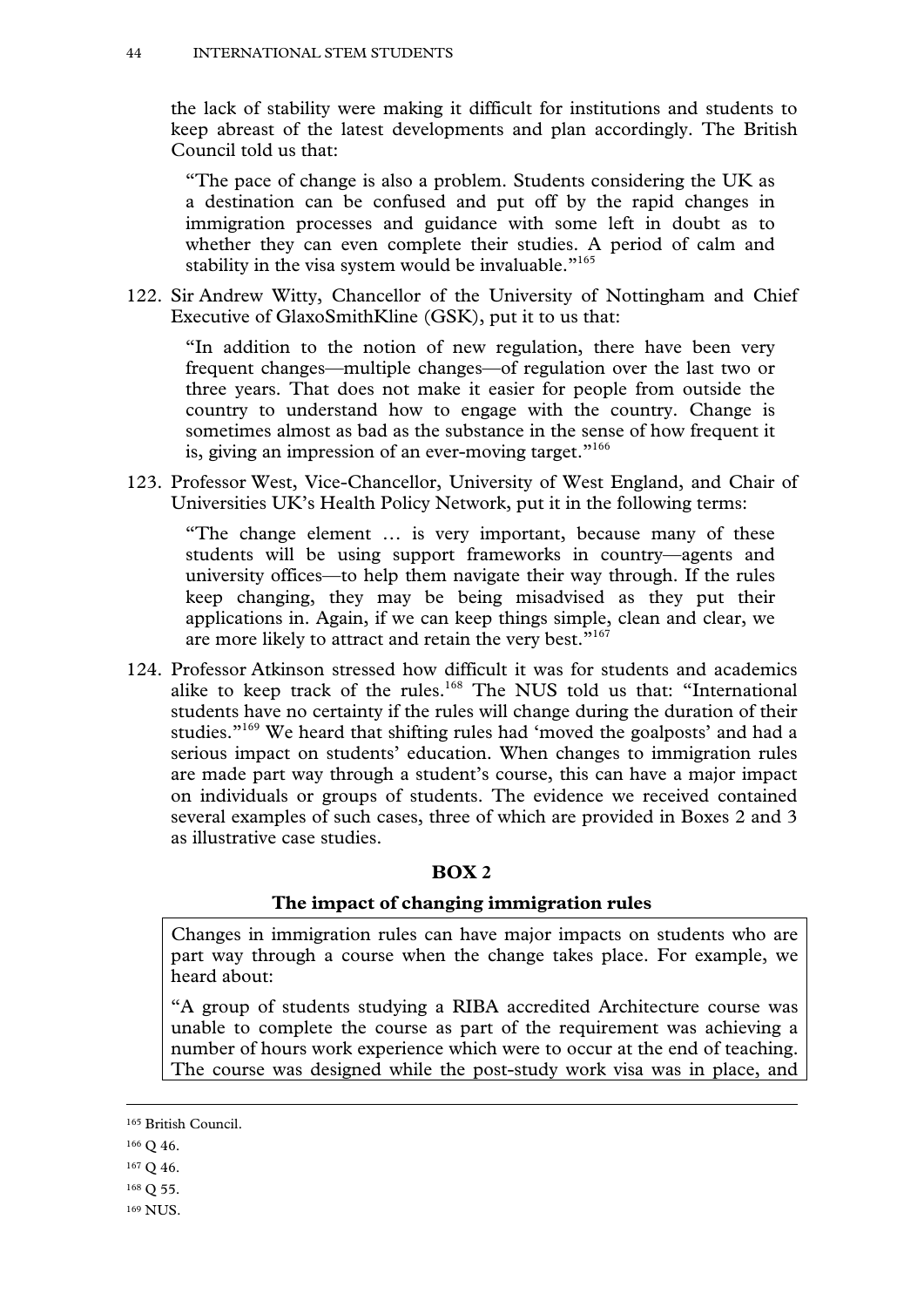the lack of stability were making it difficult for institutions and students to keep abreast of the latest developments and plan accordingly. The British Council told us that:

> "The pace of change is also a problem. Students considering the UK as a destination can be confused and put off by the rapid changes in immigration processes and guidance with some left in doubt as to whether they can even complete their studies. A period of calm and stability in the visa system would be invaluable."[165]

122. Sir Andrew Witty, Chancellor of the University of Nottingham and Chief Executive of GlaxoSmithKline (GSK), put it to us that:

> "In addition to the notion of new regulation, there have been very frequent changes—multiple changes—of regulation over the last two or three years. That does not make it easier for people from outside the country to understand how to engage with the country. Change is sometimes almost as bad as the substance in the sense of how frequent it is, giving an impression of an ever-moving target."[166]

123. Professor West, Vice-Chancellor, University of West England, and Chair of Universities UK's Health Policy Network, put it in the following terms:

> "The change element … is very important, because many of these students will be using support frameworks in country—agents and university offices—to help them navigate their way through. If the rules keep changing, they may be being misadvised as they put their applications in. Again, if we can keep things simple, clean and clear, we are more likely to attract and retain the very best."[167]

124. Professor Atkinson stressed how difficult it was for students and academics alike to keep track of the rules.[168] The NUS told us that: "International students have no certainty if the rules will change during the duration of their studies."[169] We heard that shifting rules had 'moved the goalposts' and had a serious impact on students' education. When changes to immigration rules are made part way through a student's course, this can have a major impact on individuals or groups of students. The evidence we received contained several examples of such cases, three of which are provided in Boxes 2 and 3 as illustrative case studies.

**BOX 2**

**The impact of changing immigration rules**

Changes in immigration rules can have major impacts on students who are part way through a course when the change takes place. For example, we heard about:

"A group of students studying a RIBA accredited Architecture course was unable to complete the course as part of the requirement was achieving a number of hours work experience which were to occur at the end of teaching. The course was designed while the post-study work visa was in place, and

---

[165] British Council.

[166] Q 46.

[167] Q 46.

[168] Q 55.

[169] NUS.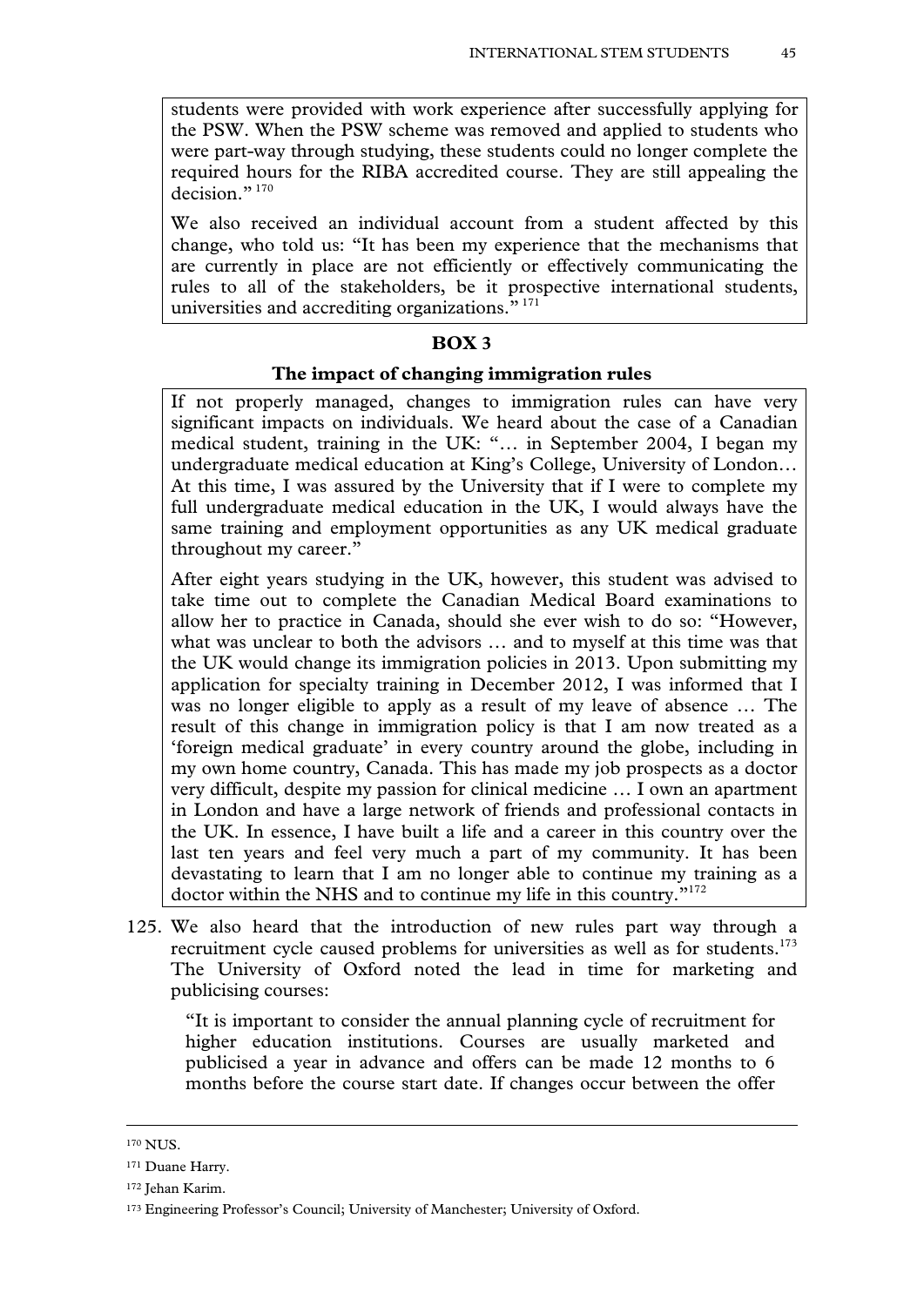students were provided with work experience after successfully applying for the PSW. When the PSW scheme was removed and applied to students who were part-way through studying, these students could no longer complete the required hours for the RIBA accredited course. They are still appealing the decision." [170]

We also received an individual account from a student affected by this change, who told us: "It has been my experience that the mechanisms that are currently in place are not efficiently or effectively communicating the rules to all of the stakeholders, be it prospective international students, universities and accrediting organizations." [171]

**BOX 3**

**The impact of changing immigration rules**

If not properly managed, changes to immigration rules can have very significant impacts on individuals. We heard about the case of a Canadian medical student, training in the UK: "… in September 2004, I began my undergraduate medical education at King's College, University of London… At this time, I was assured by the University that if I were to complete my full undergraduate medical education in the UK, I would always have the same training and employment opportunities as any UK medical graduate throughout my career."

After eight years studying in the UK, however, this student was advised to take time out to complete the Canadian Medical Board examinations to allow her to practice in Canada, should she ever wish to do so: "However, what was unclear to both the advisors … and to myself at this time was that the UK would change its immigration policies in 2013. Upon submitting my application for specialty training in December 2012, I was informed that I was no longer eligible to apply as a result of my leave of absence … The result of this change in immigration policy is that I am now treated as a 'foreign medical graduate' in every country around the globe, including in my own home country, Canada. This has made my job prospects as a doctor very difficult, despite my passion for clinical medicine … I own an apartment in London and have a large network of friends and professional contacts in the UK. In essence, I have built a life and a career in this country over the last ten years and feel very much a part of my community. It has been devastating to learn that I am no longer able to continue my training as a doctor within the NHS and to continue my life in this country."[172]

125. We also heard that the introduction of new rules part way through a recruitment cycle caused problems for universities as well as for students.[173] The University of Oxford noted the lead in time for marketing and publicising courses:

> "It is important to consider the annual planning cycle of recruitment for higher education institutions. Courses are usually marketed and publicised a year in advance and offers can be made 12 months to 6 months before the course start date. If changes occur between the offer

---

[170] NUS.

[171] Duane Harry.

[172] Jehan Karim.

[173] Engineering Professor's Council; University of Manchester; University of Oxford.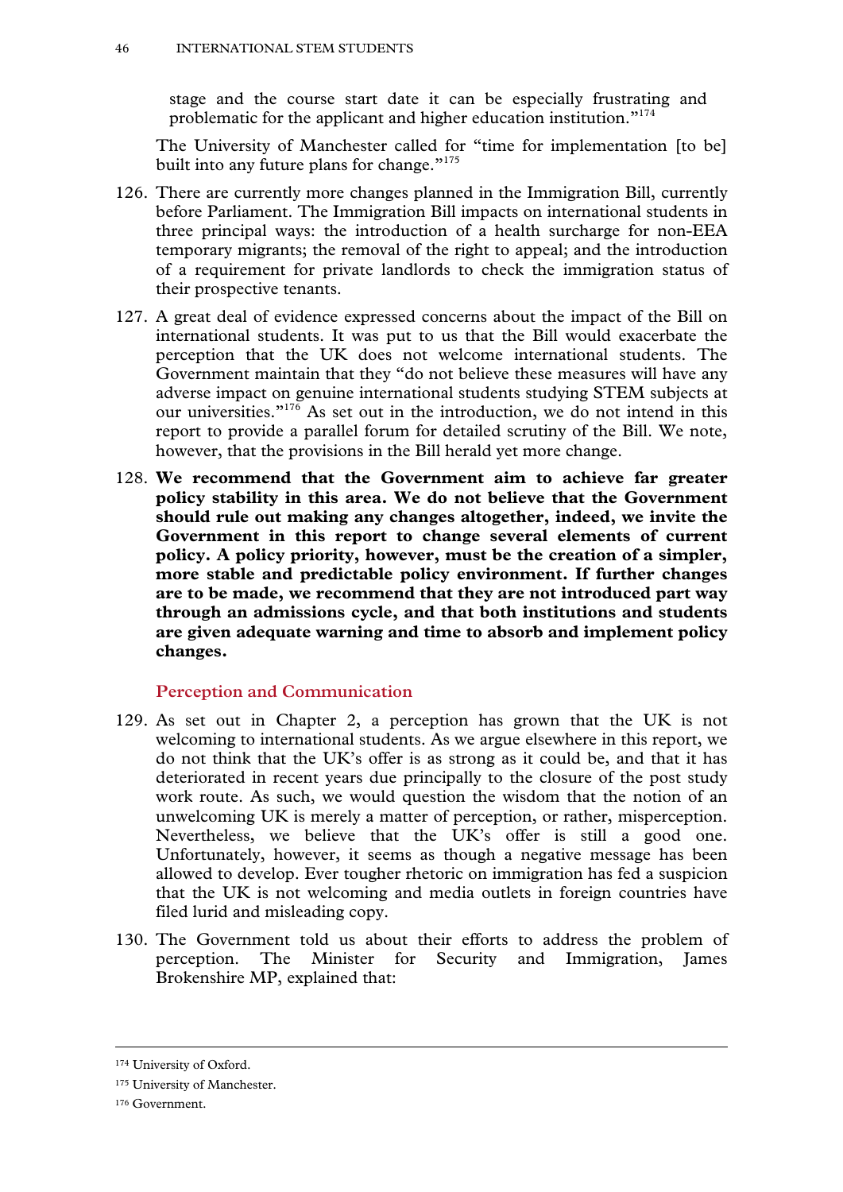stage and the course start date it can be especially frustrating and problematic for the applicant and higher education institution."[174]

The University of Manchester called for "time for implementation [to be] built into any future plans for change."[175]

126. There are currently more changes planned in the Immigration Bill, currently before Parliament. The Immigration Bill impacts on international students in three principal ways: the introduction of a health surcharge for non-EEA temporary migrants; the removal of the right to appeal; and the introduction of a requirement for private landlords to check the immigration status of their prospective tenants.

127. A great deal of evidence expressed concerns about the impact of the Bill on international students. It was put to us that the Bill would exacerbate the perception that the UK does not welcome international students. The Government maintain that they "do not believe these measures will have any adverse impact on genuine international students studying STEM subjects at our universities."[176] As set out in the introduction, we do not intend in this report to provide a parallel forum for detailed scrutiny of the Bill. We note, however, that the provisions in the Bill herald yet more change.

128. **We recommend that the Government aim to achieve far greater policy stability in this area. We do not believe that the Government should rule out making any changes altogether, indeed, we invite the Government in this report to change several elements of current policy. A policy priority, however, must be the creation of a simpler, more stable and predictable policy environment. If further changes are to be made, we recommend that they are not introduced part way through an admissions cycle, and that both institutions and students are given adequate warning and time to absorb and implement policy changes.**

### Perception and Communication

129. As set out in Chapter 2, a perception has grown that the UK is not welcoming to international students. As we argue elsewhere in this report, we do not think that the UK's offer is as strong as it could be, and that it has deteriorated in recent years due principally to the closure of the post study work route. As such, we would question the wisdom that the notion of an unwelcoming UK is merely a matter of perception, or rather, misperception. Nevertheless, we believe that the UK's offer is still a good one. Unfortunately, however, it seems as though a negative message has been allowed to develop. Ever tougher rhetoric on immigration has fed a suspicion that the UK is not welcoming and media outlets in foreign countries have filed lurid and misleading copy.

130. The Government told us about their efforts to address the problem of perception. The Minister for Security and Immigration, James Brokenshire MP, explained that:

---

[174] University of Oxford.

[175] University of Manchester.

[176] Government.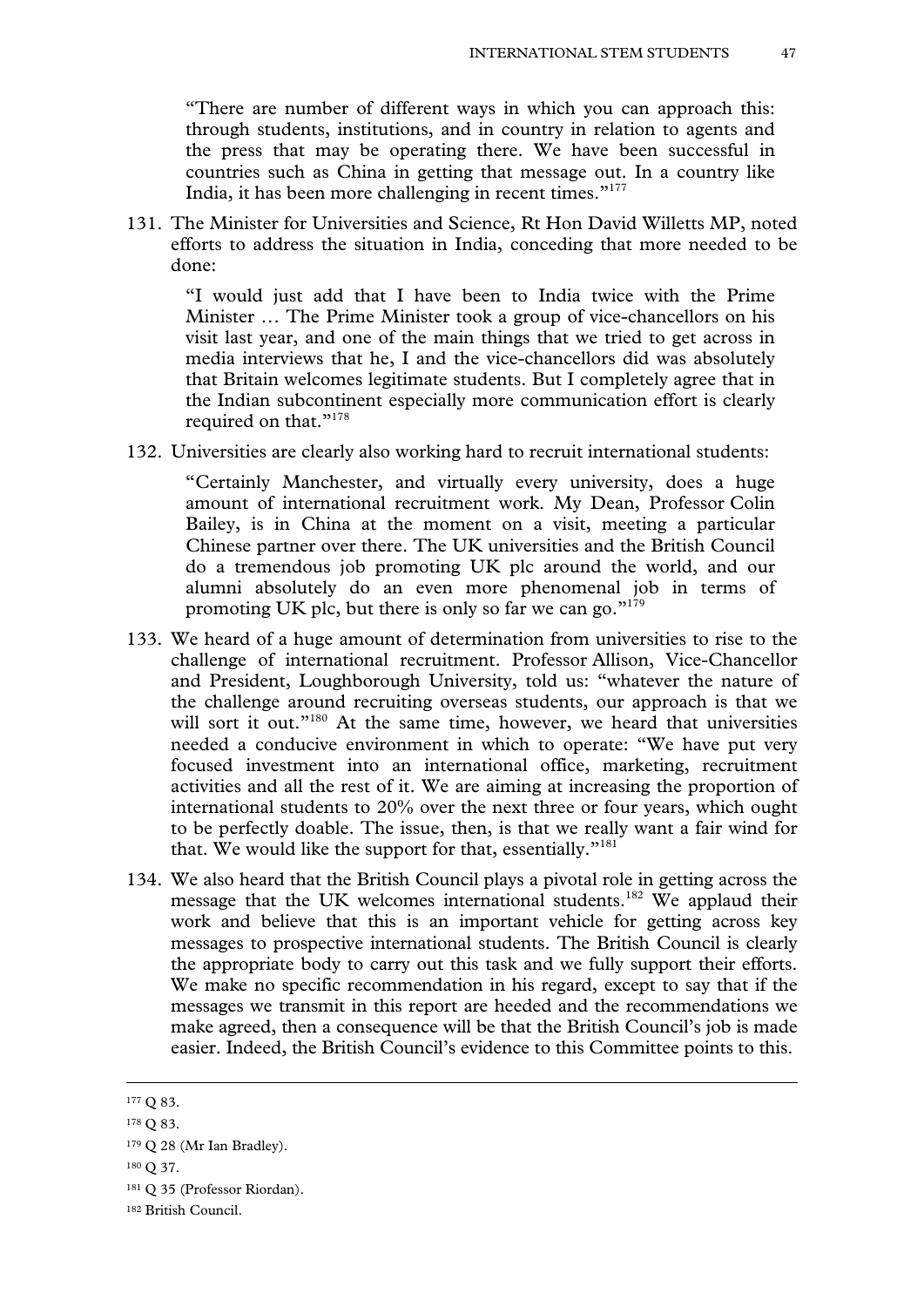"There are number of different ways in which you can approach this: through students, institutions, and in country in relation to agents and the press that may be operating there. We have been successful in countries such as China in getting that message out. In a country like India, it has been more challenging in recent times."[177]

131. The Minister for Universities and Science, Rt Hon David Willetts MP, noted efforts to address the situation in India, conceding that more needed to be done:

"I would just add that I have been to India twice with the Prime Minister … The Prime Minister took a group of vice-chancellors on his visit last year, and one of the main things that we tried to get across in media interviews that he, I and the vice-chancellors did was absolutely that Britain welcomes legitimate students. But I completely agree that in the Indian subcontinent especially more communication effort is clearly required on that."[178]

132. Universities are clearly also working hard to recruit international students:

"Certainly Manchester, and virtually every university, does a huge amount of international recruitment work. My Dean, Professor Colin Bailey, is in China at the moment on a visit, meeting a particular Chinese partner over there. The UK universities and the British Council do a tremendous job promoting UK plc around the world, and our alumni absolutely do an even more phenomenal job in terms of promoting UK plc, but there is only so far we can go."[179]

133. We heard of a huge amount of determination from universities to rise to the challenge of international recruitment. Professor Allison, Vice-Chancellor and President, Loughborough University, told us: "whatever the nature of the challenge around recruiting overseas students, our approach is that we will sort it out."[180] At the same time, however, we heard that universities needed a conducive environment in which to operate: "We have put very focused investment into an international office, marketing, recruitment activities and all the rest of it. We are aiming at increasing the proportion of international students to 20% over the next three or four years, which ought to be perfectly doable. The issue, then, is that we really want a fair wind for that. We would like the support for that, essentially."[181]

134. We also heard that the British Council plays a pivotal role in getting across the message that the UK welcomes international students.[182] We applaud their work and believe that this is an important vehicle for getting across key messages to prospective international students. The British Council is clearly the appropriate body to carry out this task and we fully support their efforts. We make no specific recommendation in his regard, except to say that if the messages we transmit in this report are heeded and the recommendations we make agreed, then a consequence will be that the British Council's job is made easier. Indeed, the British Council's evidence to this Committee points to this.

---

[177] Q 83.

[178] Q 83.

[179] Q 28 (Mr Ian Bradley).

[180] Q 37.

[181] Q 35 (Professor Riordan).

[182] British Council.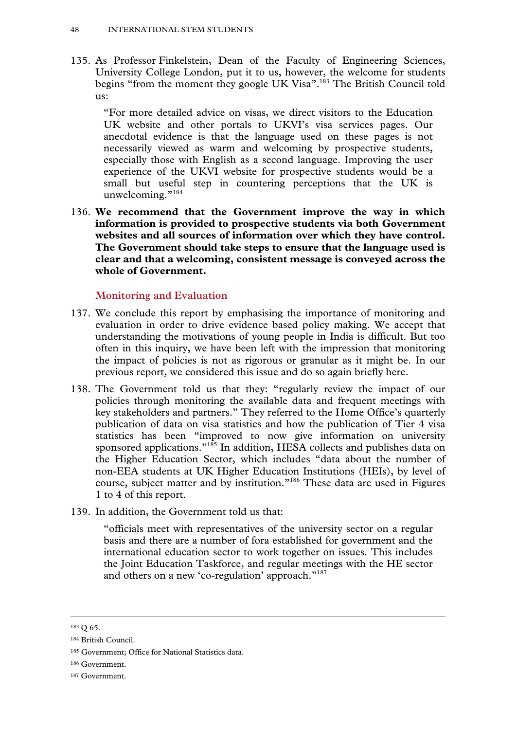135. As Professor Finkelstein, Dean of the Faculty of Engineering Sciences, University College London, put it to us, however, the welcome for students begins "from the moment they google UK Visa".[183] The British Council told us:

> "For more detailed advice on visas, we direct visitors to the Education UK website and other portals to UKVI's visa services pages. Our anecdotal evidence is that the language used on these pages is not necessarily viewed as warm and welcoming by prospective students, especially those with English as a second language. Improving the user experience of the UKVI website for prospective students would be a small but useful step in countering perceptions that the UK is unwelcoming."[184]

136. **We recommend that the Government improve the way in which information is provided to prospective students via both Government websites and all sources of information over which they have control. The Government should take steps to ensure that the language used is clear and that a welcoming, consistent message is conveyed across the whole of Government.**

### Monitoring and Evaluation

137. We conclude this report by emphasising the importance of monitoring and evaluation in order to drive evidence based policy making. We accept that understanding the motivations of young people in India is difficult. But too often in this inquiry, we have been left with the impression that monitoring the impact of policies is not as rigorous or granular as it might be. In our previous report, we considered this issue and do so again briefly here.

138. The Government told us that they: "regularly review the impact of our policies through monitoring the available data and frequent meetings with key stakeholders and partners." They referred to the Home Office's quarterly publication of data on visa statistics and how the publication of Tier 4 visa statistics has been "improved to now give information on university sponsored applications."[185] In addition, HESA collects and publishes data on the Higher Education Sector, which includes "data about the number of non-EEA students at UK Higher Education Institutions (HEIs), by level of course, subject matter and by institution."[186] These data are used in Figures 1 to 4 of this report.

139. In addition, the Government told us that:

> "officials meet with representatives of the university sector on a regular basis and there are a number of fora established for government and the international education sector to work together on issues. This includes the Joint Education Taskforce, and regular meetings with the HE sector and others on a new 'co-regulation' approach."[187]

---

[183] Q 65.

[184] British Council.

[185] Government; Office for National Statistics data.

[186] Government.

[187] Government.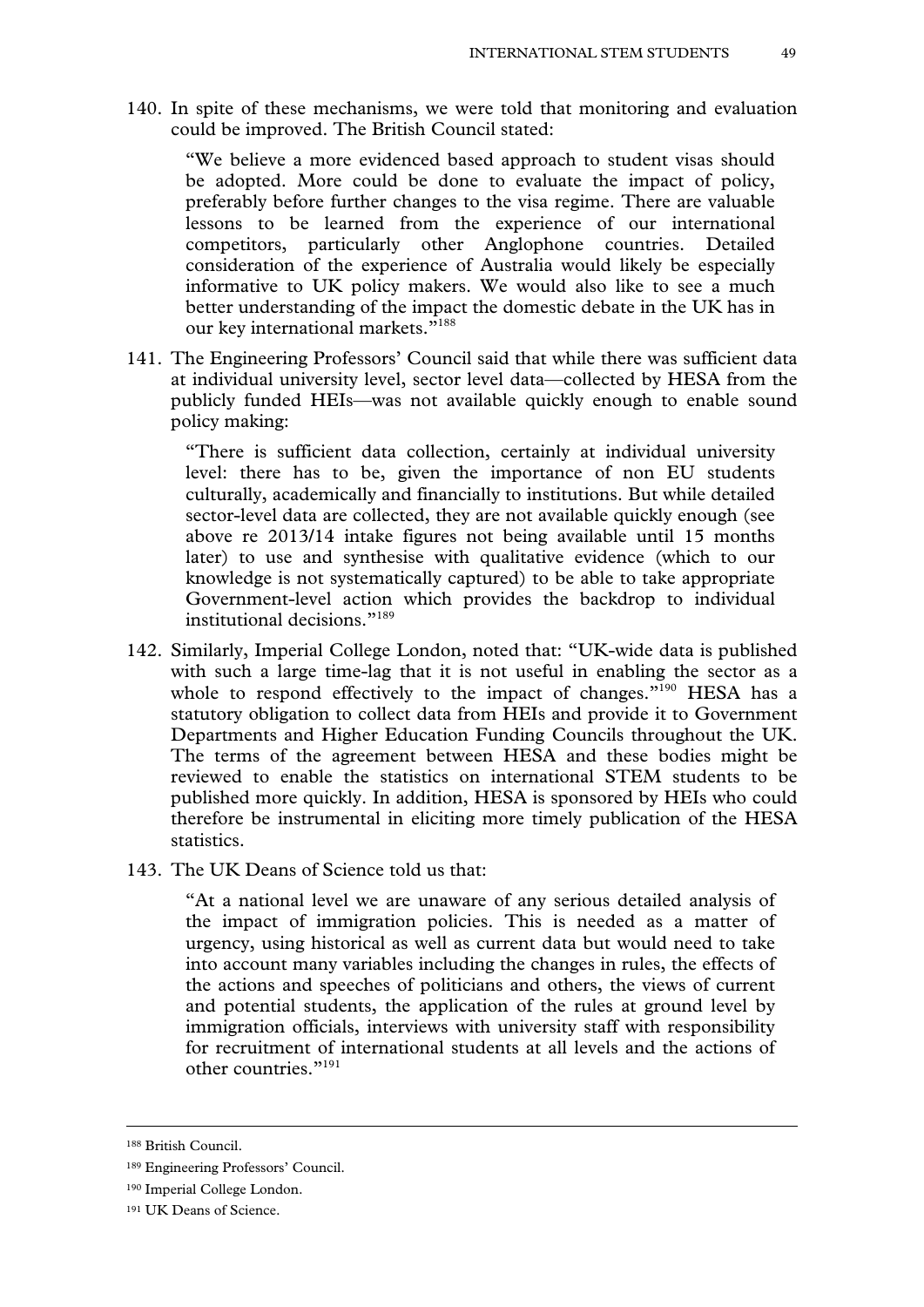140. In spite of these mechanisms, we were told that monitoring and evaluation could be improved. The British Council stated:

> "We believe a more evidenced based approach to student visas should be adopted. More could be done to evaluate the impact of policy, preferably before further changes to the visa regime. There are valuable lessons to be learned from the experience of our international competitors, particularly other Anglophone countries. Detailed consideration of the experience of Australia would likely be especially informative to UK policy makers. We would also like to see a much better understanding of the impact the domestic debate in the UK has in our key international markets."[188]

141. The Engineering Professors' Council said that while there was sufficient data at individual university level, sector level data—collected by HESA from the publicly funded HEIs—was not available quickly enough to enable sound policy making:

> "There is sufficient data collection, certainly at individual university level: there has to be, given the importance of non EU students culturally, academically and financially to institutions. But while detailed sector-level data are collected, they are not available quickly enough (see above re 2013/14 intake figures not being available until 15 months later) to use and synthesise with qualitative evidence (which to our knowledge is not systematically captured) to be able to take appropriate Government-level action which provides the backdrop to individual institutional decisions."[189]

142. Similarly, Imperial College London, noted that: "UK-wide data is published with such a large time-lag that it is not useful in enabling the sector as a whole to respond effectively to the impact of changes."[190] HESA has a statutory obligation to collect data from HEIs and provide it to Government Departments and Higher Education Funding Councils throughout the UK. The terms of the agreement between HESA and these bodies might be reviewed to enable the statistics on international STEM students to be published more quickly. In addition, HESA is sponsored by HEIs who could therefore be instrumental in eliciting more timely publication of the HESA statistics.

143. The UK Deans of Science told us that:

> "At a national level we are unaware of any serious detailed analysis of the impact of immigration policies. This is needed as a matter of urgency, using historical as well as current data but would need to take into account many variables including the changes in rules, the effects of the actions and speeches of politicians and others, the views of current and potential students, the application of the rules at ground level by immigration officials, interviews with university staff with responsibility for recruitment of international students at all levels and the actions of other countries."[191]

---

[188] British Council.

[189] Engineering Professors' Council.

[190] Imperial College London.

[191] UK Deans of Science.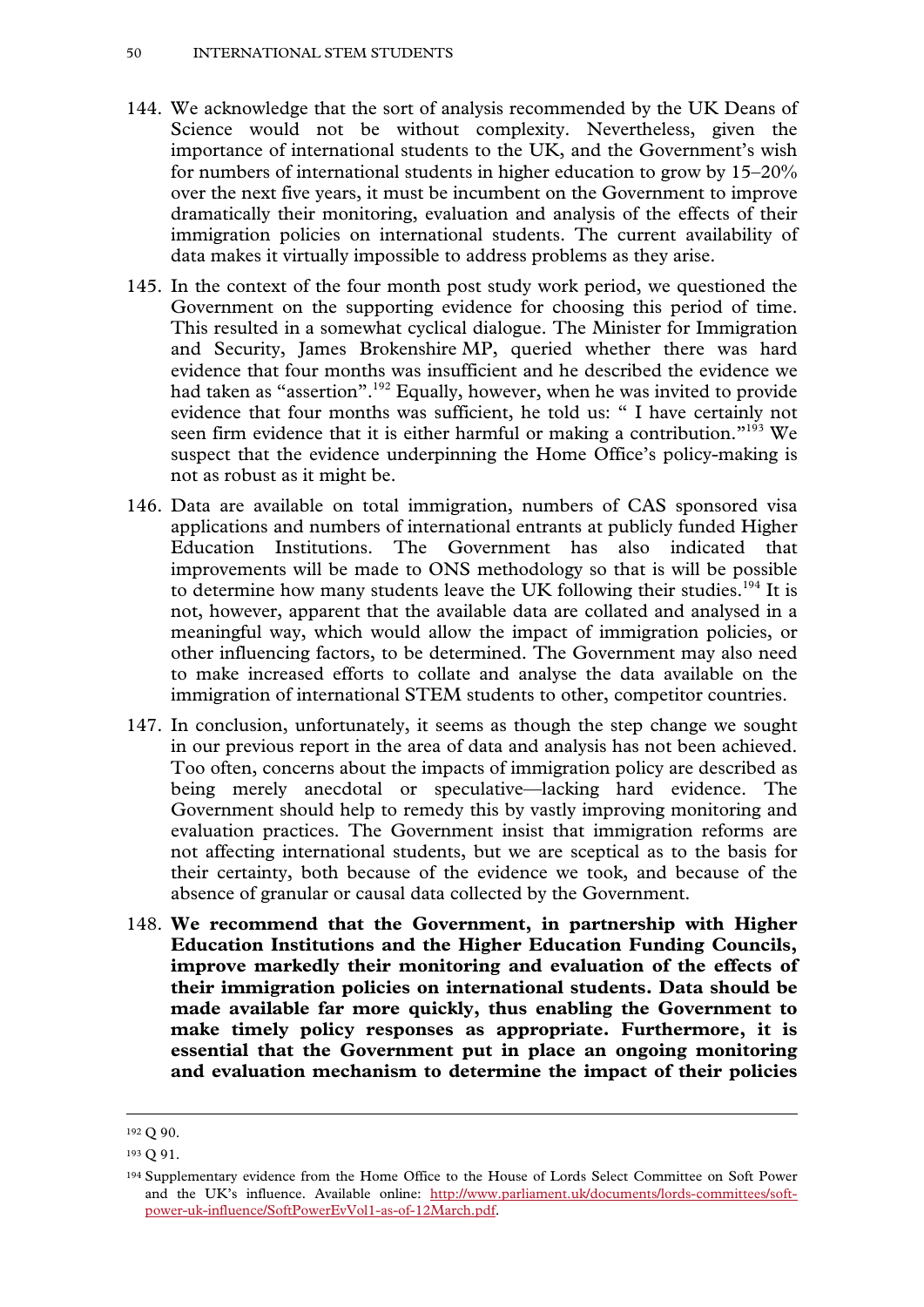144. We acknowledge that the sort of analysis recommended by the UK Deans of Science would not be without complexity. Nevertheless, given the importance of international students to the UK, and the Government's wish for numbers of international students in higher education to grow by 15–20% over the next five years, it must be incumbent on the Government to improve dramatically their monitoring, evaluation and analysis of the effects of their immigration policies on international students. The current availability of data makes it virtually impossible to address problems as they arise.

145. In the context of the four month post study work period, we questioned the Government on the supporting evidence for choosing this period of time. This resulted in a somewhat cyclical dialogue. The Minister for Immigration and Security, James Brokenshire MP, queried whether there was hard evidence that four months was insufficient and he described the evidence we had taken as "assertion".[192] Equally, however, when he was invited to provide evidence that four months was sufficient, he told us: " I have certainly not seen firm evidence that it is either harmful or making a contribution."[193] We suspect that the evidence underpinning the Home Office's policy-making is not as robust as it might be.

146. Data are available on total immigration, numbers of CAS sponsored visa applications and numbers of international entrants at publicly funded Higher Education Institutions. The Government has also indicated that improvements will be made to ONS methodology so that is will be possible to determine how many students leave the UK following their studies.[194] It is not, however, apparent that the available data are collated and analysed in a meaningful way, which would allow the impact of immigration policies, or other influencing factors, to be determined. The Government may also need to make increased efforts to collate and analyse the data available on the immigration of international STEM students to other, competitor countries.

147. In conclusion, unfortunately, it seems as though the step change we sought in our previous report in the area of data and analysis has not been achieved. Too often, concerns about the impacts of immigration policy are described as being merely anecdotal or speculative—lacking hard evidence. The Government should help to remedy this by vastly improving monitoring and evaluation practices. The Government insist that immigration reforms are not affecting international students, but we are sceptical as to the basis for their certainty, both because of the evidence we took, and because of the absence of granular or causal data collected by the Government.

148. **We recommend that the Government, in partnership with Higher Education Institutions and the Higher Education Funding Councils, improve markedly their monitoring and evaluation of the effects of their immigration policies on international students. Data should be made available far more quickly, thus enabling the Government to make timely policy responses as appropriate. Furthermore, it is essential that the Government put in place an ongoing monitoring and evaluation mechanism to determine the impact of their policies**

---

[192] Q 90.

[193] Q 91.

[194] Supplementary evidence from the Home Office to the House of Lords Select Committee on Soft Power and the UK's influence. Available online: http://www.parliament.uk/documents/lords-committees/soft-power-uk-influence/SoftPowerEvVol1-as-of-12March.pdf.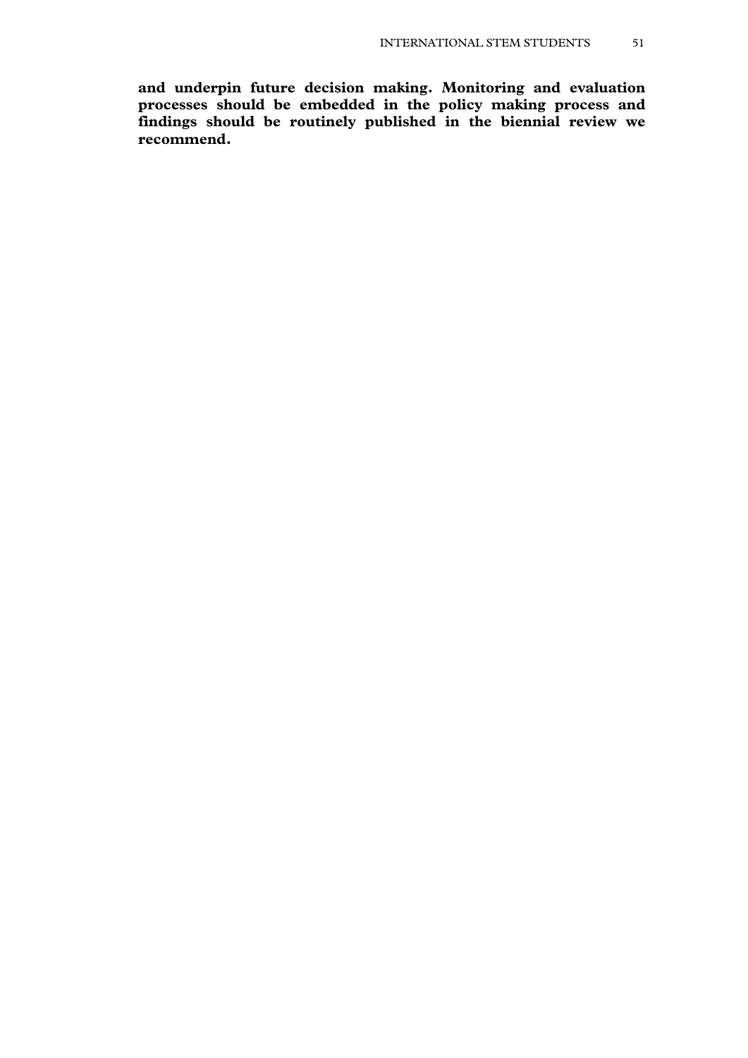**and underpin future decision making. Monitoring and evaluation processes should be embedded in the policy making process and findings should be routinely published in the biennial review we recommend.**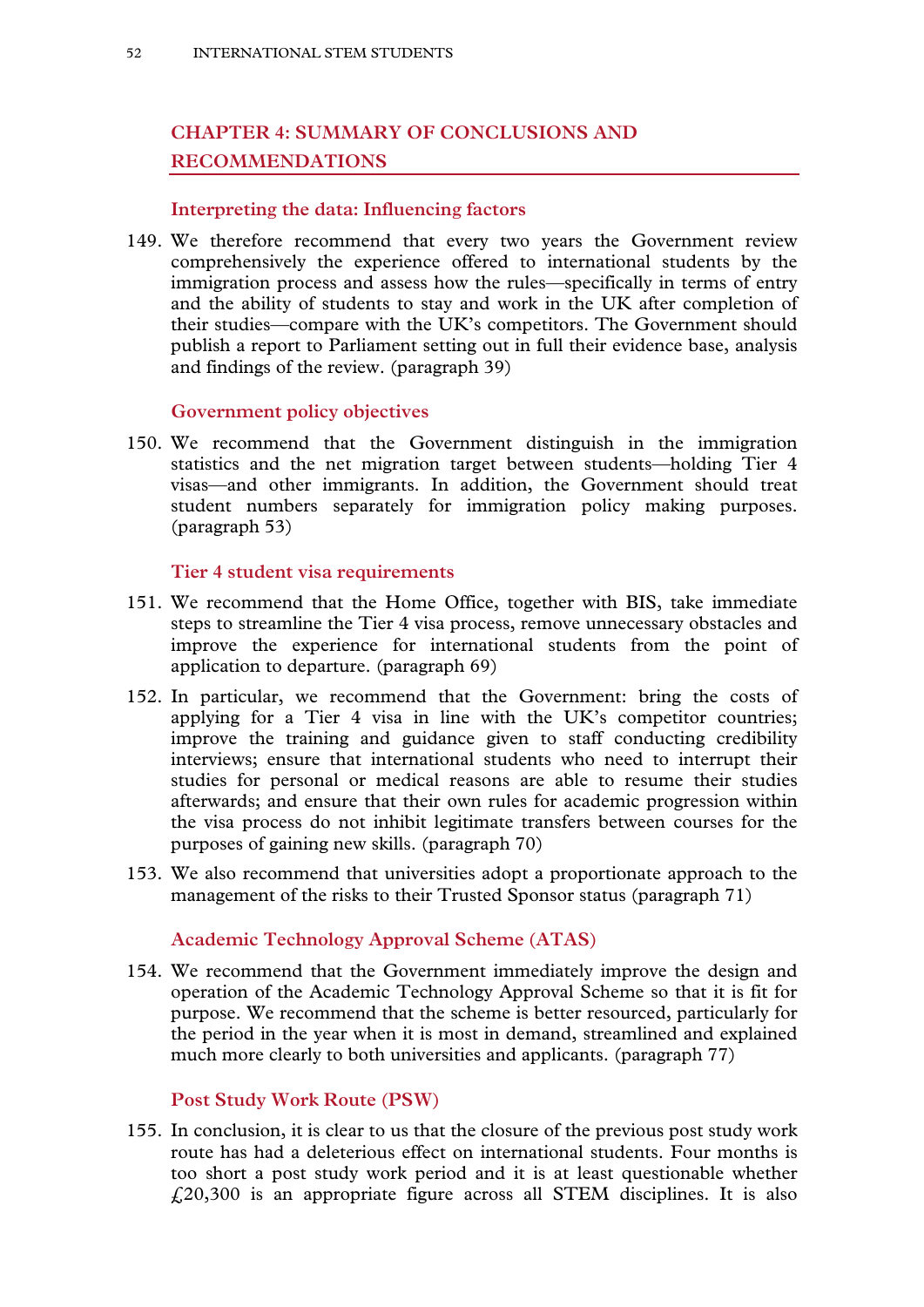# CHAPTER 4: SUMMARY OF CONCLUSIONS AND RECOMMENDATIONS

## Interpreting the data: Influencing factors

149. We therefore recommend that every two years the Government review comprehensively the experience offered to international students by the immigration process and assess how the rules—specifically in terms of entry and the ability of students to stay and work in the UK after completion of their studies—compare with the UK's competitors. The Government should publish a report to Parliament setting out in full their evidence base, analysis and findings of the review. (paragraph 39)

## Government policy objectives

150. We recommend that the Government distinguish in the immigration statistics and the net migration target between students—holding Tier 4 visas—and other immigrants. In addition, the Government should treat student numbers separately for immigration policy making purposes. (paragraph 53)

## Tier 4 student visa requirements

151. We recommend that the Home Office, together with BIS, take immediate steps to streamline the Tier 4 visa process, remove unnecessary obstacles and improve the experience for international students from the point of application to departure. (paragraph 69)

152. In particular, we recommend that the Government: bring the costs of applying for a Tier 4 visa in line with the UK's competitor countries; improve the training and guidance given to staff conducting credibility interviews; ensure that international students who need to interrupt their studies for personal or medical reasons are able to resume their studies afterwards; and ensure that their own rules for academic progression within the visa process do not inhibit legitimate transfers between courses for the purposes of gaining new skills. (paragraph 70)

153. We also recommend that universities adopt a proportionate approach to the management of the risks to their Trusted Sponsor status (paragraph 71)

## Academic Technology Approval Scheme (ATAS)

154. We recommend that the Government immediately improve the design and operation of the Academic Technology Approval Scheme so that it is fit for purpose. We recommend that the scheme is better resourced, particularly for the period in the year when it is most in demand, streamlined and explained much more clearly to both universities and applicants. (paragraph 77)

## Post Study Work Route (PSW)

155. In conclusion, it is clear to us that the closure of the previous post study work route has had a deleterious effect on international students. Four months is too short a post study work period and it is at least questionable whether £20,300 is an appropriate figure across all STEM disciplines. It is also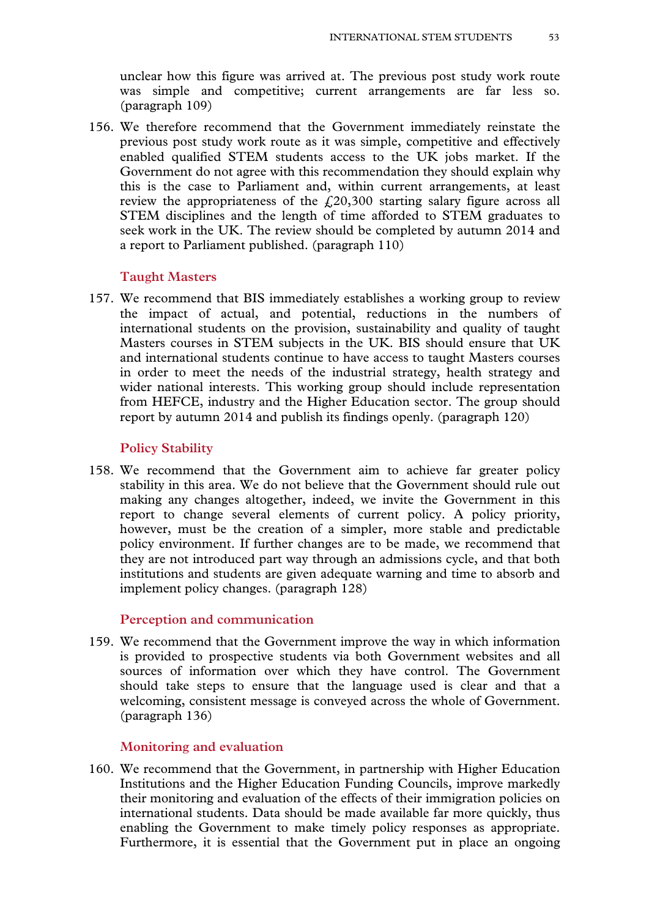unclear how this figure was arrived at. The previous post study work route was simple and competitive; current arrangements are far less so. (paragraph 109)

156. We therefore recommend that the Government immediately reinstate the previous post study work route as it was simple, competitive and effectively enabled qualified STEM students access to the UK jobs market. If the Government do not agree with this recommendation they should explain why this is the case to Parliament and, within current arrangements, at least review the appropriateness of the £20,300 starting salary figure across all STEM disciplines and the length of time afforded to STEM graduates to seek work in the UK. The review should be completed by autumn 2014 and a report to Parliament published. (paragraph 110)

### Taught Masters

157. We recommend that BIS immediately establishes a working group to review the impact of actual, and potential, reductions in the numbers of international students on the provision, sustainability and quality of taught Masters courses in STEM subjects in the UK. BIS should ensure that UK and international students continue to have access to taught Masters courses in order to meet the needs of the industrial strategy, health strategy and wider national interests. This working group should include representation from HEFCE, industry and the Higher Education sector. The group should report by autumn 2014 and publish its findings openly. (paragraph 120)

### Policy Stability

158. We recommend that the Government aim to achieve far greater policy stability in this area. We do not believe that the Government should rule out making any changes altogether, indeed, we invite the Government in this report to change several elements of current policy. A policy priority, however, must be the creation of a simpler, more stable and predictable policy environment. If further changes are to be made, we recommend that they are not introduced part way through an admissions cycle, and that both institutions and students are given adequate warning and time to absorb and implement policy changes. (paragraph 128)

### Perception and communication

159. We recommend that the Government improve the way in which information is provided to prospective students via both Government websites and all sources of information over which they have control. The Government should take steps to ensure that the language used is clear and that a welcoming, consistent message is conveyed across the whole of Government. (paragraph 136)

### Monitoring and evaluation

160. We recommend that the Government, in partnership with Higher Education Institutions and the Higher Education Funding Councils, improve markedly their monitoring and evaluation of the effects of their immigration policies on international students. Data should be made available far more quickly, thus enabling the Government to make timely policy responses as appropriate. Furthermore, it is essential that the Government put in place an ongoing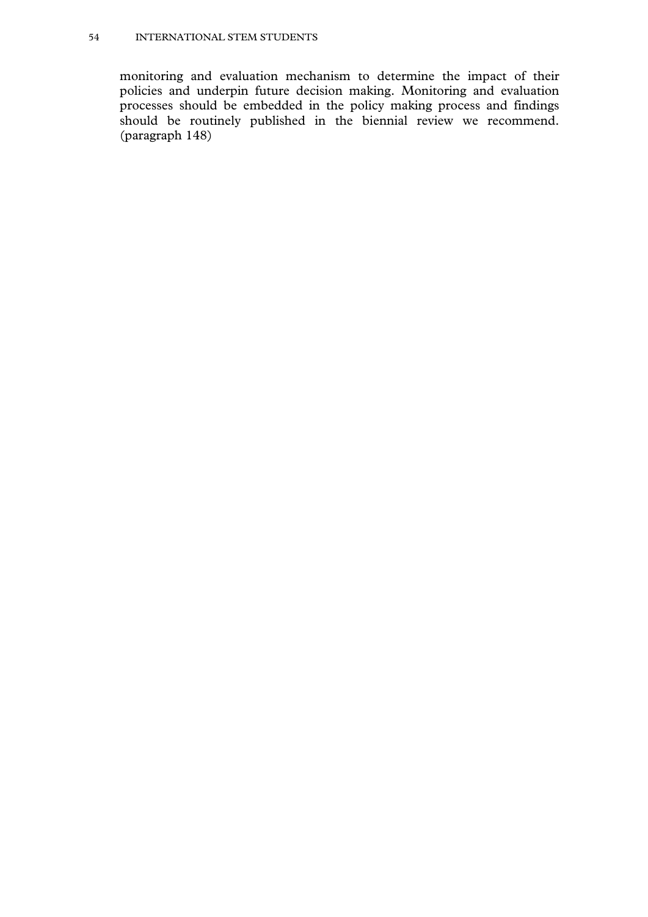monitoring and evaluation mechanism to determine the impact of their policies and underpin future decision making. Monitoring and evaluation processes should be embedded in the policy making process and findings should be routinely published in the biennial review we recommend. (paragraph 148)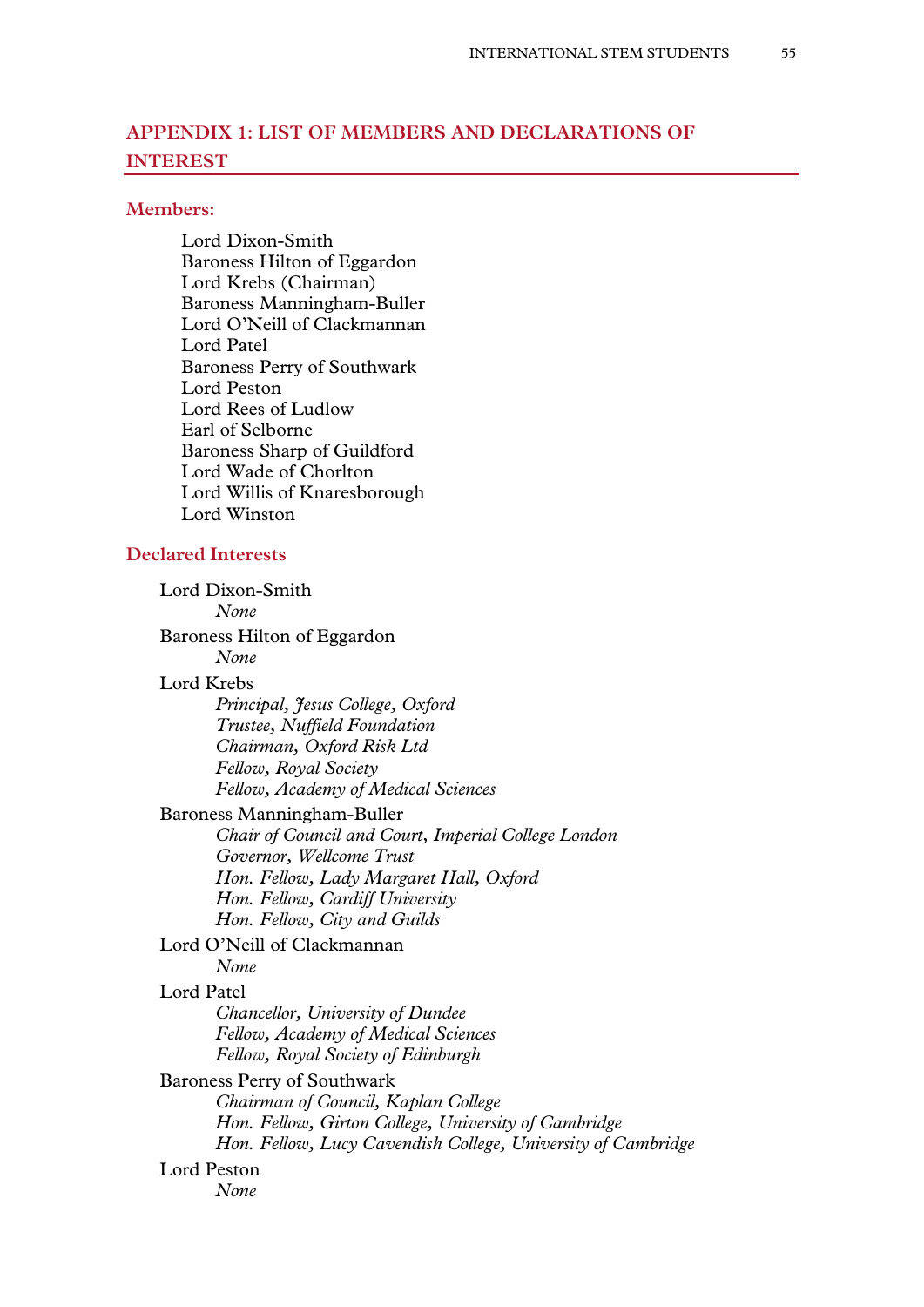## APPENDIX 1: LIST OF MEMBERS AND DECLARATIONS OF INTEREST

### Members:

Lord Dixon-Smith
Baroness Hilton of Eggardon
Lord Krebs (Chairman)
Baroness Manningham-Buller
Lord O'Neill of Clackmannan
Lord Patel
Baroness Perry of Southwark
Lord Peston
Lord Rees of Ludlow
Earl of Selborne
Baroness Sharp of Guildford
Lord Wade of Chorlton
Lord Willis of Knaresborough
Lord Winston

### Declared Interests

Lord Dixon-Smith
*None*

Baroness Hilton of Eggardon
*None*

Lord Krebs
*Principal, Jesus College, Oxford*
*Trustee, Nuffield Foundation*
*Chairman, Oxford Risk Ltd*
*Fellow, Royal Society*
*Fellow, Academy of Medical Sciences*

Baroness Manningham-Buller
*Chair of Council and Court, Imperial College London*
*Governor, Wellcome Trust*
*Hon. Fellow, Lady Margaret Hall, Oxford*
*Hon. Fellow, Cardiff University*
*Hon. Fellow, City and Guilds*

Lord O'Neill of Clackmannan
*None*

Lord Patel
*Chancellor, University of Dundee*
*Fellow, Academy of Medical Sciences*
*Fellow, Royal Society of Edinburgh*

Baroness Perry of Southwark
*Chairman of Council, Kaplan College*
*Hon. Fellow, Girton College, University of Cambridge*
*Hon. Fellow, Lucy Cavendish College, University of Cambridge*

Lord Peston
*None*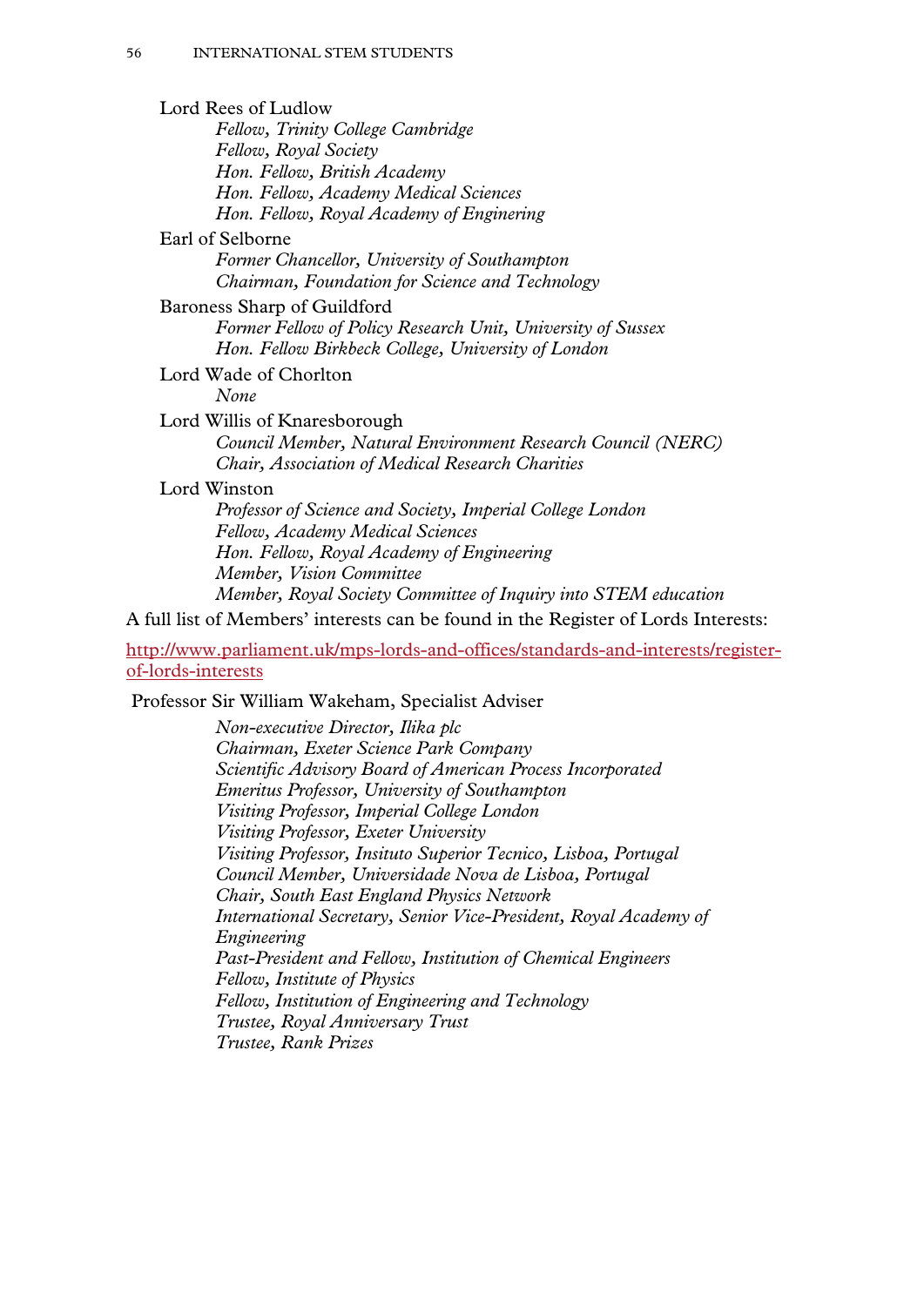Lord Rees of Ludlow

*Fellow, Trinity College Cambridge*
*Fellow, Royal Society*
*Hon. Fellow, British Academy*
*Hon. Fellow, Academy Medical Sciences*
*Hon. Fellow, Royal Academy of Enginering*

Earl of Selborne

*Former Chancellor, University of Southampton*
*Chairman, Foundation for Science and Technology*

Baroness Sharp of Guildford

*Former Fellow of Policy Research Unit, University of Sussex*
*Hon. Fellow Birkbeck College, University of London*

Lord Wade of Chorlton

*None*

Lord Willis of Knaresborough

*Council Member, Natural Environment Research Council (NERC)*
*Chair, Association of Medical Research Charities*

Lord Winston

*Professor of Science and Society, Imperial College London*
*Fellow, Academy Medical Sciences*
*Hon. Fellow, Royal Academy of Engineering*
*Member, Vision Committee*
*Member, Royal Society Committee of Inquiry into STEM education*

A full list of Members' interests can be found in the Register of Lords Interests:

http://www.parliament.uk/mps-lords-and-offices/standards-and-interests/register-of-lords-interests

Professor Sir William Wakeham, Specialist Adviser

*Non-executive Director, Ilika plc*
*Chairman, Exeter Science Park Company*
*Scientific Advisory Board of American Process Incorporated*
*Emeritus Professor, University of Southampton*
*Visiting Professor, Imperial College London*
*Visiting Professor, Exeter University*
*Visiting Professor, Insituto Superior Tecnico, Lisboa, Portugal*
*Council Member, Universidade Nova de Lisboa, Portugal*
*Chair, South East England Physics Network*
*International Secretary, Senior Vice-President, Royal Academy of Engineering*
*Past-President and Fellow, Institution of Chemical Engineers*
*Fellow, Institute of Physics*
*Fellow, Institution of Engineering and Technology*
*Trustee, Royal Anniversary Trust*
*Trustee, Rank Prizes*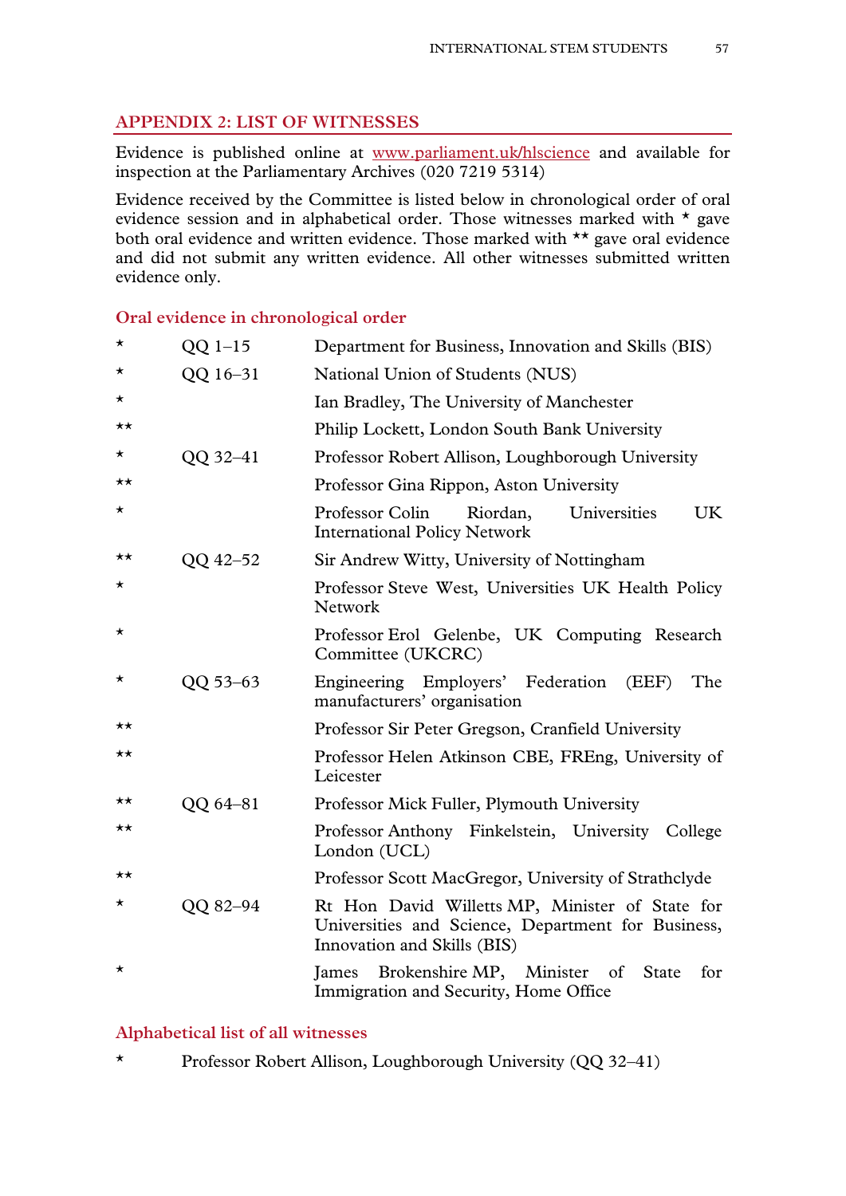## APPENDIX 2: LIST OF WITNESSES

Evidence is published online at www.parliament.uk/hlscience and available for inspection at the Parliamentary Archives (020 7219 5314)

Evidence received by the Committee is listed below in chronological order of oral evidence session and in alphabetical order. Those witnesses marked with * gave both oral evidence and written evidence. Those marked with ** gave oral evidence and did not submit any written evidence. All other witnesses submitted written evidence only.

### Oral evidence in chronological order

| | | |
|---|---|---|
| * | QQ 1–15 | Department for Business, Innovation and Skills (BIS) |
| * | QQ 16–31 | National Union of Students (NUS) |
| * | | Ian Bradley, The University of Manchester |
| ** | | Philip Lockett, London South Bank University |
| * | QQ 32–41 | Professor Robert Allison, Loughborough University |
| ** | | Professor Gina Rippon, Aston University |
| * | | Professor Colin Riordan, Universities UK International Policy Network |
| ** | QQ 42–52 | Sir Andrew Witty, University of Nottingham |
| * | | Professor Steve West, Universities UK Health Policy Network |
| * | | Professor Erol Gelenbe, UK Computing Research Committee (UKCRC) |
| * | QQ 53–63 | Engineering Employers' Federation (EEF) The manufacturers' organisation |
| ** | | Professor Sir Peter Gregson, Cranfield University |
| ** | | Professor Helen Atkinson CBE, FREng, University of Leicester |
| ** | QQ 64–81 | Professor Mick Fuller, Plymouth University |
| ** | | Professor Anthony Finkelstein, University College London (UCL) |
| ** | | Professor Scott MacGregor, University of Strathclyde |
| * | QQ 82–94 | Rt Hon David Willetts MP, Minister of State for Universities and Science, Department for Business, Innovation and Skills (BIS) |
| * | | James Brokenshire MP, Minister of State for Immigration and Security, Home Office |

### Alphabetical list of all witnesses

| | |
|---|---|
| * | Professor Robert Allison, Loughborough University (QQ 32–41) |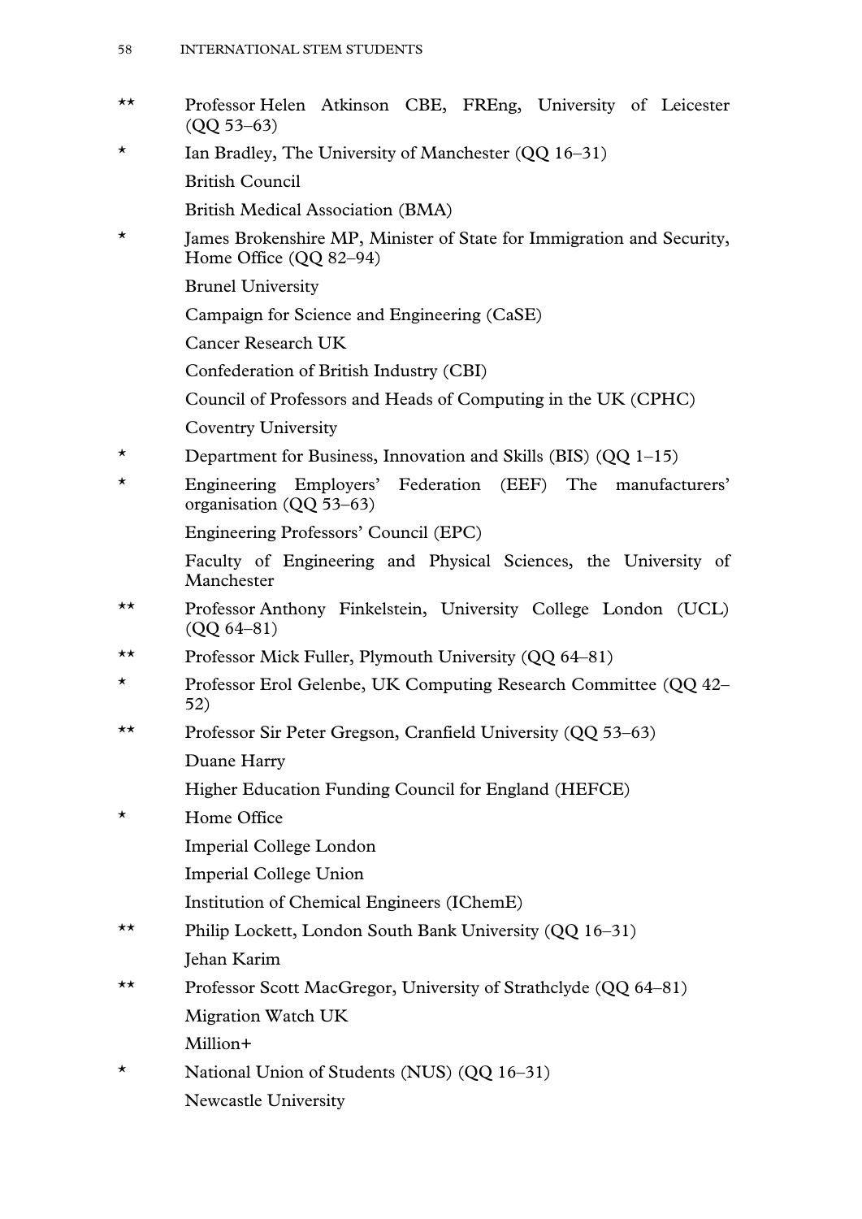** Professor Helen Atkinson CBE, FREng, University of Leicester (QQ 53–63)

\* Ian Bradley, The University of Manchester (QQ 16–31)

British Council

British Medical Association (BMA)

\* James Brokenshire MP, Minister of State for Immigration and Security, Home Office (QQ 82–94)

Brunel University

Campaign for Science and Engineering (CaSE)

Cancer Research UK

Confederation of British Industry (CBI)

Council of Professors and Heads of Computing in the UK (CPHC)

Coventry University

\* Department for Business, Innovation and Skills (BIS) (QQ 1–15)

\* Engineering Employers' Federation (EEF) The manufacturers' organisation (QQ 53–63)

Engineering Professors' Council (EPC)

Faculty of Engineering and Physical Sciences, the University of Manchester

** Professor Anthony Finkelstein, University College London (UCL) (QQ 64–81)

** Professor Mick Fuller, Plymouth University (QQ 64–81)

\* Professor Erol Gelenbe, UK Computing Research Committee (QQ 42–52)

** Professor Sir Peter Gregson, Cranfield University (QQ 53–63)

Duane Harry

Higher Education Funding Council for England (HEFCE)

\* Home Office

Imperial College London

Imperial College Union

Institution of Chemical Engineers (IChemE)

** Philip Lockett, London South Bank University (QQ 16–31)

Jehan Karim

** Professor Scott MacGregor, University of Strathclyde (QQ 64–81)

Migration Watch UK

Million+

\* National Union of Students (NUS) (QQ 16–31)

Newcastle University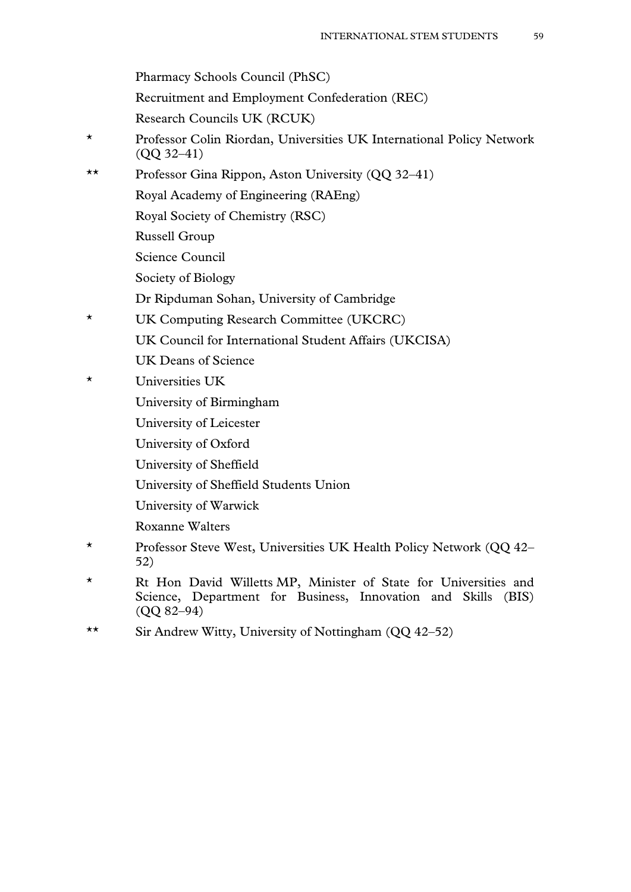Pharmacy Schools Council (PhSC)

Recruitment and Employment Confederation (REC)

Research Councils UK (RCUK)

* Professor Colin Riordan, Universities UK International Policy Network (QQ 32–41)

** Professor Gina Rippon, Aston University (QQ 32–41)

Royal Academy of Engineering (RAEng)

Royal Society of Chemistry (RSC)

Russell Group

Science Council

Society of Biology

Dr Ripduman Sohan, University of Cambridge

* UK Computing Research Committee (UKCRC)

UK Council for International Student Affairs (UKCISA)

UK Deans of Science

* Universities UK

University of Birmingham

University of Leicester

University of Oxford

University of Sheffield

University of Sheffield Students Union

University of Warwick

Roxanne Walters

* Professor Steve West, Universities UK Health Policy Network (QQ 42–52)

* Rt Hon David Willetts MP, Minister of State for Universities and Science, Department for Business, Innovation and Skills (BIS) (QQ 82–94)

** Sir Andrew Witty, University of Nottingham (QQ 42–52)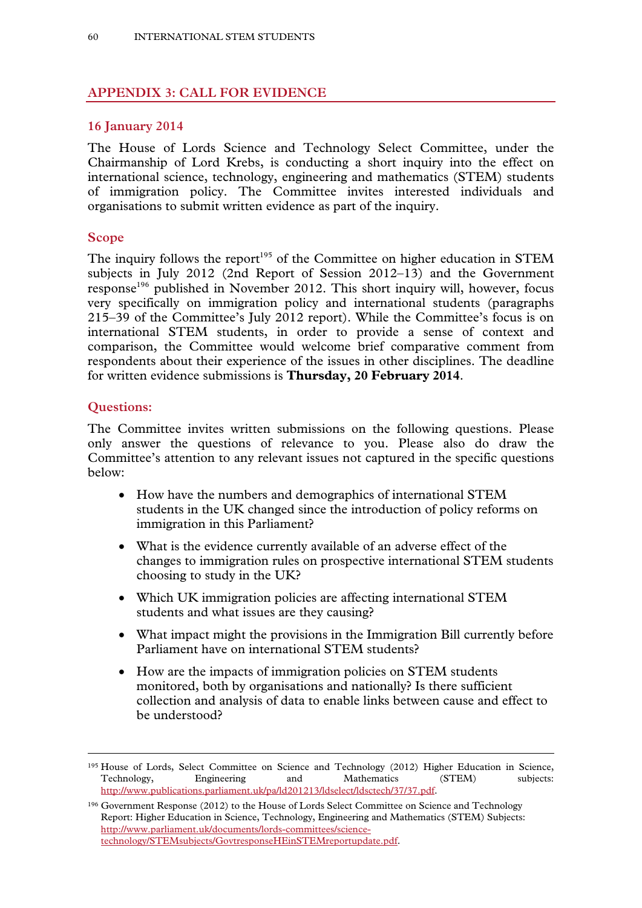## APPENDIX 3: CALL FOR EVIDENCE

### 16 January 2014

The House of Lords Science and Technology Select Committee, under the Chairmanship of Lord Krebs, is conducting a short inquiry into the effect on international science, technology, engineering and mathematics (STEM) students of immigration policy. The Committee invites interested individuals and organisations to submit written evidence as part of the inquiry.

### Scope

The inquiry follows the report[195] of the Committee on higher education in STEM subjects in July 2012 (2nd Report of Session 2012–13) and the Government response[196] published in November 2012. This short inquiry will, however, focus very specifically on immigration policy and international students (paragraphs 215–39 of the Committee's July 2012 report). While the Committee's focus is on international STEM students, in order to provide a sense of context and comparison, the Committee would welcome brief comparative comment from respondents about their experience of the issues in other disciplines. The deadline for written evidence submissions is **Thursday, 20 February 2014**.

### Questions:

The Committee invites written submissions on the following questions. Please only answer the questions of relevance to you. Please also do draw the Committee's attention to any relevant issues not captured in the specific questions below:

- How have the numbers and demographics of international STEM students in the UK changed since the introduction of policy reforms on immigration in this Parliament?
- What is the evidence currently available of an adverse effect of the changes to immigration rules on prospective international STEM students choosing to study in the UK?
- Which UK immigration policies are affecting international STEM students and what issues are they causing?
- What impact might the provisions in the Immigration Bill currently before Parliament have on international STEM students?
- How are the impacts of immigration policies on STEM students monitored, both by organisations and nationally? Is there sufficient collection and analysis of data to enable links between cause and effect to be understood?

---

[195] House of Lords, Select Committee on Science and Technology (2012) Higher Education in Science, Technology, Engineering and Mathematics (STEM) subjects: http://www.publications.parliament.uk/pa/ld201213/ldselect/ldsctech/37/37.pdf.

[196] Government Response (2012) to the House of Lords Select Committee on Science and Technology Report: Higher Education in Science, Technology, Engineering and Mathematics (STEM) Subjects: http://www.parliament.uk/documents/lords-committees/science-technology/STEMsubjects/GovtresponseHEinSTEMreportupdate.pdf.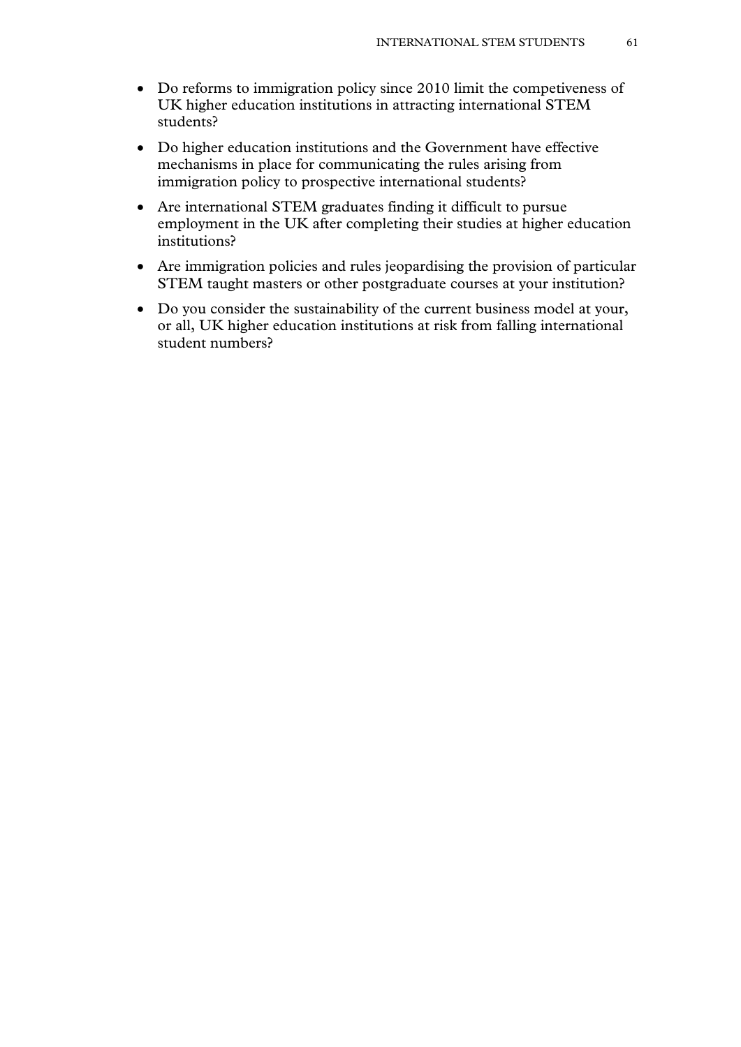- Do reforms to immigration policy since 2010 limit the competiveness of UK higher education institutions in attracting international STEM students?
- Do higher education institutions and the Government have effective mechanisms in place for communicating the rules arising from immigration policy to prospective international students?
- Are international STEM graduates finding it difficult to pursue employment in the UK after completing their studies at higher education institutions?
- Are immigration policies and rules jeopardising the provision of particular STEM taught masters or other postgraduate courses at your institution?
- Do you consider the sustainability of the current business model at your, or all, UK higher education institutions at risk from falling international student numbers?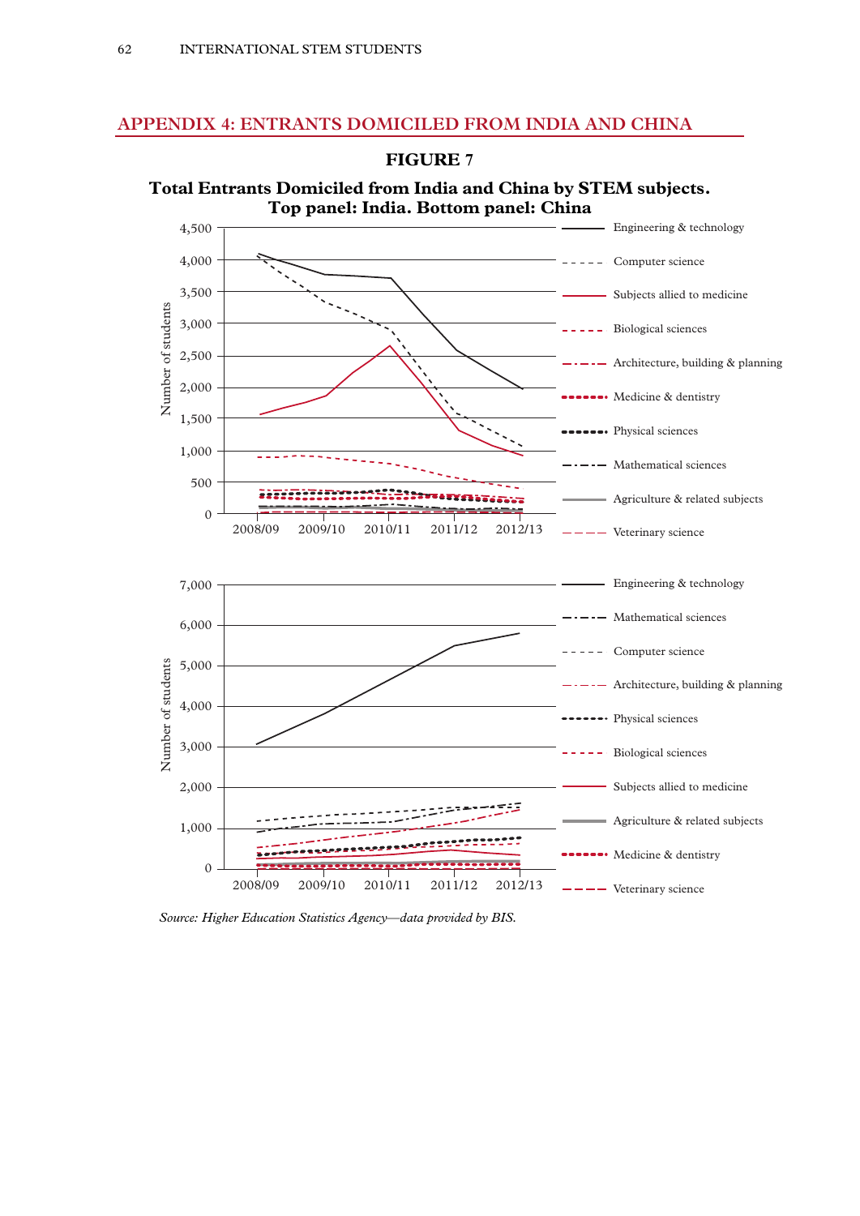## APPENDIX 4: ENTRANTS DOMICILED FROM INDIA AND CHINA

**FIGURE 7**

**Total Entrants Domiciled from India and China by STEM subjects. Top panel: India. Bottom panel: China**

*Source: Higher Education Statistics Agency—data provided by BIS.*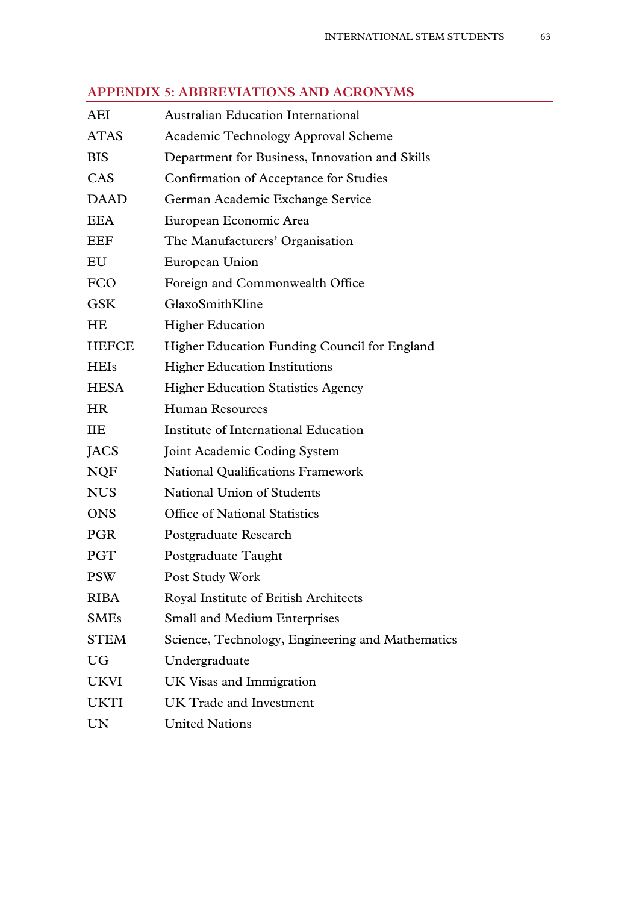## APPENDIX 5: ABBREVIATIONS AND ACRONYMS

| | |
|---|---|
| AEI | Australian Education International |
| ATAS | Academic Technology Approval Scheme |
| BIS | Department for Business, Innovation and Skills |
| CAS | Confirmation of Acceptance for Studies |
| DAAD | German Academic Exchange Service |
| EEA | European Economic Area |
| EEF | The Manufacturers' Organisation |
| EU | European Union |
| FCO | Foreign and Commonwealth Office |
| GSK | GlaxoSmithKline |
| HE | Higher Education |
| HEFCE | Higher Education Funding Council for England |
| HEIs | Higher Education Institutions |
| HESA | Higher Education Statistics Agency |
| HR | Human Resources |
| IIE | Institute of International Education |
| JACS | Joint Academic Coding System |
| NQF | National Qualifications Framework |
| NUS | National Union of Students |
| ONS | Office of National Statistics |
| PGR | Postgraduate Research |
| PGT | Postgraduate Taught |
| PSW | Post Study Work |
| RIBA | Royal Institute of British Architects |
| SMEs | Small and Medium Enterprises |
| STEM | Science, Technology, Engineering and Mathematics |
| UG | Undergraduate |
| UKVI | UK Visas and Immigration |
| UKTI | UK Trade and Investment |
| UN | United Nations |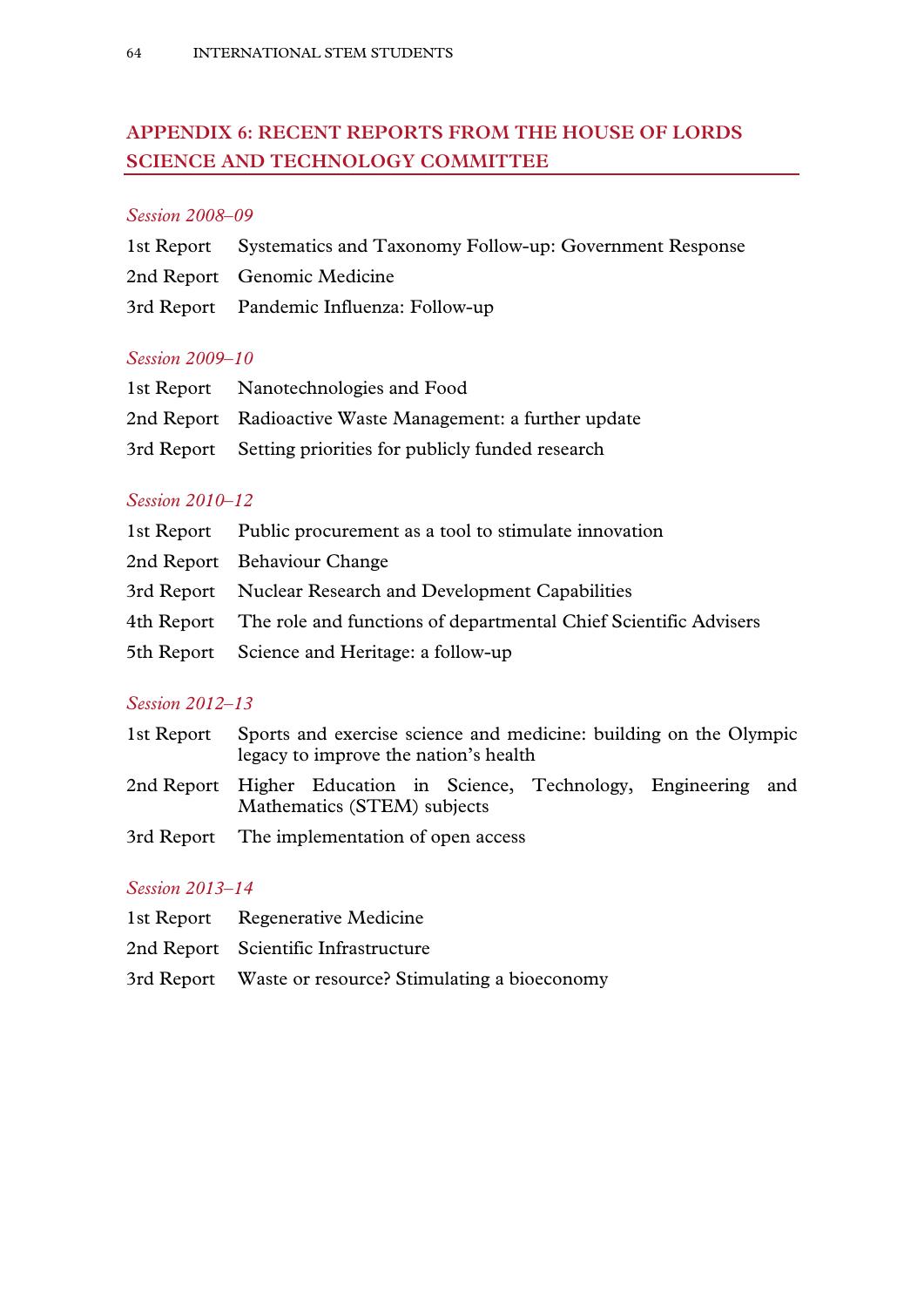## APPENDIX 6: RECENT REPORTS FROM THE HOUSE OF LORDS SCIENCE AND TECHNOLOGY COMMITTEE

*Session 2008–09*

1st Report Systematics and Taxonomy Follow-up: Government Response

2nd Report Genomic Medicine

3rd Report Pandemic Influenza: Follow-up

*Session 2009–10*

1st Report Nanotechnologies and Food

2nd Report Radioactive Waste Management: a further update

3rd Report Setting priorities for publicly funded research

*Session 2010–12*

1st Report Public procurement as a tool to stimulate innovation

2nd Report Behaviour Change

3rd Report Nuclear Research and Development Capabilities

4th Report The role and functions of departmental Chief Scientific Advisers

5th Report Science and Heritage: a follow-up

*Session 2012–13*

1st Report Sports and exercise science and medicine: building on the Olympic legacy to improve the nation's health

2nd Report Higher Education in Science, Technology, Engineering and Mathematics (STEM) subjects

3rd Report The implementation of open access

*Session 2013–14*

1st Report Regenerative Medicine

2nd Report Scientific Infrastructure

3rd Report Waste or resource? Stimulating a bioeconomy